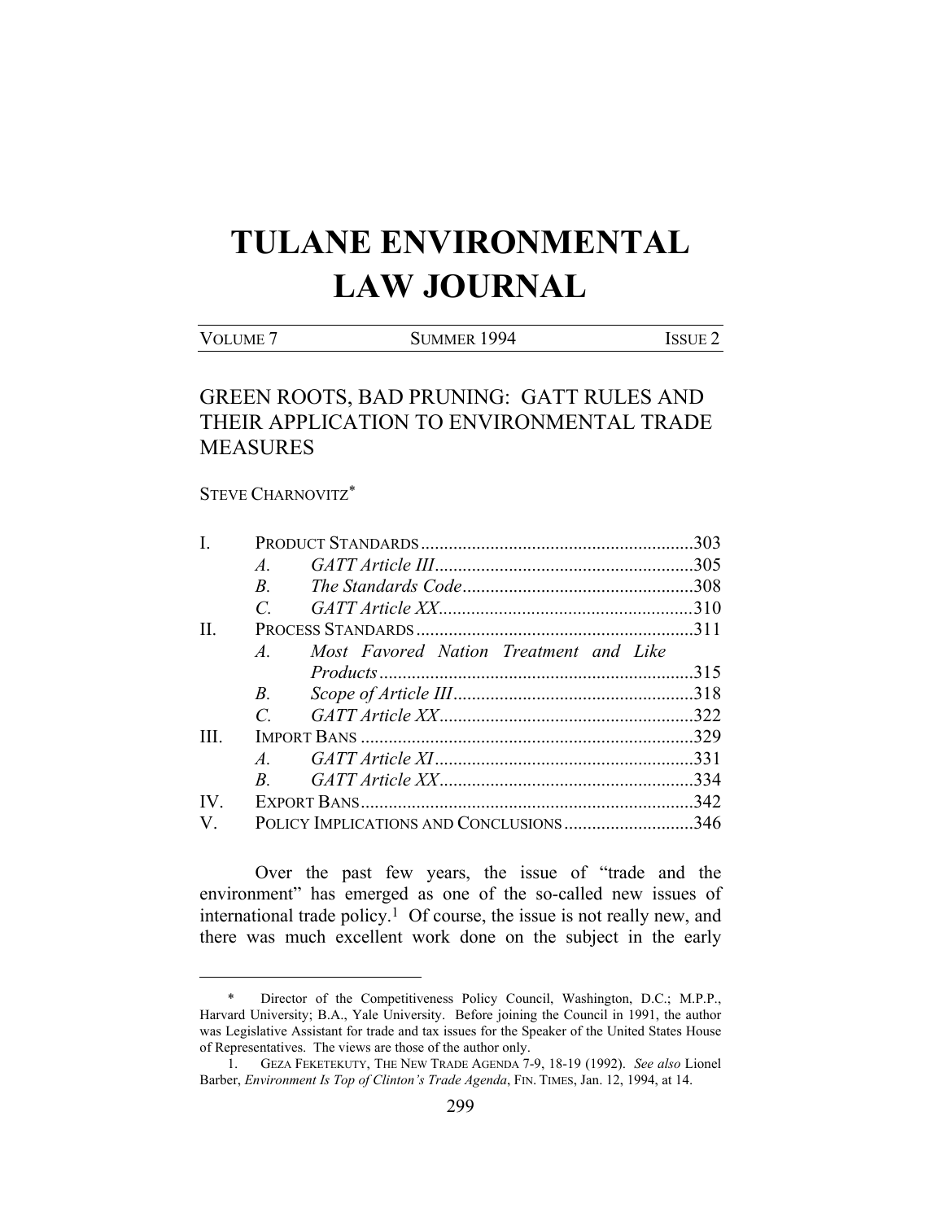# TULANE ENVIRONMENTAL LAW JOURNAL

| VOLUME 7 | SUMMER 1994 | ISSUE 2 |
|---|---|---|

## GREEN ROOTS, BAD PRUNING: GATT RULES AND THEIR APPLICATION TO ENVIRONMENTAL TRADE MEASURES

STEVE CHARNOVITZ*

| | | | |
|---|---|---|---|
| I. | PRODUCT STANDARDS | | 303 |
| | *A.* | *GATT Article III* | 305 |
| | *B.* | *The Standards Code* | 308 |
| | *C.* | *GATT Article XX* | 310 |
| II. | PROCESS STANDARDS | | 311 |
| | *A.* | *Most Favored Nation Treatment and Like Products* | 315 |
| | *B.* | *Scope of Article III* | 318 |
| | *C.* | *GATT Article XX* | 322 |
| III. | IMPORT BANS | | 329 |
| | *A.* | *GATT Article XI* | 331 |
| | *B.* | *GATT Article XX* | 334 |
| IV. | EXPORT BANS | | 342 |
| V. | POLICY IMPLICATIONS AND CONCLUSIONS | | 346 |

Over the past few years, the issue of "trade and the environment" has emerged as one of the so-called new issues of international trade policy.[1] Of course, the issue is not really new, and there was much excellent work done on the subject in the early

---

\* Director of the Competitiveness Policy Council, Washington, D.C.; M.P.P., Harvard University; B.A., Yale University. Before joining the Council in 1991, the author was Legislative Assistant for trade and tax issues for the Speaker of the United States House of Representatives. The views are those of the author only.

1. GEZA FEKETEKUTY, THE NEW TRADE AGENDA 7-9, 18-19 (1992). *See also* Lionel Barber, *Environment Is Top of Clinton's Trade Agenda*, FIN. TIMES, Jan. 12, 1994, at 14.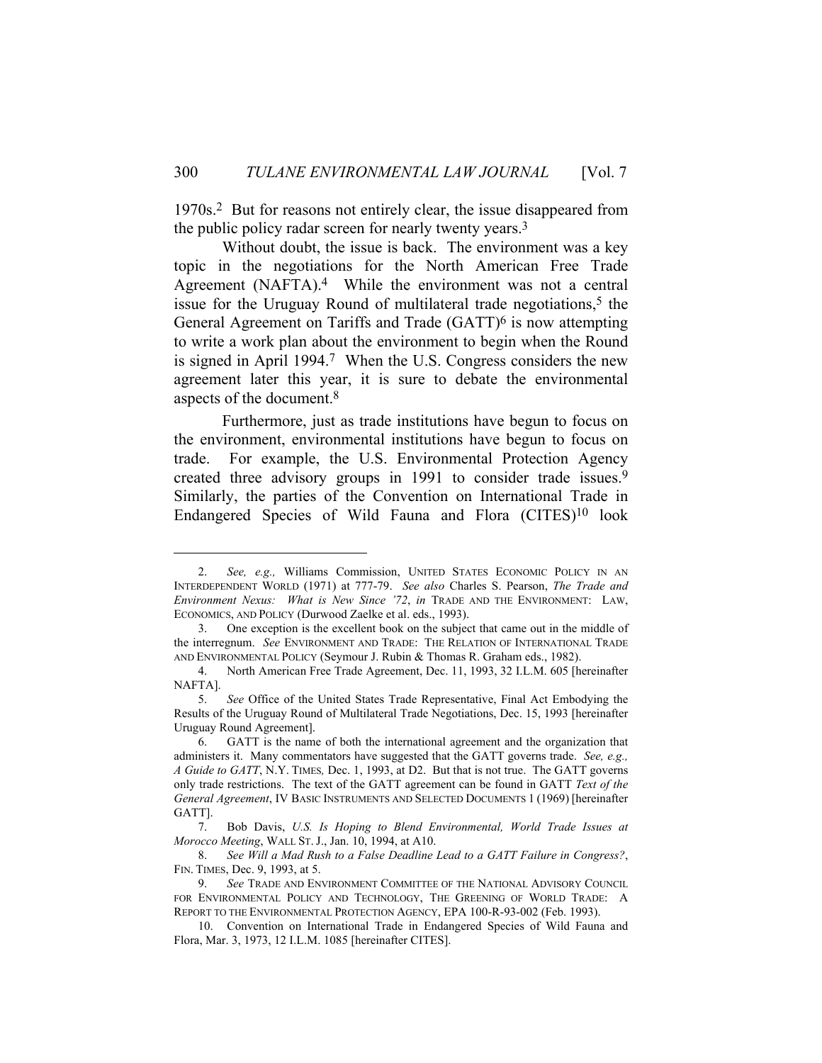1970s.[2] But for reasons not entirely clear, the issue disappeared from the public policy radar screen for nearly twenty years.[3]

Without doubt, the issue is back. The environment was a key topic in the negotiations for the North American Free Trade Agreement (NAFTA).[4] While the environment was not a central issue for the Uruguay Round of multilateral trade negotiations,[5] the General Agreement on Tariffs and Trade (GATT)[6] is now attempting to write a work plan about the environment to begin when the Round is signed in April 1994.[7] When the U.S. Congress considers the new agreement later this year, it is sure to debate the environmental aspects of the document.[8]

Furthermore, just as trade institutions have begun to focus on the environment, environmental institutions have begun to focus on trade. For example, the U.S. Environmental Protection Agency created three advisory groups in 1991 to consider trade issues.[9] Similarly, the parties of the Convention on International Trade in Endangered Species of Wild Fauna and Flora (CITES)[10] look

---

2. *See, e.g.,* Williams Commission, UNITED STATES ECONOMIC POLICY IN AN INTERDEPENDENT WORLD (1971) at 777-79. *See also* Charles S. Pearson, *The Trade and Environment Nexus: What is New Since '72*, *in* TRADE AND THE ENVIRONMENT: LAW, ECONOMICS, AND POLICY (Durwood Zaelke et al. eds., 1993).

3. One exception is the excellent book on the subject that came out in the middle of the interregnum. *See* ENVIRONMENT AND TRADE: THE RELATION OF INTERNATIONAL TRADE AND ENVIRONMENTAL POLICY (Seymour J. Rubin & Thomas R. Graham eds., 1982).

4. North American Free Trade Agreement, Dec. 11, 1993, 32 I.L.M. 605 [hereinafter NAFTA].

5. *See* Office of the United States Trade Representative, Final Act Embodying the Results of the Uruguay Round of Multilateral Trade Negotiations, Dec. 15, 1993 [hereinafter Uruguay Round Agreement].

6. GATT is the name of both the international agreement and the organization that administers it. Many commentators have suggested that the GATT governs trade. *See, e.g., A Guide to GATT*, N.Y. TIMES, Dec. 1, 1993, at D2. But that is not true. The GATT governs only trade restrictions. The text of the GATT agreement can be found in GATT *Text of the General Agreement*, IV BASIC INSTRUMENTS AND SELECTED DOCUMENTS 1 (1969) [hereinafter GATT].

7. Bob Davis, *U.S. Is Hoping to Blend Environmental, World Trade Issues at Morocco Meeting*, WALL ST. J., Jan. 10, 1994, at A10.

8. *See Will a Mad Rush to a False Deadline Lead to a GATT Failure in Congress?*, FIN. TIMES, Dec. 9, 1993, at 5.

9. *See* TRADE AND ENVIRONMENT COMMITTEE OF THE NATIONAL ADVISORY COUNCIL FOR ENVIRONMENTAL POLICY AND TECHNOLOGY, THE GREENING OF WORLD TRADE: A REPORT TO THE ENVIRONMENTAL PROTECTION AGENCY, EPA 100-R-93-002 (Feb. 1993).

10. Convention on International Trade in Endangered Species of Wild Fauna and Flora, Mar. 3, 1973, 12 I.L.M. 1085 [hereinafter CITES].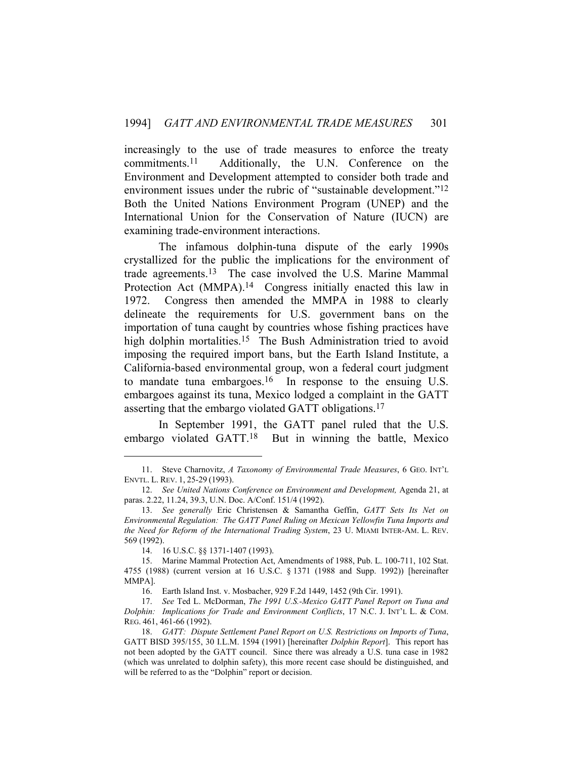increasingly to the use of trade measures to enforce the treaty commitments.[11] Additionally, the U.N. Conference on the Environment and Development attempted to consider both trade and environment issues under the rubric of "sustainable development."[12] Both the United Nations Environment Program (UNEP) and the International Union for the Conservation of Nature (IUCN) are examining trade-environment interactions.

The infamous dolphin-tuna dispute of the early 1990s crystallized for the public the implications for the environment of trade agreements.[13] The case involved the U.S. Marine Mammal Protection Act (MMPA).[14] Congress initially enacted this law in 1972. Congress then amended the MMPA in 1988 to clearly delineate the requirements for U.S. government bans on the importation of tuna caught by countries whose fishing practices have high dolphin mortalities.[15] The Bush Administration tried to avoid imposing the required import bans, but the Earth Island Institute, a California-based environmental group, won a federal court judgment to mandate tuna embargoes.[16] In response to the ensuing U.S. embargoes against its tuna, Mexico lodged a complaint in the GATT asserting that the embargo violated GATT obligations.[17]

In September 1991, the GATT panel ruled that the U.S. embargo violated GATT.[18] But in winning the battle, Mexico

---

11. Steve Charnovitz, *A Taxonomy of Environmental Trade Measures*, 6 GEO. INT'L ENVTL. L. REV. 1, 25-29 (1993).

12. *See United Nations Conference on Environment and Development,* Agenda 21, at paras. 2.22, 11.24, 39.3, U.N. Doc. A/Conf. 151/4 (1992).

13. *See generally* Eric Christensen & Samantha Geffin, *GATT Sets Its Net on Environmental Regulation: The GATT Panel Ruling on Mexican Yellowfin Tuna Imports and the Need for Reform of the International Trading System*, 23 U. MIAMI INTER-AM. L. REV. 569 (1992).

14. 16 U.S.C. §§ 1371-1407 (1993).

15. Marine Mammal Protection Act, Amendments of 1988, Pub. L. 100-711, 102 Stat. 4755 (1988) (current version at 16 U.S.C. § 1371 (1988 and Supp. 1992)) [hereinafter MMPA].

16. Earth Island Inst. v. Mosbacher, 929 F.2d 1449, 1452 (9th Cir. 1991).

17. *See* Ted L. McDorman, *The 1991 U.S.-Mexico GATT Panel Report on Tuna and Dolphin: Implications for Trade and Environment Conflicts*, 17 N.C. J. INT'L L. & COM. REG. 461, 461-66 (1992).

18. *GATT: Dispute Settlement Panel Report on U.S. Restrictions on Imports of Tuna*, GATT BISD 39S/155, 30 I.L.M. 1594 (1991) [hereinafter *Dolphin Report*]. This report has not been adopted by the GATT council. Since there was already a U.S. tuna case in 1982 (which was unrelated to dolphin safety), this more recent case should be distinguished, and will be referred to as the "Dolphin" report or decision.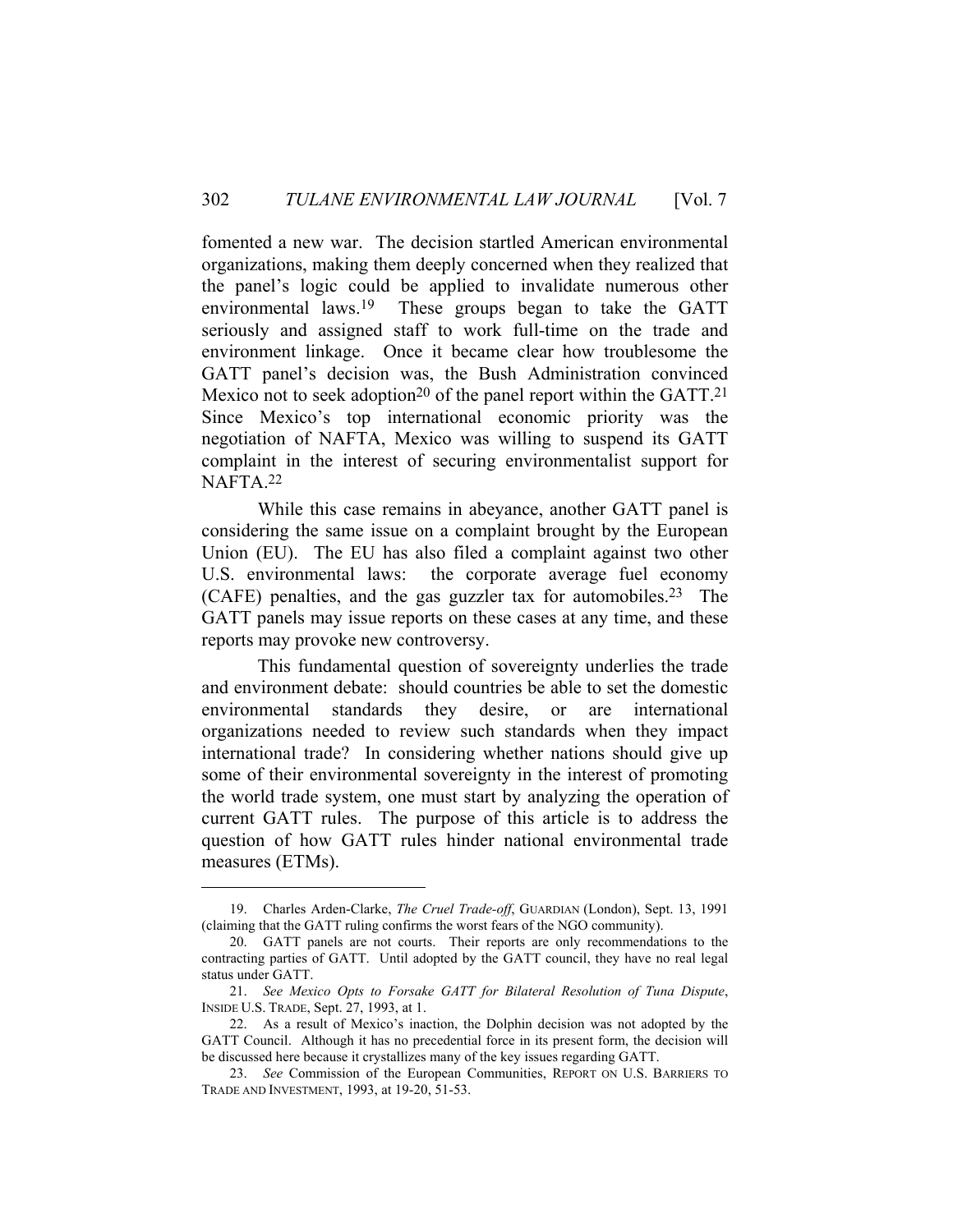fomented a new war. The decision startled American environmental organizations, making them deeply concerned when they realized that the panel's logic could be applied to invalidate numerous other environmental laws.[19] These groups began to take the GATT seriously and assigned staff to work full-time on the trade and environment linkage. Once it became clear how troublesome the GATT panel's decision was, the Bush Administration convinced Mexico not to seek adoption[20] of the panel report within the GATT.[21] Since Mexico's top international economic priority was the negotiation of NAFTA, Mexico was willing to suspend its GATT complaint in the interest of securing environmentalist support for NAFTA.[22]

While this case remains in abeyance, another GATT panel is considering the same issue on a complaint brought by the European Union (EU). The EU has also filed a complaint against two other U.S. environmental laws: the corporate average fuel economy (CAFE) penalties, and the gas guzzler tax for automobiles.[23] The GATT panels may issue reports on these cases at any time, and these reports may provoke new controversy.

This fundamental question of sovereignty underlies the trade and environment debate: should countries be able to set the domestic environmental standards they desire, or are international organizations needed to review such standards when they impact international trade? In considering whether nations should give up some of their environmental sovereignty in the interest of promoting the world trade system, one must start by analyzing the operation of current GATT rules. The purpose of this article is to address the question of how GATT rules hinder national environmental trade measures (ETMs).

---

19. Charles Arden-Clarke, *The Cruel Trade-off*, GUARDIAN (London), Sept. 13, 1991 (claiming that the GATT ruling confirms the worst fears of the NGO community).

20. GATT panels are not courts. Their reports are only recommendations to the contracting parties of GATT. Until adopted by the GATT council, they have no real legal status under GATT.

21. *See Mexico Opts to Forsake GATT for Bilateral Resolution of Tuna Dispute*, INSIDE U.S. TRADE, Sept. 27, 1993, at 1.

22. As a result of Mexico's inaction, the Dolphin decision was not adopted by the GATT Council. Although it has no precedential force in its present form, the decision will be discussed here because it crystallizes many of the key issues regarding GATT.

23. *See* Commission of the European Communities, REPORT ON U.S. BARRIERS TO TRADE AND INVESTMENT, 1993, at 19-20, 51-53.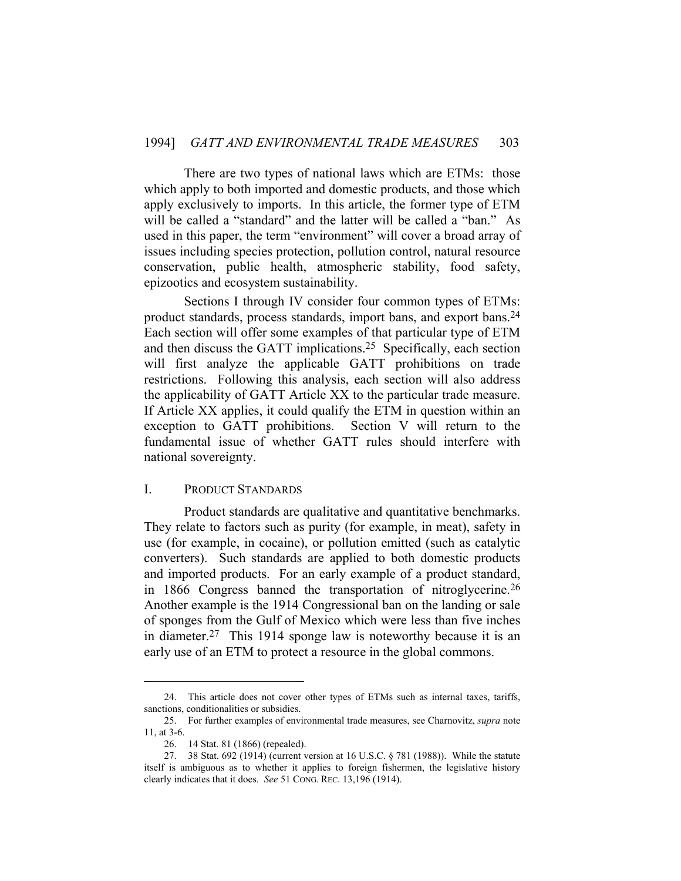There are two types of national laws which are ETMs: those which apply to both imported and domestic products, and those which apply exclusively to imports. In this article, the former type of ETM will be called a "standard" and the latter will be called a "ban." As used in this paper, the term "environment" will cover a broad array of issues including species protection, pollution control, natural resource conservation, public health, atmospheric stability, food safety, epizootics and ecosystem sustainability.

Sections I through IV consider four common types of ETMs: product standards, process standards, import bans, and export bans.[24] Each section will offer some examples of that particular type of ETM and then discuss the GATT implications.[25] Specifically, each section will first analyze the applicable GATT prohibitions on trade restrictions. Following this analysis, each section will also address the applicability of GATT Article XX to the particular trade measure. If Article XX applies, it could qualify the ETM in question within an exception to GATT prohibitions. Section V will return to the fundamental issue of whether GATT rules should interfere with national sovereignty.

## I. PRODUCT STANDARDS

Product standards are qualitative and quantitative benchmarks. They relate to factors such as purity (for example, in meat), safety in use (for example, in cocaine), or pollution emitted (such as catalytic converters). Such standards are applied to both domestic products and imported products. For an early example of a product standard, in 1866 Congress banned the transportation of nitroglycerine.[26] Another example is the 1914 Congressional ban on the landing or sale of sponges from the Gulf of Mexico which were less than five inches in diameter.[27] This 1914 sponge law is noteworthy because it is an early use of an ETM to protect a resource in the global commons.

---

24. This article does not cover other types of ETMs such as internal taxes, tariffs, sanctions, conditionalities or subsidies.

25. For further examples of environmental trade measures, see Charnovitz, *supra* note 11, at 3-6.

26. 14 Stat. 81 (1866) (repealed).

27. 38 Stat. 692 (1914) (current version at 16 U.S.C. § 781 (1988)). While the statute itself is ambiguous as to whether it applies to foreign fishermen, the legislative history clearly indicates that it does. *See* 51 CONG. REC. 13,196 (1914).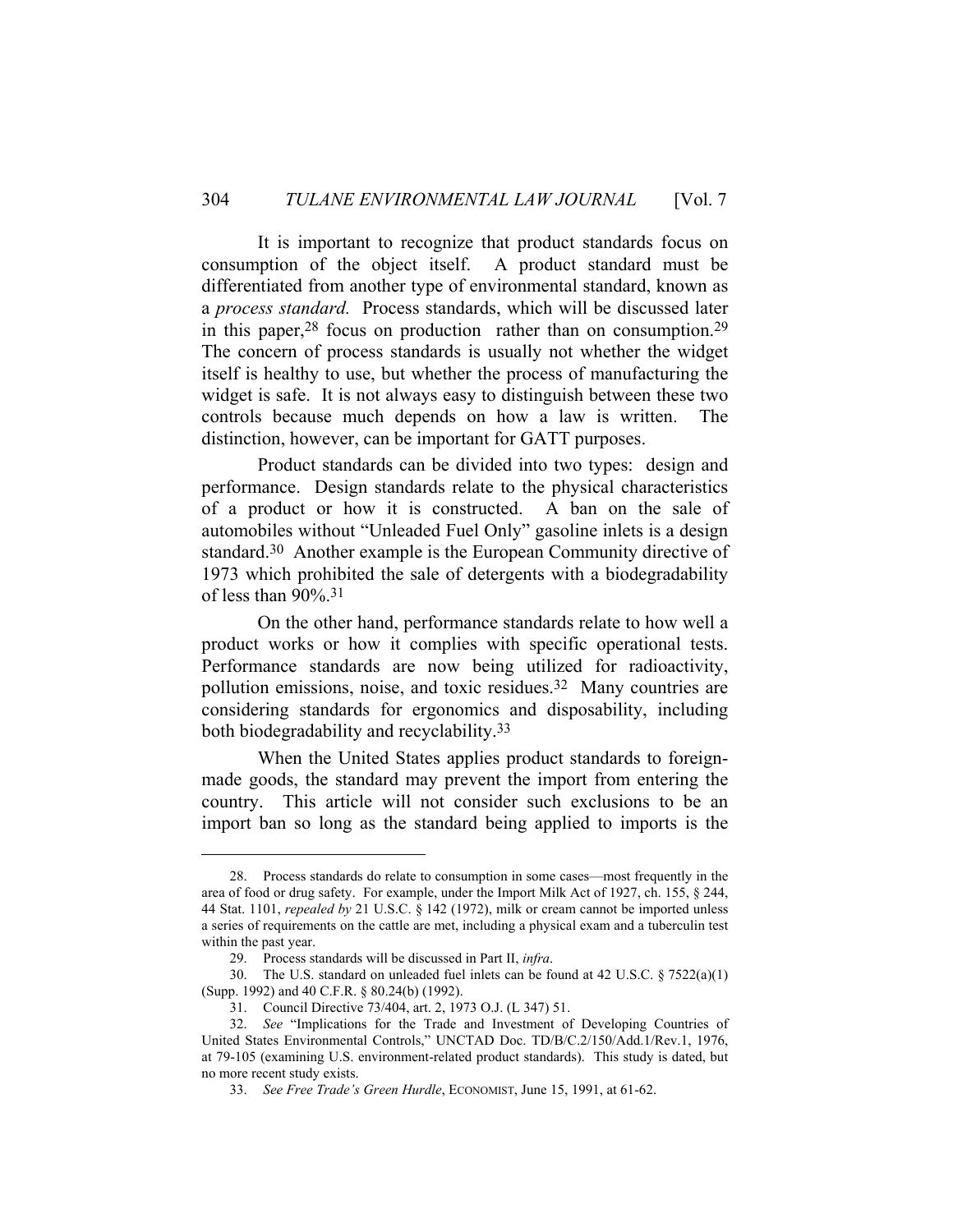It is important to recognize that product standards focus on consumption of the object itself. A product standard must be differentiated from another type of environmental standard, known as a *process standard.* Process standards, which will be discussed later in this paper,[28] focus on production rather than on consumption.[29] The concern of process standards is usually not whether the widget itself is healthy to use, but whether the process of manufacturing the widget is safe. It is not always easy to distinguish between these two controls because much depends on how a law is written. The distinction, however, can be important for GATT purposes.

Product standards can be divided into two types: design and performance. Design standards relate to the physical characteristics of a product or how it is constructed. A ban on the sale of automobiles without "Unleaded Fuel Only" gasoline inlets is a design standard.[30] Another example is the European Community directive of 1973 which prohibited the sale of detergents with a biodegradability of less than 90%.[31]

On the other hand, performance standards relate to how well a product works or how it complies with specific operational tests. Performance standards are now being utilized for radioactivity, pollution emissions, noise, and toxic residues.[32] Many countries are considering standards for ergonomics and disposability, including both biodegradability and recyclability.[33]

When the United States applies product standards to foreign-made goods, the standard may prevent the import from entering the country. This article will not consider such exclusions to be an import ban so long as the standard being applied to imports is the

---

28. Process standards do relate to consumption in some cases—most frequently in the area of food or drug safety. For example, under the Import Milk Act of 1927, ch. 155, § 244, 44 Stat. 1101, *repealed by* 21 U.S.C. § 142 (1972), milk or cream cannot be imported unless a series of requirements on the cattle are met, including a physical exam and a tuberculin test within the past year.

29. Process standards will be discussed in Part II, *infra*.

30. The U.S. standard on unleaded fuel inlets can be found at 42 U.S.C. § 7522(a)(1) (Supp. 1992) and 40 C.F.R. § 80.24(b) (1992).

31. Council Directive 73/404, art. 2, 1973 O.J. (L 347) 51.

32. *See* "Implications for the Trade and Investment of Developing Countries of United States Environmental Controls," UNCTAD Doc. TD/B/C.2/150/Add.1/Rev.1, 1976, at 79-105 (examining U.S. environment-related product standards). This study is dated, but no more recent study exists.

33. *See Free Trade's Green Hurdle*, ECONOMIST, June 15, 1991, at 61-62.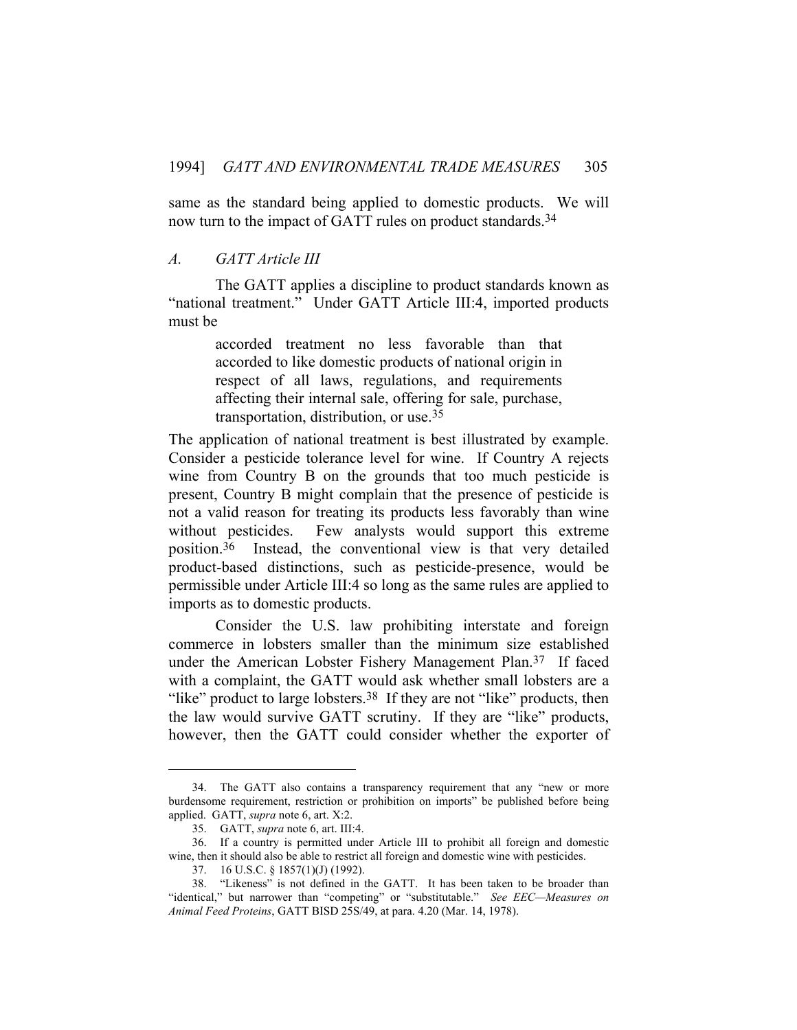same as the standard being applied to domestic products. We will now turn to the impact of GATT rules on product standards.[34]

### *A. GATT Article III*

The GATT applies a discipline to product standards known as "national treatment." Under GATT Article III:4, imported products must be

> accorded treatment no less favorable than that accorded to like domestic products of national origin in respect of all laws, regulations, and requirements affecting their internal sale, offering for sale, purchase, transportation, distribution, or use.[35]

The application of national treatment is best illustrated by example. Consider a pesticide tolerance level for wine. If Country A rejects wine from Country B on the grounds that too much pesticide is present, Country B might complain that the presence of pesticide is not a valid reason for treating its products less favorably than wine without pesticides. Few analysts would support this extreme position.[36] Instead, the conventional view is that very detailed product-based distinctions, such as pesticide-presence, would be permissible under Article III:4 so long as the same rules are applied to imports as to domestic products.

Consider the U.S. law prohibiting interstate and foreign commerce in lobsters smaller than the minimum size established under the American Lobster Fishery Management Plan.[37] If faced with a complaint, the GATT would ask whether small lobsters are a "like" product to large lobsters.[38] If they are not "like" products, then the law would survive GATT scrutiny. If they are "like" products, however, then the GATT could consider whether the exporter of

---

34. The GATT also contains a transparency requirement that any "new or more burdensome requirement, restriction or prohibition on imports" be published before being applied. GATT, *supra* note 6, art. X:2.

35. GATT, *supra* note 6, art. III:4.

36. If a country is permitted under Article III to prohibit all foreign and domestic wine, then it should also be able to restrict all foreign and domestic wine with pesticides.

37. 16 U.S.C. § 1857(1)(J) (1992).

38. "Likeness" is not defined in the GATT. It has been taken to be broader than "identical," but narrower than "competing" or "substitutable." *See EEC—Measures on Animal Feed Proteins*, GATT BISD 25S/49, at para. 4.20 (Mar. 14, 1978).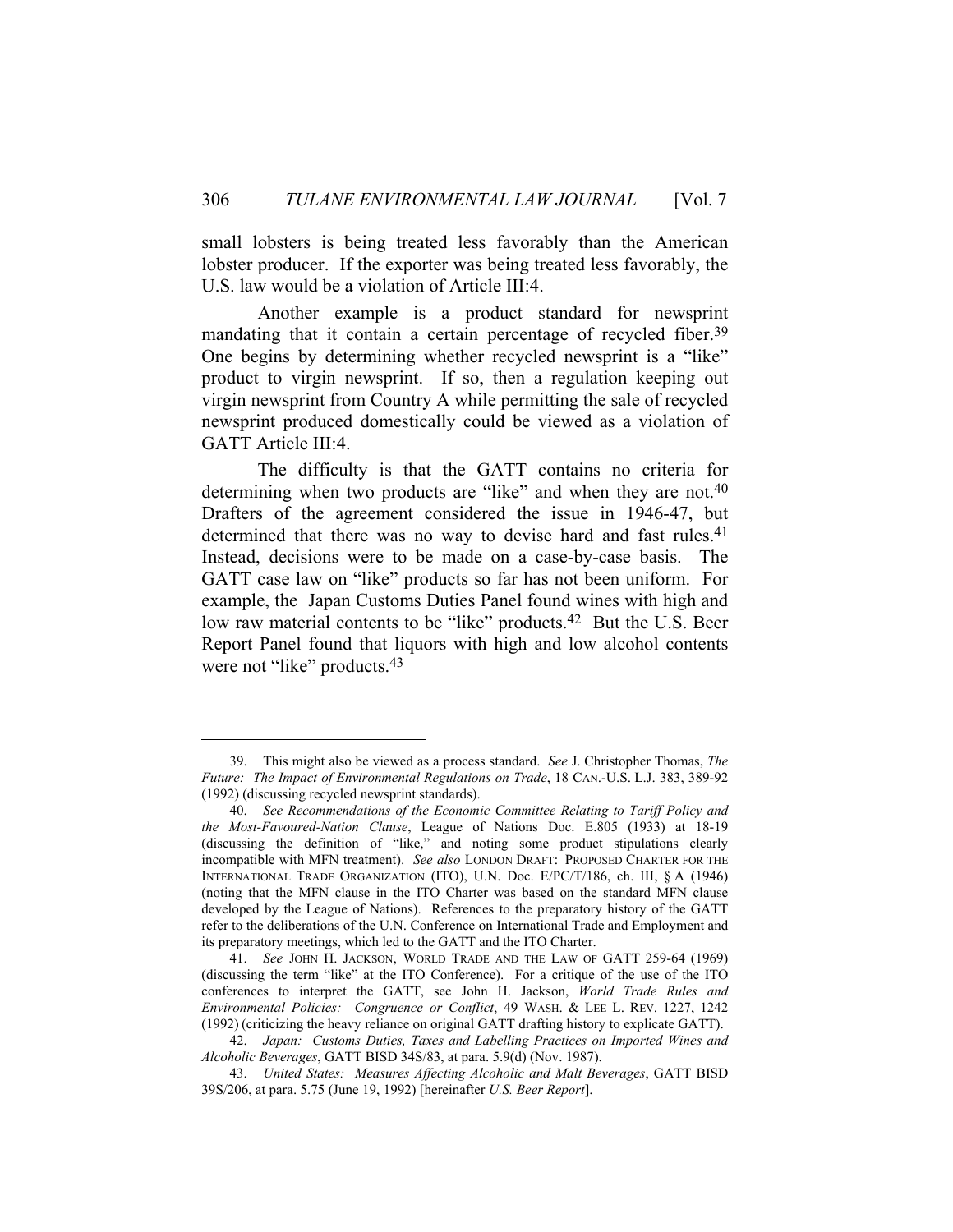small lobsters is being treated less favorably than the American lobster producer. If the exporter was being treated less favorably, the U.S. law would be a violation of Article III:4.

Another example is a product standard for newsprint mandating that it contain a certain percentage of recycled fiber.[39] One begins by determining whether recycled newsprint is a "like" product to virgin newsprint. If so, then a regulation keeping out virgin newsprint from Country A while permitting the sale of recycled newsprint produced domestically could be viewed as a violation of GATT Article III:4.

The difficulty is that the GATT contains no criteria for determining when two products are "like" and when they are not.[40] Drafters of the agreement considered the issue in 1946-47, but determined that there was no way to devise hard and fast rules.[41] Instead, decisions were to be made on a case-by-case basis. The GATT case law on "like" products so far has not been uniform. For example, the Japan Customs Duties Panel found wines with high and low raw material contents to be "like" products.[42] But the U.S. Beer Report Panel found that liquors with high and low alcohol contents were not "like" products.[43]

---

39. This might also be viewed as a process standard. *See* J. Christopher Thomas, *The Future: The Impact of Environmental Regulations on Trade*, 18 CAN.-U.S. L.J. 383, 389-92 (1992) (discussing recycled newsprint standards).

40. *See Recommendations of the Economic Committee Relating to Tariff Policy and the Most-Favoured-Nation Clause*, League of Nations Doc. E.805 (1933) at 18-19 (discussing the definition of "like," and noting some product stipulations clearly incompatible with MFN treatment). *See also* LONDON DRAFT: PROPOSED CHARTER FOR THE INTERNATIONAL TRADE ORGANIZATION (ITO), U.N. Doc. E/PC/T/186, ch. III, § A (1946) (noting that the MFN clause in the ITO Charter was based on the standard MFN clause developed by the League of Nations). References to the preparatory history of the GATT refer to the deliberations of the U.N. Conference on International Trade and Employment and its preparatory meetings, which led to the GATT and the ITO Charter.

41. *See* JOHN H. JACKSON, WORLD TRADE AND THE LAW OF GATT 259-64 (1969) (discussing the term "like" at the ITO Conference). For a critique of the use of the ITO conferences to interpret the GATT, see John H. Jackson, *World Trade Rules and Environmental Policies: Congruence or Conflict*, 49 WASH. & LEE L. REV. 1227, 1242 (1992) (criticizing the heavy reliance on original GATT drafting history to explicate GATT).

42. *Japan: Customs Duties, Taxes and Labelling Practices on Imported Wines and Alcoholic Beverages*, GATT BISD 34S/83, at para. 5.9(d) (Nov. 1987).

43. *United States: Measures Affecting Alcoholic and Malt Beverages*, GATT BISD 39S/206, at para. 5.75 (June 19, 1992) [hereinafter *U.S. Beer Report*].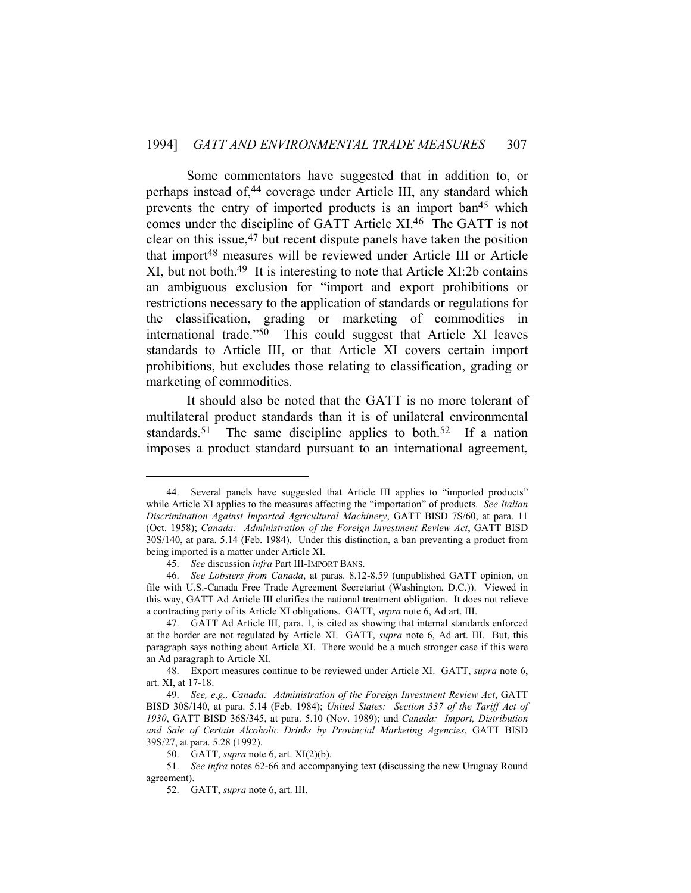Some commentators have suggested that in addition to, or perhaps instead of,[44] coverage under Article III, any standard which prevents the entry of imported products is an import ban[45] which comes under the discipline of GATT Article XI.[46] The GATT is not clear on this issue,[47] but recent dispute panels have taken the position that import[48] measures will be reviewed under Article III or Article XI, but not both.[49] It is interesting to note that Article XI:2b contains an ambiguous exclusion for "import and export prohibitions or restrictions necessary to the application of standards or regulations for the classification, grading or marketing of commodities in international trade."[50] This could suggest that Article XI leaves standards to Article III, or that Article XI covers certain import prohibitions, but excludes those relating to classification, grading or marketing of commodities.

It should also be noted that the GATT is no more tolerant of multilateral product standards than it is of unilateral environmental standards.[51] The same discipline applies to both.[52] If a nation imposes a product standard pursuant to an international agreement,

---

44. Several panels have suggested that Article III applies to "imported products" while Article XI applies to the measures affecting the "importation" of products. *See Italian Discrimination Against Imported Agricultural Machinery*, GATT BISD 7S/60, at para. 11 (Oct. 1958); *Canada: Administration of the Foreign Investment Review Act*, GATT BISD 30S/140, at para. 5.14 (Feb. 1984). Under this distinction, a ban preventing a product from being imported is a matter under Article XI.

45. *See* discussion *infra* Part III-IMPORT BANS.

46. *See Lobsters from Canada*, at paras. 8.12-8.59 (unpublished GATT opinion, on file with U.S.-Canada Free Trade Agreement Secretariat (Washington, D.C.)). Viewed in this way, GATT Ad Article III clarifies the national treatment obligation. It does not relieve a contracting party of its Article XI obligations. GATT, *supra* note 6, Ad art. III.

47. GATT Ad Article III, para. 1, is cited as showing that internal standards enforced at the border are not regulated by Article XI. GATT, *supra* note 6, Ad art. III. But, this paragraph says nothing about Article XI. There would be a much stronger case if this were an Ad paragraph to Article XI.

48. Export measures continue to be reviewed under Article XI. GATT, *supra* note 6, art. XI, at 17-18.

49. *See, e.g., Canada: Administration of the Foreign Investment Review Act*, GATT BISD 30S/140, at para. 5.14 (Feb. 1984); *United States: Section 337 of the Tariff Act of 1930*, GATT BISD 36S/345, at para. 5.10 (Nov. 1989); and *Canada: Import, Distribution and Sale of Certain Alcoholic Drinks by Provincial Marketing Agencies*, GATT BISD 39S/27, at para. 5.28 (1992).

50. GATT, *supra* note 6, art. XI(2)(b).

51. *See infra* notes 62-66 and accompanying text (discussing the new Uruguay Round agreement).

52. GATT, *supra* note 6, art. III.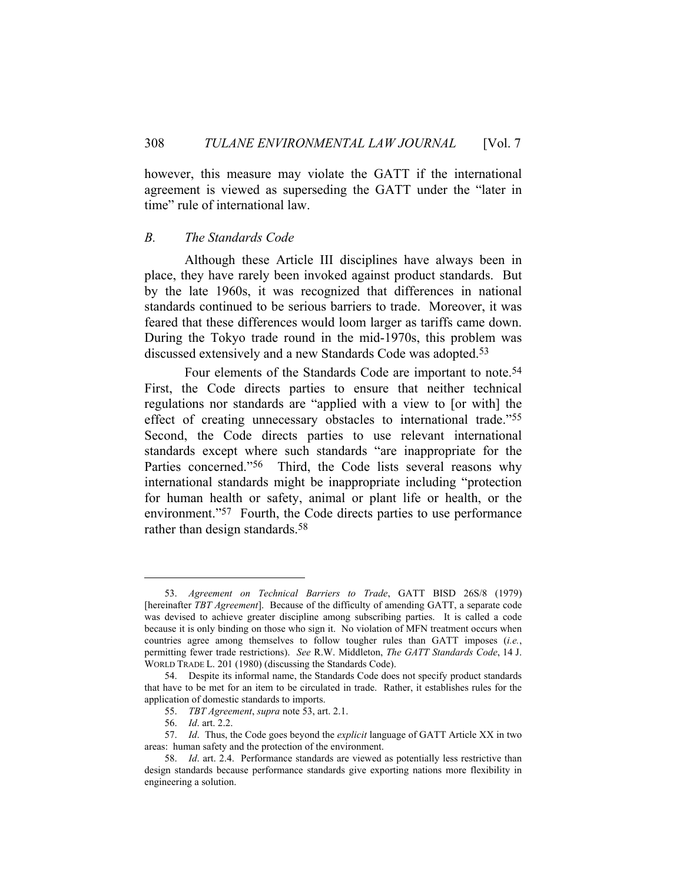however, this measure may violate the GATT if the international agreement is viewed as superseding the GATT under the "later in time" rule of international law.

### *B. The Standards Code*

Although these Article III disciplines have always been in place, they have rarely been invoked against product standards. But by the late 1960s, it was recognized that differences in national standards continued to be serious barriers to trade. Moreover, it was feared that these differences would loom larger as tariffs came down. During the Tokyo trade round in the mid-1970s, this problem was discussed extensively and a new Standards Code was adopted.[53]

Four elements of the Standards Code are important to note.[54] First, the Code directs parties to ensure that neither technical regulations nor standards are "applied with a view to [or with] the effect of creating unnecessary obstacles to international trade."[55] Second, the Code directs parties to use relevant international standards except where such standards "are inappropriate for the Parties concerned."[56] Third, the Code lists several reasons why international standards might be inappropriate including "protection for human health or safety, animal or plant life or health, or the environment."[57] Fourth, the Code directs parties to use performance rather than design standards.[58]

---

53. *Agreement on Technical Barriers to Trade*, GATT BISD 26S/8 (1979) [hereinafter *TBT Agreement*]. Because of the difficulty of amending GATT, a separate code was devised to achieve greater discipline among subscribing parties. It is called a code because it is only binding on those who sign it. No violation of MFN treatment occurs when countries agree among themselves to follow tougher rules than GATT imposes (*i.e.*, permitting fewer trade restrictions). *See* R.W. Middleton, *The GATT Standards Code*, 14 J. WORLD TRADE L. 201 (1980) (discussing the Standards Code).

54. Despite its informal name, the Standards Code does not specify product standards that have to be met for an item to be circulated in trade. Rather, it establishes rules for the application of domestic standards to imports.

55. *TBT Agreement*, *supra* note 53, art. 2.1.

56. *Id*. art. 2.2.

57. *Id*. Thus, the Code goes beyond the *explicit* language of GATT Article XX in two areas: human safety and the protection of the environment.

58. *Id*. art. 2.4. Performance standards are viewed as potentially less restrictive than design standards because performance standards give exporting nations more flexibility in engineering a solution.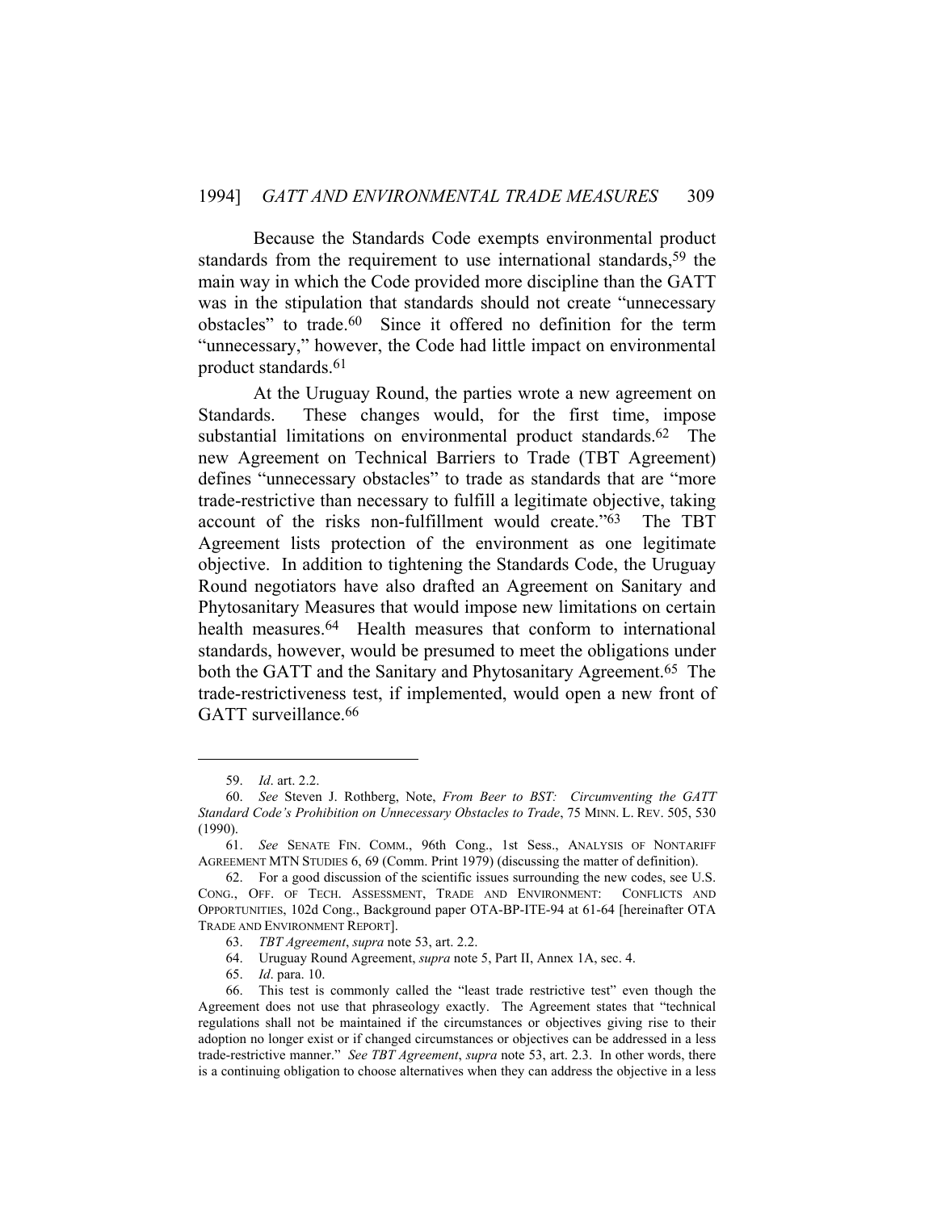Because the Standards Code exempts environmental product standards from the requirement to use international standards,[59] the main way in which the Code provided more discipline than the GATT was in the stipulation that standards should not create "unnecessary obstacles" to trade.[60] Since it offered no definition for the term "unnecessary," however, the Code had little impact on environmental product standards.[61]

At the Uruguay Round, the parties wrote a new agreement on Standards. These changes would, for the first time, impose substantial limitations on environmental product standards.[62] The new Agreement on Technical Barriers to Trade (TBT Agreement) defines "unnecessary obstacles" to trade as standards that are "more trade-restrictive than necessary to fulfill a legitimate objective, taking account of the risks non-fulfillment would create."[63] The TBT Agreement lists protection of the environment as one legitimate objective. In addition to tightening the Standards Code, the Uruguay Round negotiators have also drafted an Agreement on Sanitary and Phytosanitary Measures that would impose new limitations on certain health measures.[64] Health measures that conform to international standards, however, would be presumed to meet the obligations under both the GATT and the Sanitary and Phytosanitary Agreement.[65] The trade-restrictiveness test, if implemented, would open a new front of GATT surveillance.[66]

---

59. *Id*. art. 2.2.

60. *See* Steven J. Rothberg, Note, *From Beer to BST: Circumventing the GATT Standard Code's Prohibition on Unnecessary Obstacles to Trade*, 75 MINN. L. REV. 505, 530 (1990).

61. *See* SENATE FIN. COMM., 96th Cong., 1st Sess., ANALYSIS OF NONTARIFF AGREEMENT MTN STUDIES 6, 69 (Comm. Print 1979) (discussing the matter of definition).

62. For a good discussion of the scientific issues surrounding the new codes, see U.S. CONG., OFF. OF TECH. ASSESSMENT, TRADE AND ENVIRONMENT: CONFLICTS AND OPPORTUNITIES, 102d Cong., Background paper OTA-BP-ITE-94 at 61-64 [hereinafter OTA TRADE AND ENVIRONMENT REPORT].

63. *TBT Agreement*, *supra* note 53, art. 2.2.

64. Uruguay Round Agreement, *supra* note 5, Part II, Annex 1A, sec. 4.

65. *Id*. para. 10.

66. This test is commonly called the "least trade restrictive test" even though the Agreement does not use that phraseology exactly. The Agreement states that "technical regulations shall not be maintained if the circumstances or objectives giving rise to their adoption no longer exist or if changed circumstances or objectives can be addressed in a less trade-restrictive manner." *See TBT Agreement*, *supra* note 53, art. 2.3. In other words, there is a continuing obligation to choose alternatives when they can address the objective in a less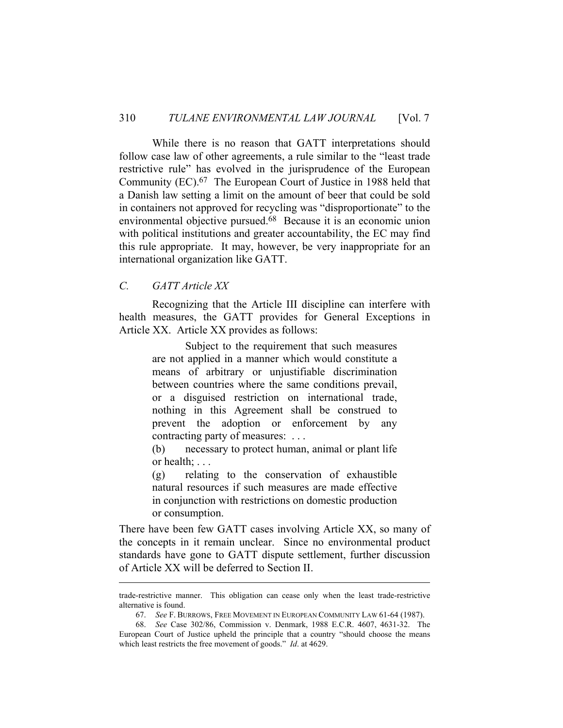While there is no reason that GATT interpretations should follow case law of other agreements, a rule similar to the "least trade restrictive rule" has evolved in the jurisprudence of the European Community (EC).[67] The European Court of Justice in 1988 held that a Danish law setting a limit on the amount of beer that could be sold in containers not approved for recycling was "disproportionate" to the environmental objective pursued.[68] Because it is an economic union with political institutions and greater accountability, the EC may find this rule appropriate. It may, however, be very inappropriate for an international organization like GATT.

### *C. GATT Article XX*

Recognizing that the Article III discipline can interfere with health measures, the GATT provides for General Exceptions in Article XX. Article XX provides as follows:

> Subject to the requirement that such measures are not applied in a manner which would constitute a means of arbitrary or unjustifiable discrimination between countries where the same conditions prevail, or a disguised restriction on international trade, nothing in this Agreement shall be construed to prevent the adoption or enforcement by any contracting party of measures: . . .
>
> (b) necessary to protect human, animal or plant life or health; . . .
>
> (g) relating to the conservation of exhaustible natural resources if such measures are made effective in conjunction with restrictions on domestic production or consumption.

There have been few GATT cases involving Article XX, so many of the concepts in it remain unclear. Since no environmental product standards have gone to GATT dispute settlement, further discussion of Article XX will be deferred to Section II.

---

trade-restrictive manner. This obligation can cease only when the least trade-restrictive alternative is found.

67. *See* F. BURROWS, FREE MOVEMENT IN EUROPEAN COMMUNITY LAW 61-64 (1987).

68. *See* Case 302/86, Commission v. Denmark, 1988 E.C.R. 4607, 4631-32. The European Court of Justice upheld the principle that a country "should choose the means which least restricts the free movement of goods." *Id*. at 4629.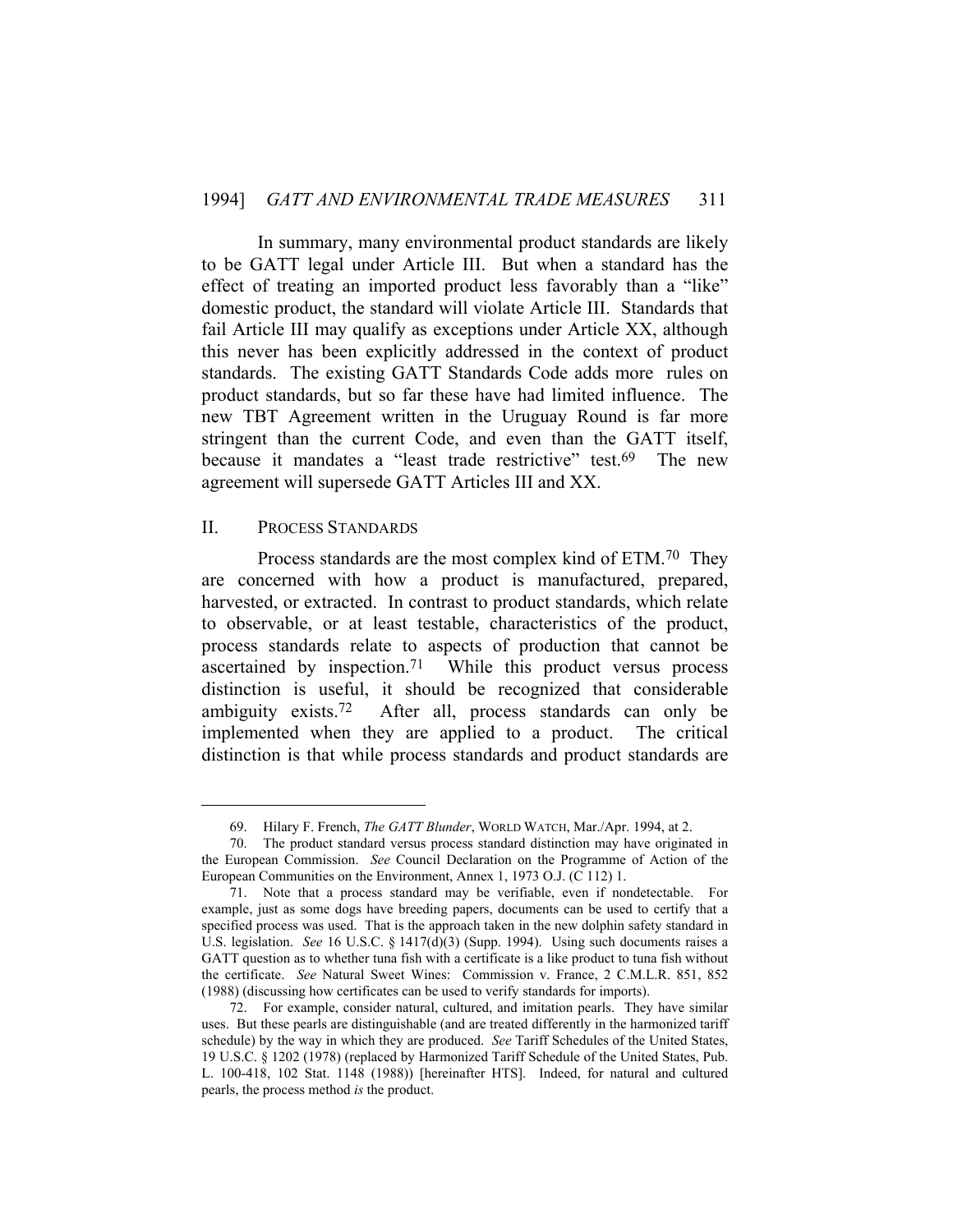In summary, many environmental product standards are likely to be GATT legal under Article III. But when a standard has the effect of treating an imported product less favorably than a "like" domestic product, the standard will violate Article III. Standards that fail Article III may qualify as exceptions under Article XX, although this never has been explicitly addressed in the context of product standards. The existing GATT Standards Code adds more rules on product standards, but so far these have had limited influence. The new TBT Agreement written in the Uruguay Round is far more stringent than the current Code, and even than the GATT itself, because it mandates a "least trade restrictive" test.[69] The new agreement will supersede GATT Articles III and XX.

## II. PROCESS STANDARDS

Process standards are the most complex kind of ETM.[70] They are concerned with how a product is manufactured, prepared, harvested, or extracted. In contrast to product standards, which relate to observable, or at least testable, characteristics of the product, process standards relate to aspects of production that cannot be ascertained by inspection.[71] While this product versus process distinction is useful, it should be recognized that considerable ambiguity exists.[72] After all, process standards can only be implemented when they are applied to a product. The critical distinction is that while process standards and product standards are

---

69. Hilary F. French, *The GATT Blunder*, WORLD WATCH, Mar./Apr. 1994, at 2.

70. The product standard versus process standard distinction may have originated in the European Commission. *See* Council Declaration on the Programme of Action of the European Communities on the Environment, Annex 1, 1973 O.J. (C 112) 1.

71. Note that a process standard may be verifiable, even if nondetectable. For example, just as some dogs have breeding papers, documents can be used to certify that a specified process was used. That is the approach taken in the new dolphin safety standard in U.S. legislation. *See* 16 U.S.C. § 1417(d)(3) (Supp. 1994). Using such documents raises a GATT question as to whether tuna fish with a certificate is a like product to tuna fish without the certificate. *See* Natural Sweet Wines: Commission v. France, 2 C.M.L.R. 851, 852 (1988) (discussing how certificates can be used to verify standards for imports).

72. For example, consider natural, cultured, and imitation pearls. They have similar uses. But these pearls are distinguishable (and are treated differently in the harmonized tariff schedule) by the way in which they are produced. *See* Tariff Schedules of the United States, 19 U.S.C. § 1202 (1978) (replaced by Harmonized Tariff Schedule of the United States, Pub. L. 100-418, 102 Stat. 1148 (1988)) [hereinafter HTS]. Indeed, for natural and cultured pearls, the process method *is* the product.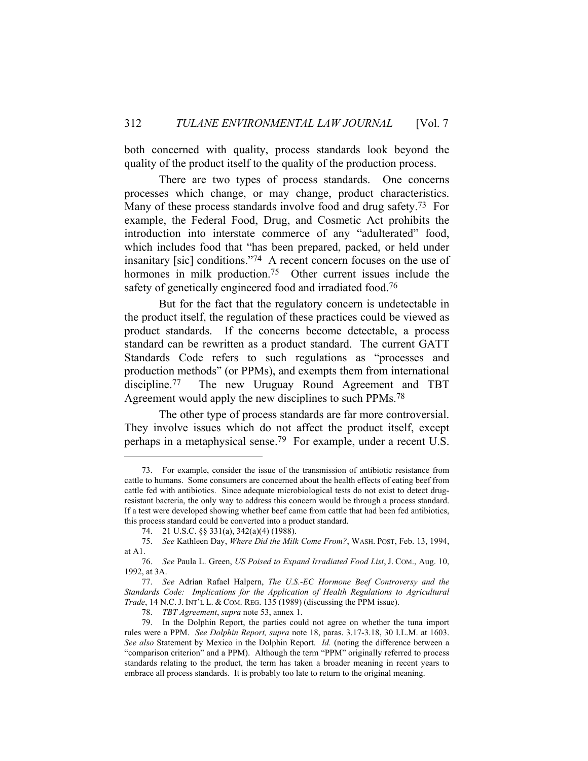both concerned with quality, process standards look beyond the quality of the product itself to the quality of the production process.

There are two types of process standards. One concerns processes which change, or may change, product characteristics. Many of these process standards involve food and drug safety.[73] For example, the Federal Food, Drug, and Cosmetic Act prohibits the introduction into interstate commerce of any "adulterated" food, which includes food that "has been prepared, packed, or held under insanitary [sic] conditions."[74] A recent concern focuses on the use of hormones in milk production.[75] Other current issues include the safety of genetically engineered food and irradiated food.[76]

But for the fact that the regulatory concern is undetectable in the product itself, the regulation of these practices could be viewed as product standards. If the concerns become detectable, a process standard can be rewritten as a product standard. The current GATT Standards Code refers to such regulations as "processes and production methods" (or PPMs), and exempts them from international discipline.[77] The new Uruguay Round Agreement and TBT Agreement would apply the new disciplines to such PPMs.[78]

The other type of process standards are far more controversial. They involve issues which do not affect the product itself, except perhaps in a metaphysical sense.[79] For example, under a recent U.S.

---

73. For example, consider the issue of the transmission of antibiotic resistance from cattle to humans. Some consumers are concerned about the health effects of eating beef from cattle fed with antibiotics. Since adequate microbiological tests do not exist to detect drug-resistant bacteria, the only way to address this concern would be through a process standard. If a test were developed showing whether beef came from cattle that had been fed antibiotics, this process standard could be converted into a product standard.

74. 21 U.S.C. §§ 331(a), 342(a)(4) (1988).

75. *See* Kathleen Day, *Where Did the Milk Come From?*, WASH. POST, Feb. 13, 1994, at A1.

76. *See* Paula L. Green, *US Poised to Expand Irradiated Food List*, J. COM., Aug. 10, 1992, at 3A.

77. *See* Adrían Rafael Halpern, *The U.S.-EC Hormone Beef Controversy and the Standards Code: Implications for the Application of Health Regulations to Agricultural Trade*, 14 N.C. J. INT'L L. & COM. REG. 135 (1989) (discussing the PPM issue).

78. *TBT Agreement*, *supra* note 53, annex 1.

79. In the Dolphin Report, the parties could not agree on whether the tuna import rules were a PPM. *See Dolphin Report, supra* note 18, paras. 3.17-3.18, 30 I.L.M. at 1603. *See also* Statement by Mexico in the Dolphin Report. *Id.* (noting the difference between a "comparison criterion" and a PPM). Although the term "PPM" originally referred to process standards relating to the product, the term has taken a broader meaning in recent years to embrace all process standards. It is probably too late to return to the original meaning.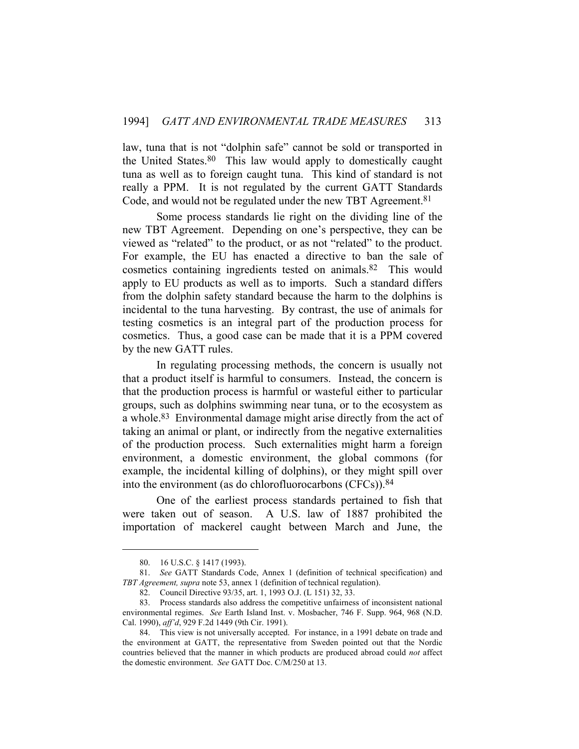law, tuna that is not "dolphin safe" cannot be sold or transported in the United States.[80] This law would apply to domestically caught tuna as well as to foreign caught tuna. This kind of standard is not really a PPM. It is not regulated by the current GATT Standards Code, and would not be regulated under the new TBT Agreement.[81]

Some process standards lie right on the dividing line of the new TBT Agreement. Depending on one's perspective, they can be viewed as "related" to the product, or as not "related" to the product. For example, the EU has enacted a directive to ban the sale of cosmetics containing ingredients tested on animals.[82] This would apply to EU products as well as to imports. Such a standard differs from the dolphin safety standard because the harm to the dolphins is incidental to the tuna harvesting. By contrast, the use of animals for testing cosmetics is an integral part of the production process for cosmetics. Thus, a good case can be made that it is a PPM covered by the new GATT rules.

In regulating processing methods, the concern is usually not that a product itself is harmful to consumers. Instead, the concern is that the production process is harmful or wasteful either to particular groups, such as dolphins swimming near tuna, or to the ecosystem as a whole.[83] Environmental damage might arise directly from the act of taking an animal or plant, or indirectly from the negative externalities of the production process. Such externalities might harm a foreign environment, a domestic environment, the global commons (for example, the incidental killing of dolphins), or they might spill over into the environment (as do chlorofluorocarbons (CFCs)).[84]

One of the earliest process standards pertained to fish that were taken out of season. A U.S. law of 1887 prohibited the importation of mackerel caught between March and June, the

---

80. 16 U.S.C. § 1417 (1993).

81. *See* GATT Standards Code, Annex 1 (definition of technical specification) and *TBT Agreement*, *supra* note 53, annex 1 (definition of technical regulation).

82. Council Directive 93/35, art. 1, 1993 O.J. (L 151) 32, 33.

83. Process standards also address the competitive unfairness of inconsistent national environmental regimes. *See* Earth Island Inst. v. Mosbacher, 746 F. Supp. 964, 968 (N.D. Cal. 1990), *aff'd*, 929 F.2d 1449 (9th Cir. 1991).

84. This view is not universally accepted. For instance, in a 1991 debate on trade and the environment at GATT, the representative from Sweden pointed out that the Nordic countries believed that the manner in which products are produced abroad could *not* affect the domestic environment. *See* GATT Doc. C/M/250 at 13.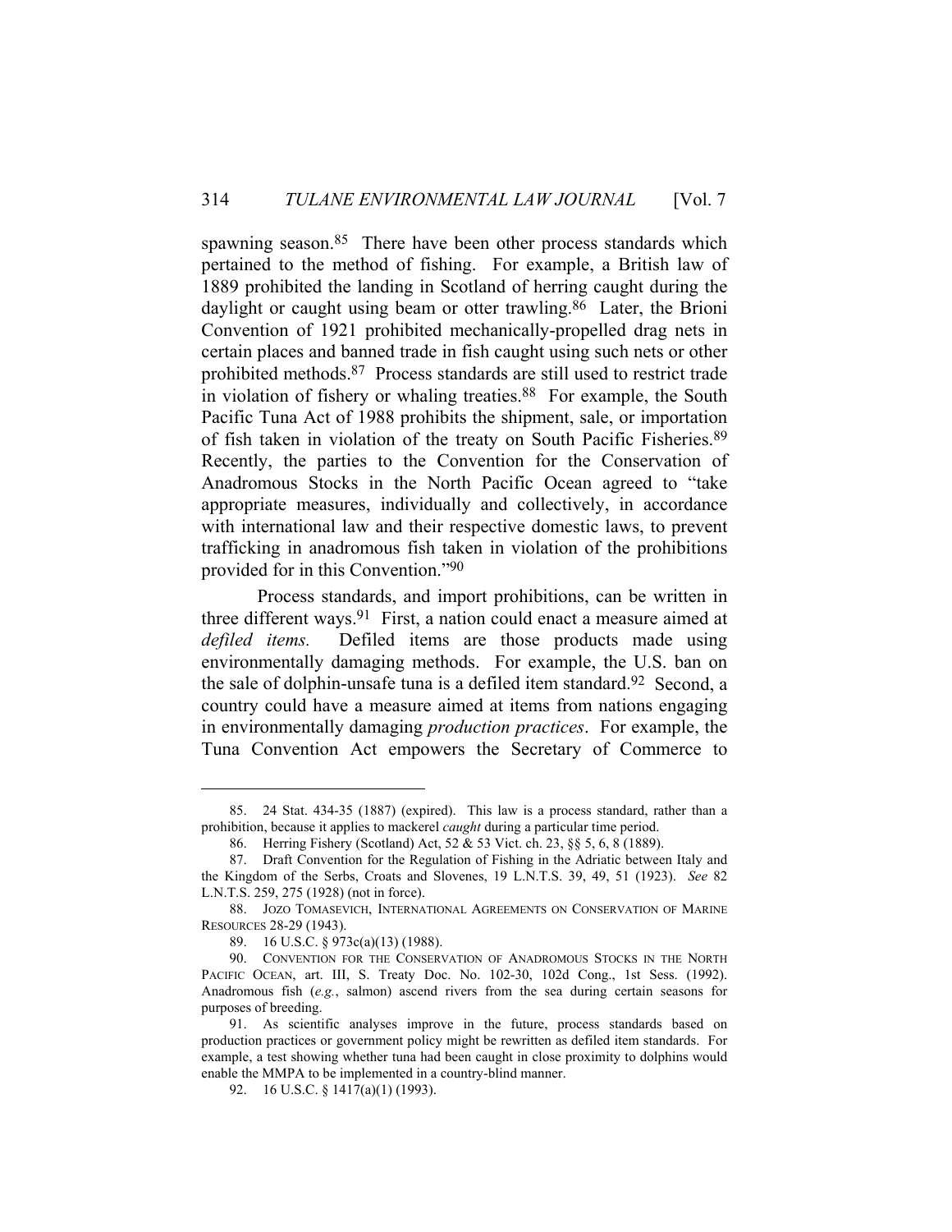spawning season.[85] There have been other process standards which pertained to the method of fishing. For example, a British law of 1889 prohibited the landing in Scotland of herring caught during the daylight or caught using beam or otter trawling.[86] Later, the Brioni Convention of 1921 prohibited mechanically-propelled drag nets in certain places and banned trade in fish caught using such nets or other prohibited methods.[87] Process standards are still used to restrict trade in violation of fishery or whaling treaties.[88] For example, the South Pacific Tuna Act of 1988 prohibits the shipment, sale, or importation of fish taken in violation of the treaty on South Pacific Fisheries.[89] Recently, the parties to the Convention for the Conservation of Anadromous Stocks in the North Pacific Ocean agreed to "take appropriate measures, individually and collectively, in accordance with international law and their respective domestic laws, to prevent trafficking in anadromous fish taken in violation of the prohibitions provided for in this Convention."[90]

Process standards, and import prohibitions, can be written in three different ways.[91] First, a nation could enact a measure aimed at *defiled items.* Defiled items are those products made using environmentally damaging methods. For example, the U.S. ban on the sale of dolphin-unsafe tuna is a defiled item standard.[92] Second, a country could have a measure aimed at items from nations engaging in environmentally damaging *production practices*. For example, the Tuna Convention Act empowers the Secretary of Commerce to

---

85. 24 Stat. 434-35 (1887) (expired). This law is a process standard, rather than a prohibition, because it applies to mackerel *caught* during a particular time period.

86. Herring Fishery (Scotland) Act, 52 & 53 Vict. ch. 23, §§ 5, 6, 8 (1889).

87. Draft Convention for the Regulation of Fishing in the Adriatic between Italy and the Kingdom of the Serbs, Croats and Slovenes, 19 L.N.T.S. 39, 49, 51 (1923). *See* 82 L.N.T.S. 259, 275 (1928) (not in force).

88. JOZO TOMASEVICH, INTERNATIONAL AGREEMENTS ON CONSERVATION OF MARINE RESOURCES 28-29 (1943).

89. 16 U.S.C. § 973c(a)(13) (1988).

90. CONVENTION FOR THE CONSERVATION OF ANADROMOUS STOCKS IN THE NORTH PACIFIC OCEAN, art. III, S. Treaty Doc. No. 102-30, 102d Cong., 1st Sess. (1992). Anadromous fish (*e.g.*, salmon) ascend rivers from the sea during certain seasons for purposes of breeding.

91. As scientific analyses improve in the future, process standards based on production practices or government policy might be rewritten as defiled item standards. For example, a test showing whether tuna had been caught in close proximity to dolphins would enable the MMPA to be implemented in a country-blind manner.

92. 16 U.S.C. § 1417(a)(1) (1993).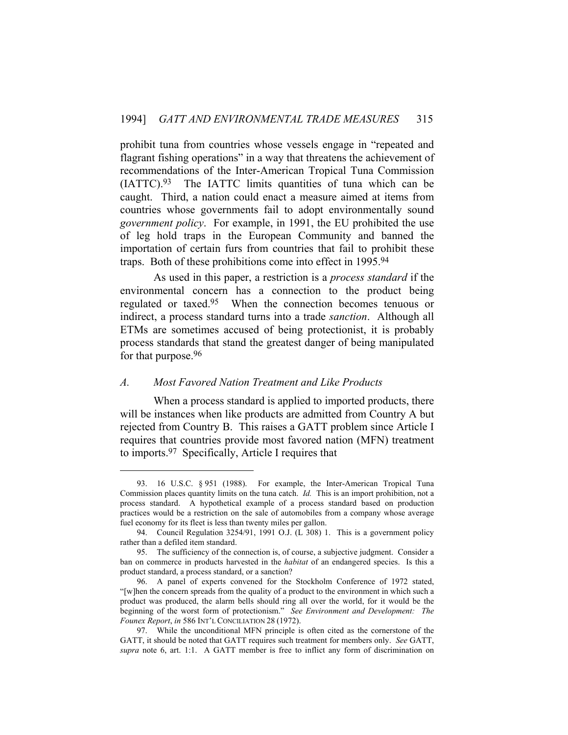prohibit tuna from countries whose vessels engage in "repeated and flagrant fishing operations" in a way that threatens the achievement of recommendations of the Inter-American Tropical Tuna Commission (IATTC).[93] The IATTC limits quantities of tuna which can be caught. Third, a nation could enact a measure aimed at items from countries whose governments fail to adopt environmentally sound *government policy*. For example, in 1991, the EU prohibited the use of leg hold traps in the European Community and banned the importation of certain furs from countries that fail to prohibit these traps. Both of these prohibitions come into effect in 1995.[94]

As used in this paper, a restriction is a *process standard* if the environmental concern has a connection to the product being regulated or taxed.[95] When the connection becomes tenuous or indirect, a process standard turns into a trade *sanction*. Although all ETMs are sometimes accused of being protectionist, it is probably process standards that stand the greatest danger of being manipulated for that purpose.[96]

### *A. Most Favored Nation Treatment and Like Products*

When a process standard is applied to imported products, there will be instances when like products are admitted from Country A but rejected from Country B. This raises a GATT problem since Article I requires that countries provide most favored nation (MFN) treatment to imports.[97] Specifically, Article I requires that

---

93. 16 U.S.C. § 951 (1988). For example, the Inter-American Tropical Tuna Commission places quantity limits on the tuna catch. *Id.* This is an import prohibition, not a process standard. A hypothetical example of a process standard based on production practices would be a restriction on the sale of automobiles from a company whose average fuel economy for its fleet is less than twenty miles per gallon.

94. Council Regulation 3254/91, 1991 O.J. (L 308) 1. This is a government policy rather than a defiled item standard.

95. The sufficiency of the connection is, of course, a subjective judgment. Consider a ban on commerce in products harvested in the *habitat* of an endangered species. Is this a product standard, a process standard, or a sanction?

96. A panel of experts convened for the Stockholm Conference of 1972 stated, "[w]hen the concern spreads from the quality of a product to the environment in which such a product was produced, the alarm bells should ring all over the world, for it would be the beginning of the worst form of protectionism." *See Environment and Development: The Founex Report*, *in* 586 INT'L CONCILIATION 28 (1972).

97. While the unconditional MFN principle is often cited as the cornerstone of the GATT, it should be noted that GATT requires such treatment for members only. *See* GATT, *supra* note 6, art. 1:1. A GATT member is free to inflict any form of discrimination on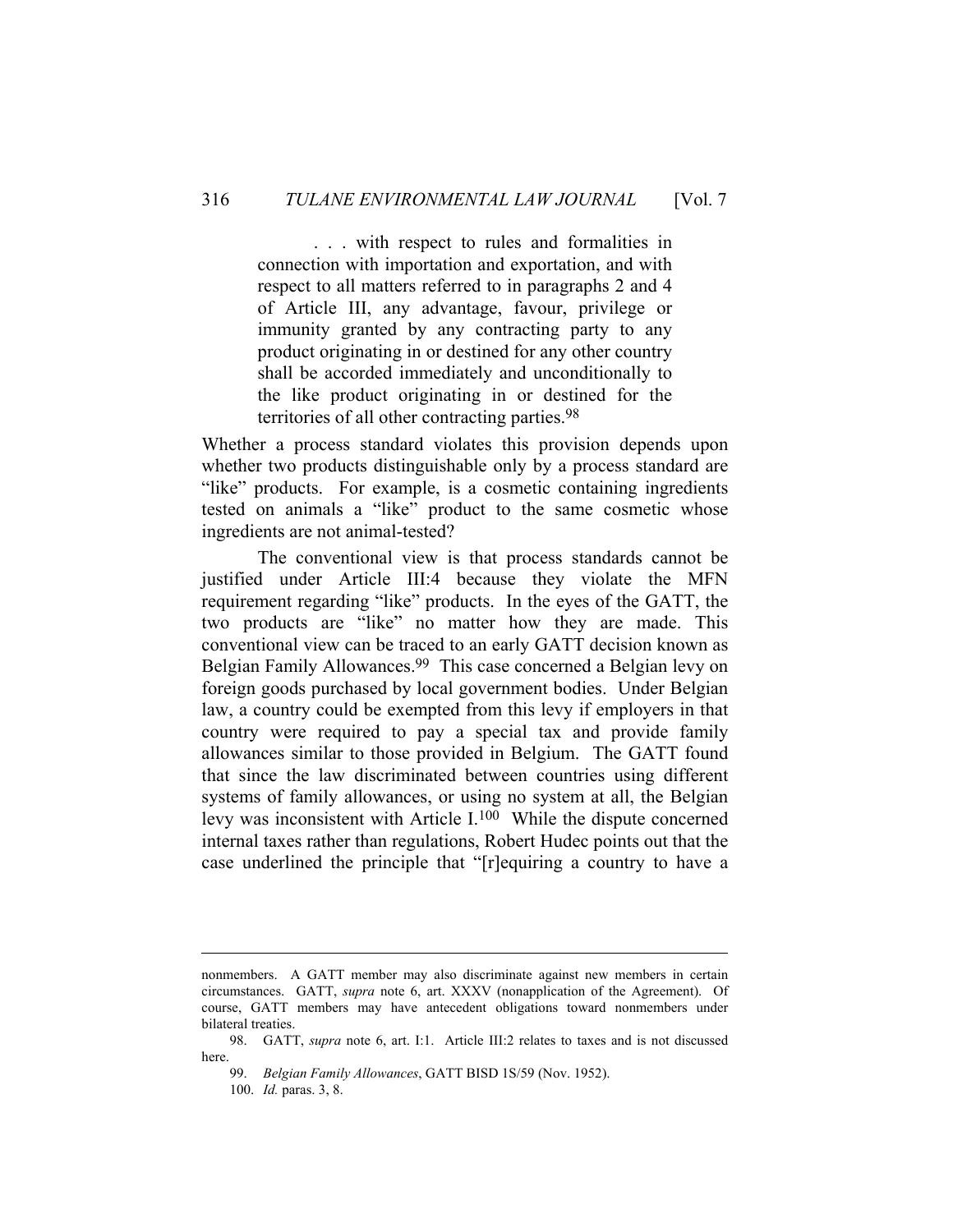> . . . with respect to rules and formalities in connection with importation and exportation, and with respect to all matters referred to in paragraphs 2 and 4 of Article III, any advantage, favour, privilege or immunity granted by any contracting party to any product originating in or destined for any other country shall be accorded immediately and unconditionally to the like product originating in or destined for the territories of all other contracting parties.[98]

Whether a process standard violates this provision depends upon whether two products distinguishable only by a process standard are "like" products. For example, is a cosmetic containing ingredients tested on animals a "like" product to the same cosmetic whose ingredients are not animal-tested?

The conventional view is that process standards cannot be justified under Article III:4 because they violate the MFN requirement regarding "like" products. In the eyes of the GATT, the two products are "like" no matter how they are made. This conventional view can be traced to an early GATT decision known as Belgian Family Allowances.[99] This case concerned a Belgian levy on foreign goods purchased by local government bodies. Under Belgian law, a country could be exempted from this levy if employers in that country were required to pay a special tax and provide family allowances similar to those provided in Belgium. The GATT found that since the law discriminated between countries using different systems of family allowances, or using no system at all, the Belgian levy was inconsistent with Article I.[100] While the dispute concerned internal taxes rather than regulations, Robert Hudec points out that the case underlined the principle that "[r]equiring a country to have a

---

nonmembers. A GATT member may also discriminate against new members in certain circumstances. GATT, *supra* note 6, art. XXXV (nonapplication of the Agreement). Of course, GATT members may have antecedent obligations toward nonmembers under bilateral treaties.

98. GATT, *supra* note 6, art. I:1. Article III:2 relates to taxes and is not discussed here.

99. *Belgian Family Allowances*, GATT BISD 1S/59 (Nov. 1952).

100. *Id.* paras. 3, 8.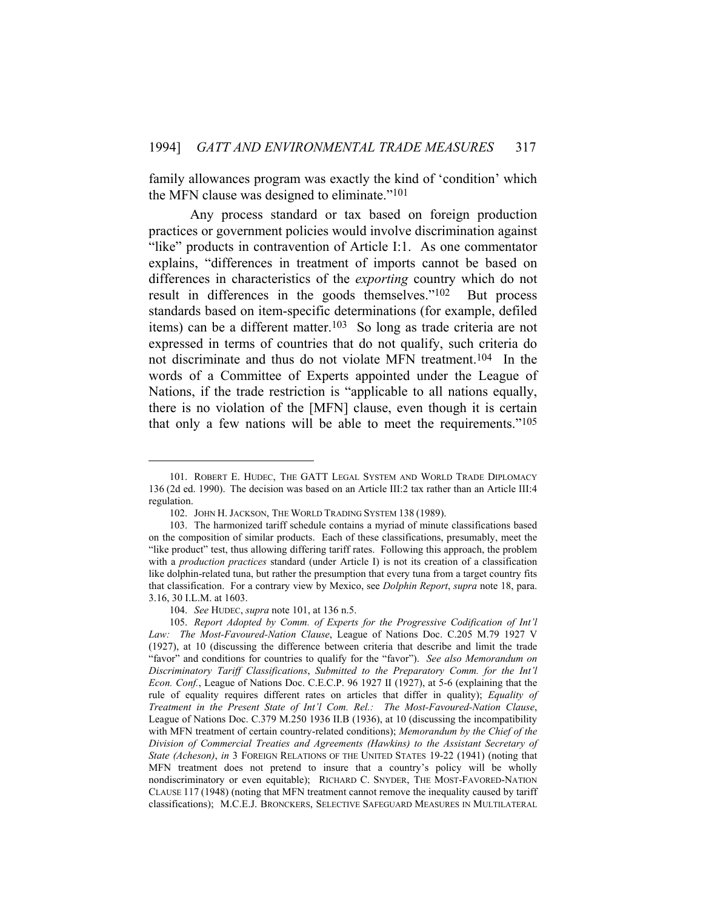family allowances program was exactly the kind of 'condition' which the MFN clause was designed to eliminate."[101]

Any process standard or tax based on foreign production practices or government policies would involve discrimination against "like" products in contravention of Article I:1. As one commentator explains, "differences in treatment of imports cannot be based on differences in characteristics of the *exporting* country which do not result in differences in the goods themselves."[102] But process standards based on item-specific determinations (for example, defiled items) can be a different matter.[103] So long as trade criteria are not expressed in terms of countries that do not qualify, such criteria do not discriminate and thus do not violate MFN treatment.[104] In the words of a Committee of Experts appointed under the League of Nations, if the trade restriction is "applicable to all nations equally, there is no violation of the [MFN] clause, even though it is certain that only a few nations will be able to meet the requirements."[105]

---

101. ROBERT E. HUDEC, THE GATT LEGAL SYSTEM AND WORLD TRADE DIPLOMACY 136 (2d ed. 1990). The decision was based on an Article III:2 tax rather than an Article III:4 regulation.

102. JOHN H. JACKSON, THE WORLD TRADING SYSTEM 138 (1989).

103. The harmonized tariff schedule contains a myriad of minute classifications based on the composition of similar products. Each of these classifications, presumably, meet the "like product" test, thus allowing differing tariff rates. Following this approach, the problem with a *production practices* standard (under Article I) is not its creation of a classification like dolphin-related tuna, but rather the presumption that every tuna from a target country fits that classification. For a contrary view by Mexico, see *Dolphin Report*, *supra* note 18, para. 3.16, 30 I.L.M. at 1603.

104. *See* HUDEC, *supra* note 101, at 136 n.5.

105. *Report Adopted by Comm. of Experts for the Progressive Codification of Int'l Law: The Most-Favoured-Nation Clause*, League of Nations Doc. C.205 M.79 1927 V (1927), at 10 (discussing the difference between criteria that describe and limit the trade "favor" and conditions for countries to qualify for the "favor"). *See also Memorandum on Discriminatory Tariff Classifications*, *Submitted to the Preparatory Comm. for the Int'l Econ. Conf.*, League of Nations Doc. C.E.C.P. 96 1927 II (1927), at 5-6 (explaining that the rule of equality requires different rates on articles that differ in quality); *Equality of Treatment in the Present State of Int'l Com. Rel.: The Most-Favoured-Nation Clause*, League of Nations Doc. C.379 M.250 1936 II.B (1936), at 10 (discussing the incompatibility with MFN treatment of certain country-related conditions); *Memorandum by the Chief of the Division of Commercial Treaties and Agreements (Hawkins) to the Assistant Secretary of State (Acheson)*, *in* 3 FOREIGN RELATIONS OF THE UNITED STATES 19-22 (1941) (noting that MFN treatment does not pretend to insure that a country's policy will be wholly nondiscriminatory or even equitable); RICHARD C. SNYDER, THE MOST-FAVORED-NATION CLAUSE 117 (1948) (noting that MFN treatment cannot remove the inequality caused by tariff classifications); M.C.E.J. BRONCKERS, SELECTIVE SAFEGUARD MEASURES IN MULTILATERAL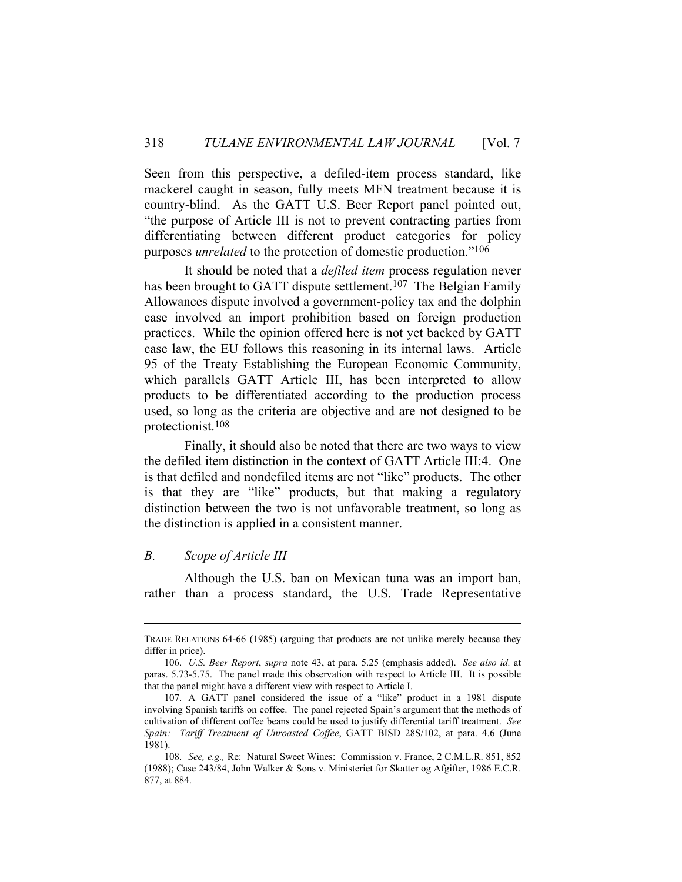Seen from this perspective, a defiled-item process standard, like mackerel caught in season, fully meets MFN treatment because it is country-blind. As the GATT U.S. Beer Report panel pointed out, "the purpose of Article III is not to prevent contracting parties from differentiating between different product categories for policy purposes *unrelated* to the protection of domestic production."[106]

It should be noted that a *defiled item* process regulation never has been brought to GATT dispute settlement.[107] The Belgian Family Allowances dispute involved a government-policy tax and the dolphin case involved an import prohibition based on foreign production practices. While the opinion offered here is not yet backed by GATT case law, the EU follows this reasoning in its internal laws. Article 95 of the Treaty Establishing the European Economic Community, which parallels GATT Article III, has been interpreted to allow products to be differentiated according to the production process used, so long as the criteria are objective and are not designed to be protectionist.[108]

Finally, it should also be noted that there are two ways to view the defiled item distinction in the context of GATT Article III:4. One is that defiled and nondefiled items are not "like" products. The other is that they are "like" products, but that making a regulatory distinction between the two is not unfavorable treatment, so long as the distinction is applied in a consistent manner.

### *B. Scope of Article III*

Although the U.S. ban on Mexican tuna was an import ban, rather than a process standard, the U.S. Trade Representative

---

TRADE RELATIONS 64-66 (1985) (arguing that products are not unlike merely because they differ in price).

106. *U.S. Beer Report*, *supra* note 43, at para. 5.25 (emphasis added). *See also id.* at paras. 5.73-5.75. The panel made this observation with respect to Article III. It is possible that the panel might have a different view with respect to Article I.

107. A GATT panel considered the issue of a "like" product in a 1981 dispute involving Spanish tariffs on coffee. The panel rejected Spain's argument that the methods of cultivation of different coffee beans could be used to justify differential tariff treatment. *See Spain: Tariff Treatment of Unroasted Coffee*, GATT BISD 28S/102, at para. 4.6 (June 1981).

108. *See, e.g.,* Re: Natural Sweet Wines: Commission v. France, 2 C.M.L.R. 851, 852 (1988); Case 243/84, John Walker & Sons v. Ministeriet for Skatter og Afgifter, 1986 E.C.R. 877, at 884.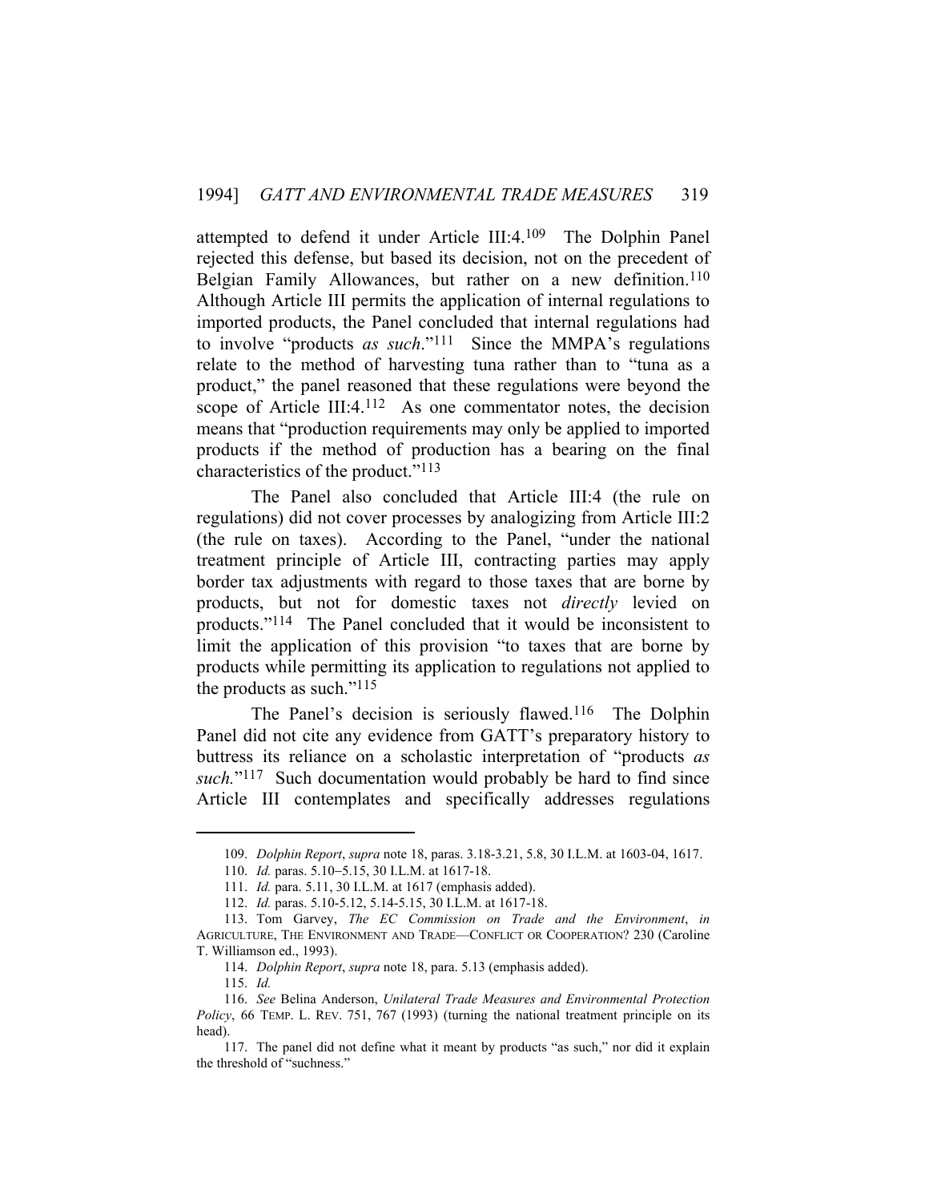attempted to defend it under Article III:4.[109] The Dolphin Panel rejected this defense, but based its decision, not on the precedent of Belgian Family Allowances, but rather on a new definition.[110] Although Article III permits the application of internal regulations to imported products, the Panel concluded that internal regulations had to involve "products *as such*."[111] Since the MMPA's regulations relate to the method of harvesting tuna rather than to "tuna as a product," the panel reasoned that these regulations were beyond the scope of Article III:4.[112] As one commentator notes, the decision means that "production requirements may only be applied to imported products if the method of production has a bearing on the final characteristics of the product."[113]

The Panel also concluded that Article III:4 (the rule on regulations) did not cover processes by analogizing from Article III:2 (the rule on taxes). According to the Panel, "under the national treatment principle of Article III, contracting parties may apply border tax adjustments with regard to those taxes that are borne by products, but not for domestic taxes not *directly* levied on products."[114] The Panel concluded that it would be inconsistent to limit the application of this provision "to taxes that are borne by products while permitting its application to regulations not applied to the products as such."[115]

The Panel's decision is seriously flawed.[116] The Dolphin Panel did not cite any evidence from GATT's preparatory history to buttress its reliance on a scholastic interpretation of "products *as such*."[117] Such documentation would probably be hard to find since Article III contemplates and specifically addresses regulations

---

109. *Dolphin Report*, *supra* note 18, paras. 3.18-3.21, 5.8, 30 I.L.M. at 1603-04, 1617.

110. *Id.* paras. 5.10–5.15, 30 I.L.M. at 1617-18.

111. *Id.* para. 5.11, 30 I.L.M. at 1617 (emphasis added).

112. *Id.* paras. 5.10-5.12, 5.14-5.15, 30 I.L.M. at 1617-18.

113. Tom Garvey, *The EC Commission on Trade and the Environment*, *in* AGRICULTURE, THE ENVIRONMENT AND TRADE—CONFLICT OR COOPERATION? 230 (Caroline T. Williamson ed., 1993).

114. *Dolphin Report*, *supra* note 18, para. 5.13 (emphasis added).

115. *Id.*

116. *See* Belina Anderson, *Unilateral Trade Measures and Environmental Protection Policy*, 66 TEMP. L. REV. 751, 767 (1993) (turning the national treatment principle on its head).

117. The panel did not define what it meant by products "as such," nor did it explain the threshold of "suchness."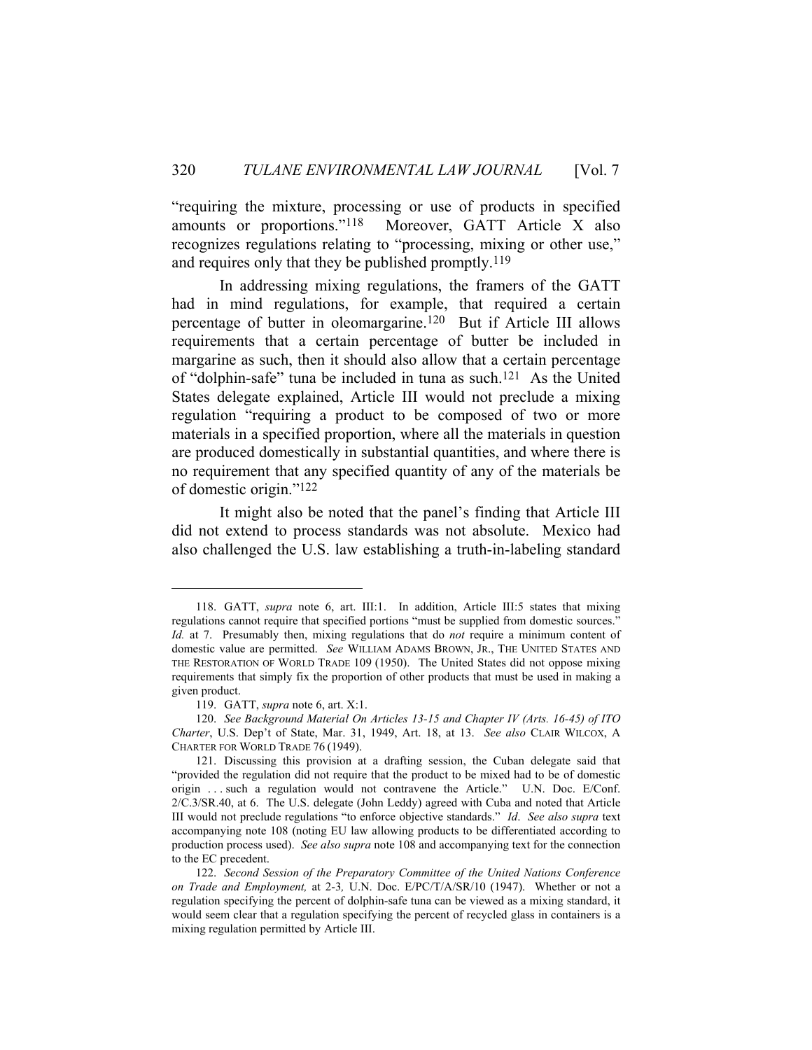"requiring the mixture, processing or use of products in specified amounts or proportions."[118] Moreover, GATT Article X also recognizes regulations relating to "processing, mixing or other use," and requires only that they be published promptly.[119]

In addressing mixing regulations, the framers of the GATT had in mind regulations, for example, that required a certain percentage of butter in oleomargarine.[120] But if Article III allows requirements that a certain percentage of butter be included in margarine as such, then it should also allow that a certain percentage of "dolphin-safe" tuna be included in tuna as such.[121] As the United States delegate explained, Article III would not preclude a mixing regulation "requiring a product to be composed of two or more materials in a specified proportion, where all the materials in question are produced domestically in substantial quantities, and where there is no requirement that any specified quantity of any of the materials be of domestic origin."[122]

It might also be noted that the panel's finding that Article III did not extend to process standards was not absolute. Mexico had also challenged the U.S. law establishing a truth-in-labeling standard

---

118. GATT, *supra* note 6, art. III:1. In addition, Article III:5 states that mixing regulations cannot require that specified portions "must be supplied from domestic sources." *Id.* at 7. Presumably then, mixing regulations that do *not* require a minimum content of domestic value are permitted. *See* WILLIAM ADAMS BROWN, JR., THE UNITED STATES AND THE RESTORATION OF WORLD TRADE 109 (1950). The United States did not oppose mixing requirements that simply fix the proportion of other products that must be used in making a given product.

119. GATT, *supra* note 6, art. X:1.

120. *See Background Material On Articles 13-15 and Chapter IV (Arts. 16-45) of ITO Charter*, U.S. Dep't of State, Mar. 31, 1949, Art. 18, at 13. *See also* CLAIR WILCOX, A CHARTER FOR WORLD TRADE 76 (1949).

121. Discussing this provision at a drafting session, the Cuban delegate said that "provided the regulation did not require that the product to be mixed had to be of domestic origin . . . such a regulation would not contravene the Article." U.N. Doc. E/Conf. 2/C.3/SR.40, at 6. The U.S. delegate (John Leddy) agreed with Cuba and noted that Article III would not preclude regulations "to enforce objective standards." *Id*. *See also supra* text accompanying note 108 (noting EU law allowing products to be differentiated according to production process used). *See also supra* note 108 and accompanying text for the connection to the EC precedent.

122. *Second Session of the Preparatory Committee of the United Nations Conference on Trade and Employment,* at 2-3*,* U.N. Doc. E/PC/T/A/SR/10 (1947). Whether or not a regulation specifying the percent of dolphin-safe tuna can be viewed as a mixing standard, it would seem clear that a regulation specifying the percent of recycled glass in containers is a mixing regulation permitted by Article III.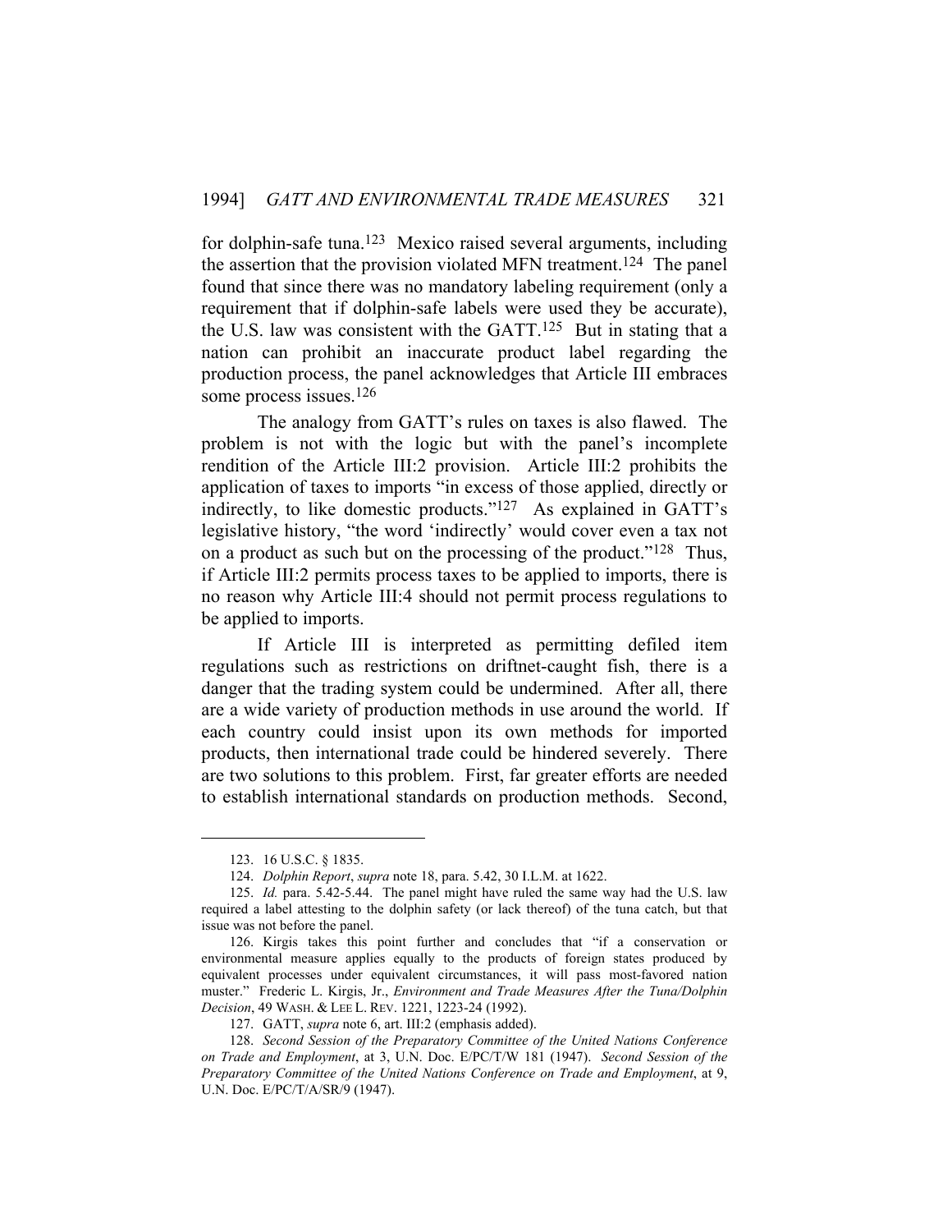for dolphin-safe tuna.[123] Mexico raised several arguments, including the assertion that the provision violated MFN treatment.[124] The panel found that since there was no mandatory labeling requirement (only a requirement that if dolphin-safe labels were used they be accurate), the U.S. law was consistent with the GATT.[125] But in stating that a nation can prohibit an inaccurate product label regarding the production process, the panel acknowledges that Article III embraces some process issues.[126]

The analogy from GATT's rules on taxes is also flawed. The problem is not with the logic but with the panel's incomplete rendition of the Article III:2 provision. Article III:2 prohibits the application of taxes to imports "in excess of those applied, directly or indirectly, to like domestic products."[127] As explained in GATT's legislative history, "the word 'indirectly' would cover even a tax not on a product as such but on the processing of the product."[128] Thus, if Article III:2 permits process taxes to be applied to imports, there is no reason why Article III:4 should not permit process regulations to be applied to imports.

If Article III is interpreted as permitting defiled item regulations such as restrictions on driftnet-caught fish, there is a danger that the trading system could be undermined. After all, there are a wide variety of production methods in use around the world. If each country could insist upon its own methods for imported products, then international trade could be hindered severely. There are two solutions to this problem. First, far greater efforts are needed to establish international standards on production methods. Second,

---

123. 16 U.S.C. § 1835.

124. *Dolphin Report*, *supra* note 18, para. 5.42, 30 I.L.M. at 1622.

125. *Id.* para. 5.42-5.44. The panel might have ruled the same way had the U.S. law required a label attesting to the dolphin safety (or lack thereof) of the tuna catch, but that issue was not before the panel.

126. Kirgis takes this point further and concludes that "if a conservation or environmental measure applies equally to the products of foreign states produced by equivalent processes under equivalent circumstances, it will pass most-favored nation muster." Frederic L. Kirgis, Jr., *Environment and Trade Measures After the Tuna/Dolphin Decision*, 49 WASH. & LEE L. REV. 1221, 1223-24 (1992).

127. GATT, *supra* note 6, art. III:2 (emphasis added).

128. *Second Session of the Preparatory Committee of the United Nations Conference on Trade and Employment*, at 3, U.N. Doc. E/PC/T/W 181 (1947). *Second Session of the Preparatory Committee of the United Nations Conference on Trade and Employment*, at 9, U.N. Doc. E/PC/T/A/SR/9 (1947).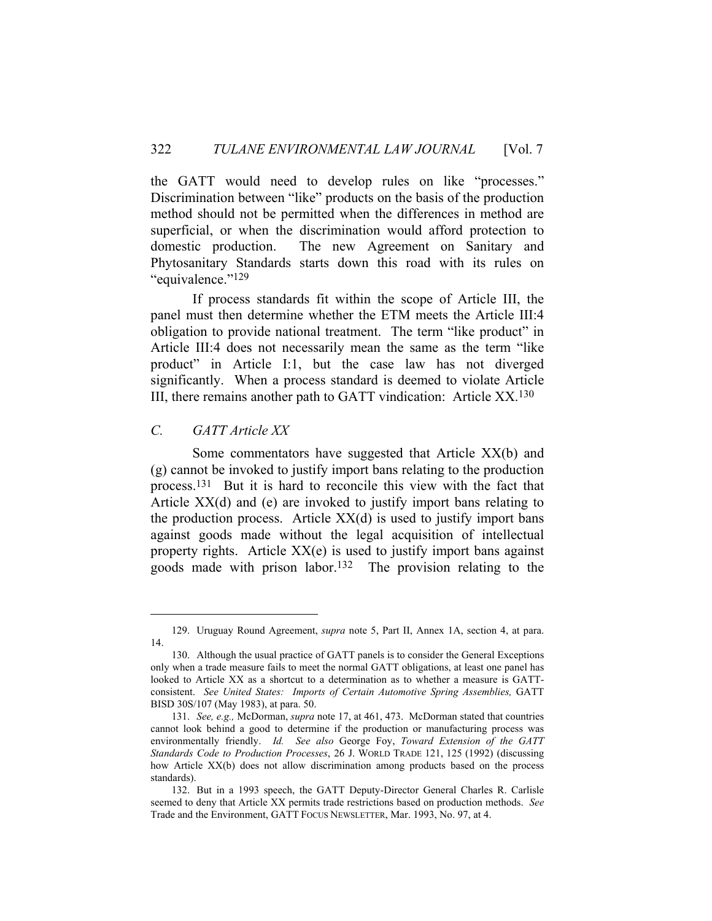the GATT would need to develop rules on like "processes." Discrimination between "like" products on the basis of the production method should not be permitted when the differences in method are superficial, or when the discrimination would afford protection to domestic production. The new Agreement on Sanitary and Phytosanitary Standards starts down this road with its rules on "equivalence."[129]

If process standards fit within the scope of Article III, the panel must then determine whether the ETM meets the Article III:4 obligation to provide national treatment. The term "like product" in Article III:4 does not necessarily mean the same as the term "like product" in Article I:1, but the case law has not diverged significantly. When a process standard is deemed to violate Article III, there remains another path to GATT vindication: Article XX.[130]

### *C. GATT Article XX*

Some commentators have suggested that Article XX(b) and (g) cannot be invoked to justify import bans relating to the production process.[131] But it is hard to reconcile this view with the fact that Article XX(d) and (e) are invoked to justify import bans relating to the production process. Article XX(d) is used to justify import bans against goods made without the legal acquisition of intellectual property rights. Article XX(e) is used to justify import bans against goods made with prison labor.[132] The provision relating to the

---

129. Uruguay Round Agreement, *supra* note 5, Part II, Annex 1A, section 4, at para. 14.

130. Although the usual practice of GATT panels is to consider the General Exceptions only when a trade measure fails to meet the normal GATT obligations, at least one panel has looked to Article XX as a shortcut to a determination as to whether a measure is GATT-consistent. *See United States: Imports of Certain Automotive Spring Assemblies,* GATT BISD 30S/107 (May 1983), at para. 50.

131. *See, e.g.,* McDorman, *supra* note 17, at 461, 473. McDorman stated that countries cannot look behind a good to determine if the production or manufacturing process was environmentally friendly. *Id. See also* George Foy, *Toward Extension of the GATT Standards Code to Production Processes*, 26 J. WORLD TRADE 121, 125 (1992) (discussing how Article XX(b) does not allow discrimination among products based on the process standards).

132. But in a 1993 speech, the GATT Deputy-Director General Charles R. Carlisle seemed to deny that Article XX permits trade restrictions based on production methods. *See* Trade and the Environment, GATT FOCUS NEWSLETTER, Mar. 1993, No. 97, at 4.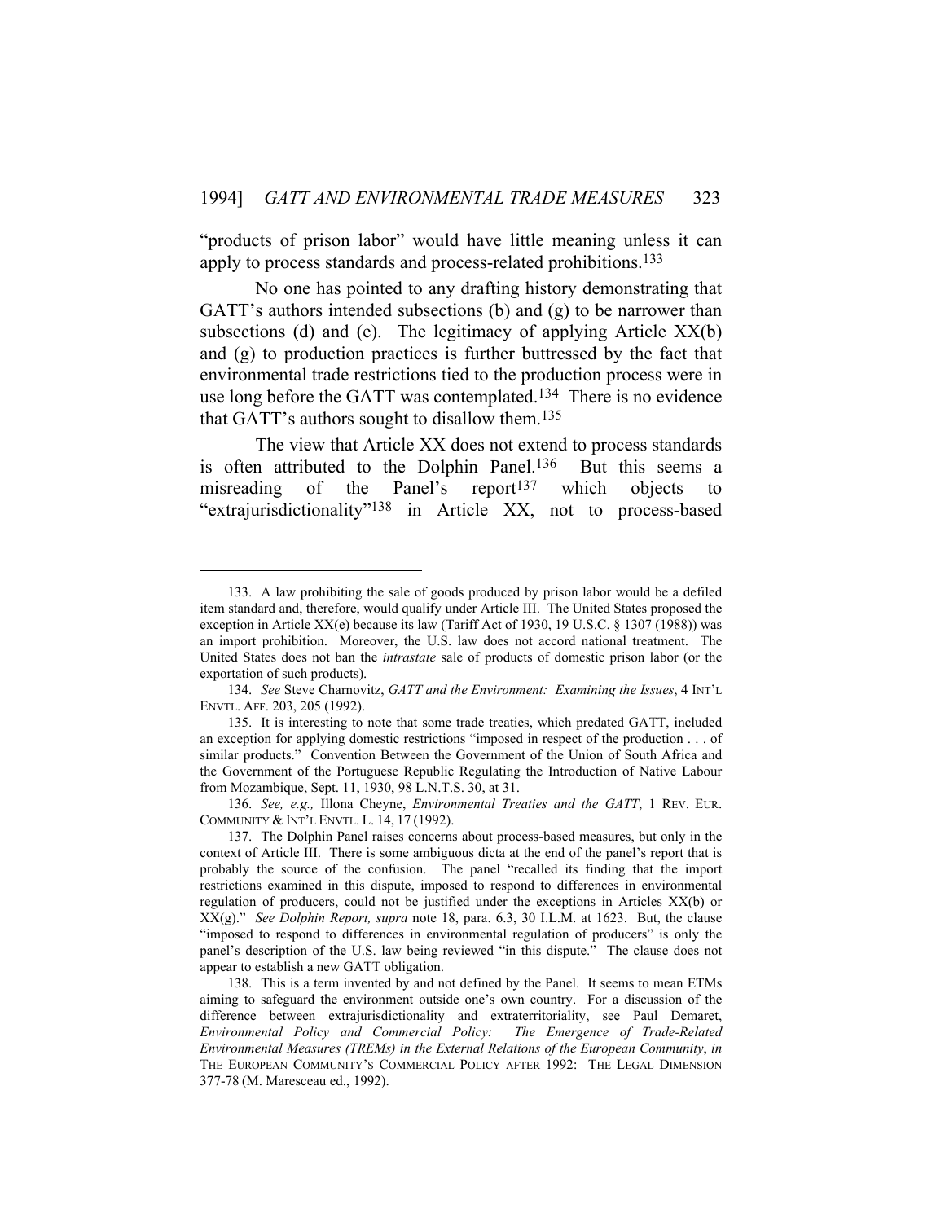"products of prison labor" would have little meaning unless it can apply to process standards and process-related prohibitions.[133]

No one has pointed to any drafting history demonstrating that GATT's authors intended subsections (b) and (g) to be narrower than subsections (d) and (e). The legitimacy of applying Article XX(b) and (g) to production practices is further buttressed by the fact that environmental trade restrictions tied to the production process were in use long before the GATT was contemplated.[134] There is no evidence that GATT's authors sought to disallow them.[135]

The view that Article XX does not extend to process standards is often attributed to the Dolphin Panel.[136] But this seems a misreading of the Panel's report[137] which objects to "extrajurisdictionality"[138] in Article XX, not to process-based

---

133. A law prohibiting the sale of goods produced by prison labor would be a defiled item standard and, therefore, would qualify under Article III. The United States proposed the exception in Article XX(e) because its law (Tariff Act of 1930, 19 U.S.C. § 1307 (1988)) was an import prohibition. Moreover, the U.S. law does not accord national treatment. The United States does not ban the *intrastate* sale of products of domestic prison labor (or the exportation of such products).

134. *See* Steve Charnovitz, *GATT and the Environment: Examining the Issues*, 4 INT'L ENVTL. AFF. 203, 205 (1992).

135. It is interesting to note that some trade treaties, which predated GATT, included an exception for applying domestic restrictions "imposed in respect of the production . . . of similar products." Convention Between the Government of the Union of South Africa and the Government of the Portuguese Republic Regulating the Introduction of Native Labour from Mozambique, Sept. 11, 1930, 98 L.N.T.S. 30, at 31.

136. *See, e.g.,* Illona Cheyne, *Environmental Treaties and the GATT*, 1 REV. EUR. COMMUNITY & INT'L ENVTL. L. 14, 17 (1992).

137. The Dolphin Panel raises concerns about process-based measures, but only in the context of Article III. There is some ambiguous dicta at the end of the panel's report that is probably the source of the confusion. The panel "recalled its finding that the import restrictions examined in this dispute, imposed to respond to differences in environmental regulation of producers, could not be justified under the exceptions in Articles XX(b) or XX(g)." *See Dolphin Report, supra* note 18, para. 6.3, 30 I.L.M. at 1623. But, the clause "imposed to respond to differences in environmental regulation of producers" is only the panel's description of the U.S. law being reviewed "in this dispute." The clause does not appear to establish a new GATT obligation.

138. This is a term invented by and not defined by the Panel. It seems to mean ETMs aiming to safeguard the environment outside one's own country. For a discussion of the difference between extrajurisdictionality and extraterritoriality, see Paul Demaret, *Environmental Policy and Commercial Policy: The Emergence of Trade-Related Environmental Measures (TREMs) in the External Relations of the European Community*, *in* THE EUROPEAN COMMUNITY'S COMMERCIAL POLICY AFTER 1992: THE LEGAL DIMENSION 377-78 (M. Maresceau ed., 1992).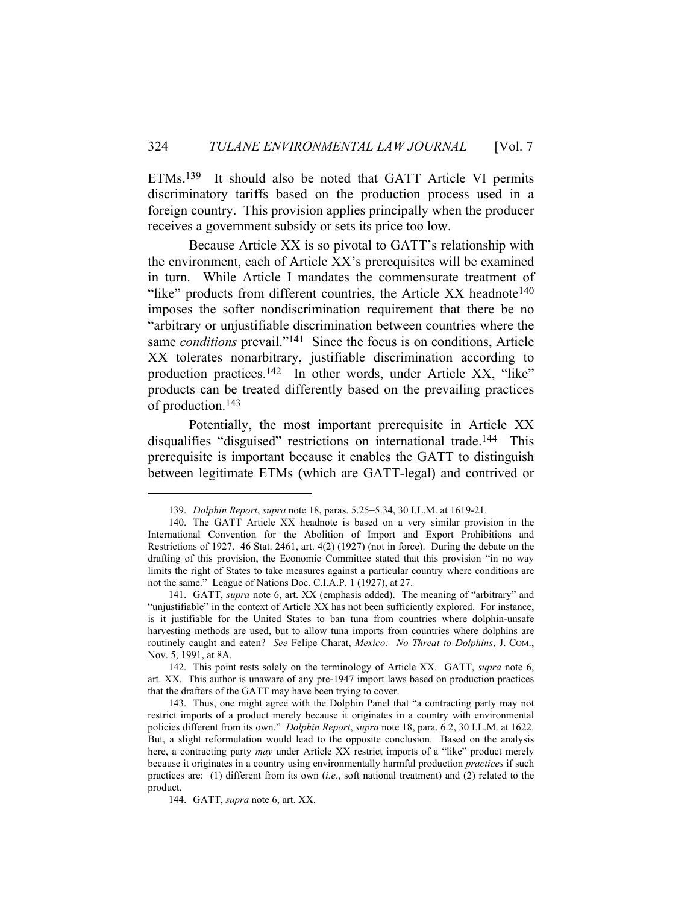ETMs.[139] It should also be noted that GATT Article VI permits discriminatory tariffs based on the production process used in a foreign country. This provision applies principally when the producer receives a government subsidy or sets its price too low.

Because Article XX is so pivotal to GATT's relationship with the environment, each of Article XX's prerequisites will be examined in turn. While Article I mandates the commensurate treatment of "like" products from different countries, the Article XX headnote[140] imposes the softer nondiscrimination requirement that there be no "arbitrary or unjustifiable discrimination between countries where the same *conditions* prevail."[141] Since the focus is on conditions, Article XX tolerates nonarbitrary, justifiable discrimination according to production practices.[142] In other words, under Article XX, "like" products can be treated differently based on the prevailing practices of production.[143]

Potentially, the most important prerequisite in Article XX disqualifies "disguised" restrictions on international trade.[144] This prerequisite is important because it enables the GATT to distinguish between legitimate ETMs (which are GATT-legal) and contrived or

---

139. *Dolphin Report*, *supra* note 18, paras. 5.25–5.34, 30 I.L.M. at 1619-21.

140. The GATT Article XX headnote is based on a very similar provision in the International Convention for the Abolition of Import and Export Prohibitions and Restrictions of 1927. 46 Stat. 2461, art. 4(2) (1927) (not in force). During the debate on the drafting of this provision, the Economic Committee stated that this provision "in no way limits the right of States to take measures against a particular country where conditions are not the same." League of Nations Doc. C.I.A.P. 1 (1927), at 27.

141. GATT, *supra* note 6, art. XX (emphasis added). The meaning of "arbitrary" and "unjustifiable" in the context of Article XX has not been sufficiently explored. For instance, is it justifiable for the United States to ban tuna from countries where dolphin-unsafe harvesting methods are used, but to allow tuna imports from countries where dolphins are routinely caught and eaten? *See* Felipe Charat, *Mexico: No Threat to Dolphins*, J. COM., Nov. 5, 1991, at 8A.

142. This point rests solely on the terminology of Article XX. GATT, *supra* note 6, art. XX. This author is unaware of any pre-1947 import laws based on production practices that the drafters of the GATT may have been trying to cover.

143. Thus, one might agree with the Dolphin Panel that "a contracting party may not restrict imports of a product merely because it originates in a country with environmental policies different from its own." *Dolphin Report*, *supra* note 18, para. 6.2, 30 I.L.M. at 1622. But, a slight reformulation would lead to the opposite conclusion. Based on the analysis here, a contracting party *may* under Article XX restrict imports of a "like" product merely because it originates in a country using environmentally harmful production *practices* if such practices are: (1) different from its own (*i.e.*, soft national treatment) and (2) related to the product.

144. GATT, *supra* note 6, art. XX.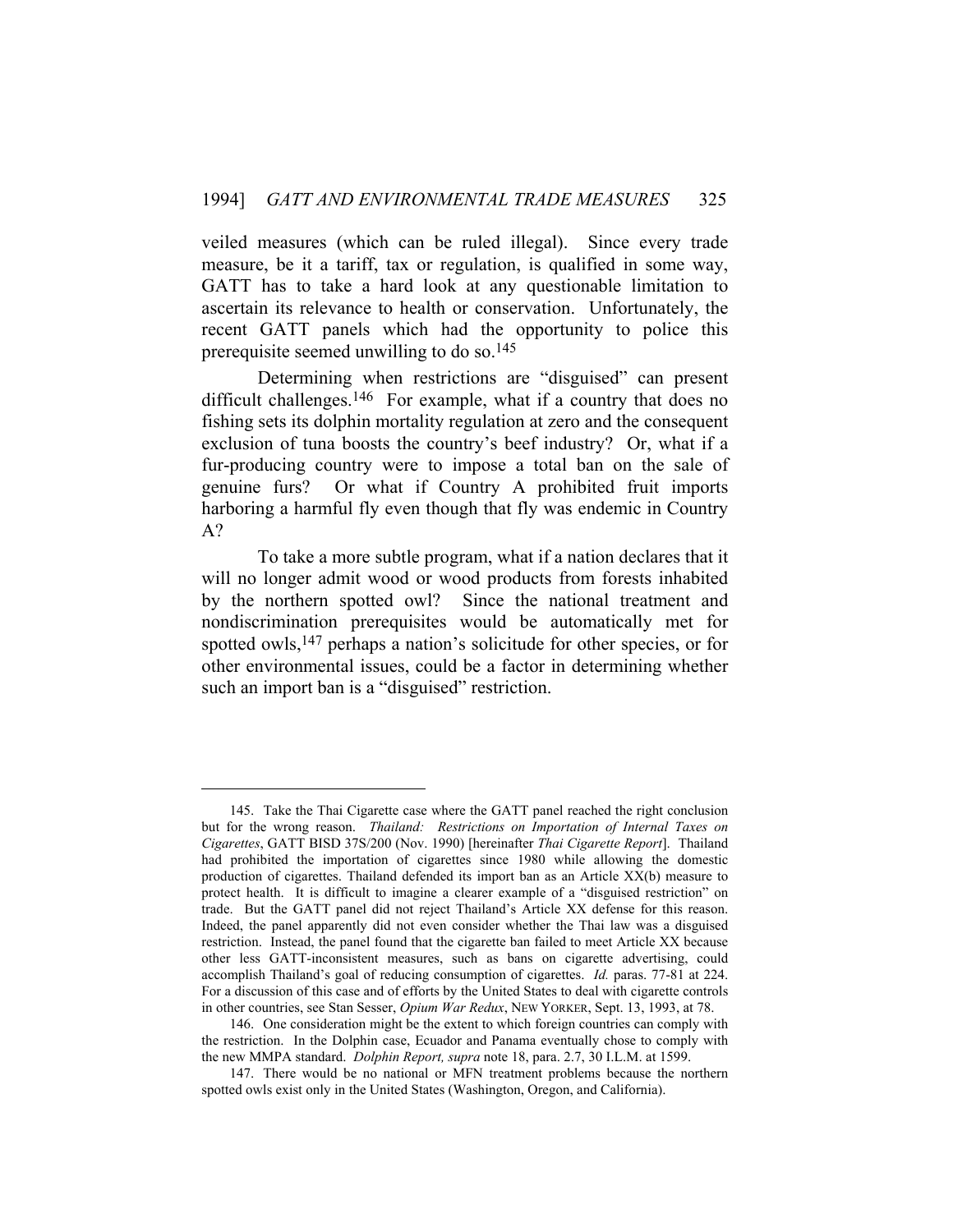veiled measures (which can be ruled illegal). Since every trade measure, be it a tariff, tax or regulation, is qualified in some way, GATT has to take a hard look at any questionable limitation to ascertain its relevance to health or conservation. Unfortunately, the recent GATT panels which had the opportunity to police this prerequisite seemed unwilling to do so.[145]

Determining when restrictions are "disguised" can present difficult challenges.[146] For example, what if a country that does no fishing sets its dolphin mortality regulation at zero and the consequent exclusion of tuna boosts the country's beef industry? Or, what if a fur-producing country were to impose a total ban on the sale of genuine furs? Or what if Country A prohibited fruit imports harboring a harmful fly even though that fly was endemic in Country A?

To take a more subtle program, what if a nation declares that it will no longer admit wood or wood products from forests inhabited by the northern spotted owl? Since the national treatment and nondiscrimination prerequisites would be automatically met for spotted owls,[147] perhaps a nation's solicitude for other species, or for other environmental issues, could be a factor in determining whether such an import ban is a "disguised" restriction.

---

145. Take the Thai Cigarette case where the GATT panel reached the right conclusion but for the wrong reason. *Thailand: Restrictions on Importation of Internal Taxes on Cigarettes*, GATT BISD 37S/200 (Nov. 1990) [hereinafter *Thai Cigarette Report*]. Thailand had prohibited the importation of cigarettes since 1980 while allowing the domestic production of cigarettes. Thailand defended its import ban as an Article XX(b) measure to protect health. It is difficult to imagine a clearer example of a "disguised restriction" on trade. But the GATT panel did not reject Thailand's Article XX defense for this reason. Indeed, the panel apparently did not even consider whether the Thai law was a disguised restriction. Instead, the panel found that the cigarette ban failed to meet Article XX because other less GATT-inconsistent measures, such as bans on cigarette advertising, could accomplish Thailand's goal of reducing consumption of cigarettes. *Id.* paras. 77-81 at 224. For a discussion of this case and of efforts by the United States to deal with cigarette controls in other countries, see Stan Sesser, *Opium War Redux*, NEW YORKER, Sept. 13, 1993, at 78.

146. One consideration might be the extent to which foreign countries can comply with the restriction. In the Dolphin case, Ecuador and Panama eventually chose to comply with the new MMPA standard. *Dolphin Report, supra* note 18, para. 2.7, 30 I.L.M. at 1599.

147. There would be no national or MFN treatment problems because the northern spotted owls exist only in the United States (Washington, Oregon, and California).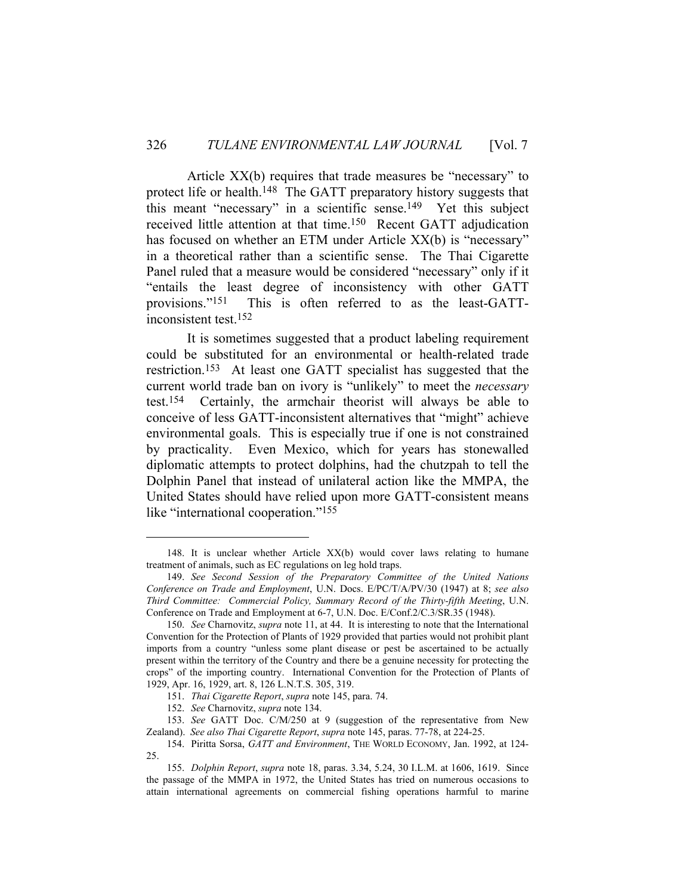Article XX(b) requires that trade measures be "necessary" to protect life or health.[148] The GATT preparatory history suggests that this meant "necessary" in a scientific sense.[149] Yet this subject received little attention at that time.[150] Recent GATT adjudication has focused on whether an ETM under Article XX(b) is "necessary" in a theoretical rather than a scientific sense. The Thai Cigarette Panel ruled that a measure would be considered "necessary" only if it "entails the least degree of inconsistency with other GATT provisions."[151] This is often referred to as the least-GATT-inconsistent test.[152]

It is sometimes suggested that a product labeling requirement could be substituted for an environmental or health-related trade restriction.[153] At least one GATT specialist has suggested that the current world trade ban on ivory is "unlikely" to meet the *necessary* test.[154] Certainly, the armchair theorist will always be able to conceive of less GATT-inconsistent alternatives that "might" achieve environmental goals. This is especially true if one is not constrained by practicality. Even Mexico, which for years has stonewalled diplomatic attempts to protect dolphins, had the chutzpah to tell the Dolphin Panel that instead of unilateral action like the MMPA, the United States should have relied upon more GATT-consistent means like "international cooperation."[155]

---

148. It is unclear whether Article XX(b) would cover laws relating to humane treatment of animals, such as EC regulations on leg hold traps.

149. *See Second Session of the Preparatory Committee of the United Nations Conference on Trade and Employment*, U.N. Docs. E/PC/T/A/PV/30 (1947) at 8; *see also Third Committee: Commercial Policy, Summary Record of the Thirty-fifth Meeting*, U.N. Conference on Trade and Employment at 6-7, U.N. Doc. E/Conf.2/C.3/SR.35 (1948).

150. *See* Charnovitz, *supra* note 11, at 44. It is interesting to note that the International Convention for the Protection of Plants of 1929 provided that parties would not prohibit plant imports from a country "unless some plant disease or pest be ascertained to be actually present within the territory of the Country and there be a genuine necessity for protecting the crops" of the importing country. International Convention for the Protection of Plants of 1929, Apr. 16, 1929, art. 8, 126 L.N.T.S. 305, 319.

151. *Thai Cigarette Report*, *supra* note 145, para. 74.

152. *See* Charnovitz, *supra* note 134.

153. *See* GATT Doc. C/M/250 at 9 (suggestion of the representative from New Zealand). *See also Thai Cigarette Report*, *supra* note 145, paras. 77-78, at 224-25.

154. Piritta Sorsa, *GATT and Environment*, THE WORLD ECONOMY, Jan. 1992, at 124-25.

155. *Dolphin Report*, *supra* note 18, paras. 3.34, 5.24, 30 I.L.M. at 1606, 1619. Since the passage of the MMPA in 1972, the United States has tried on numerous occasions to attain international agreements on commercial fishing operations harmful to marine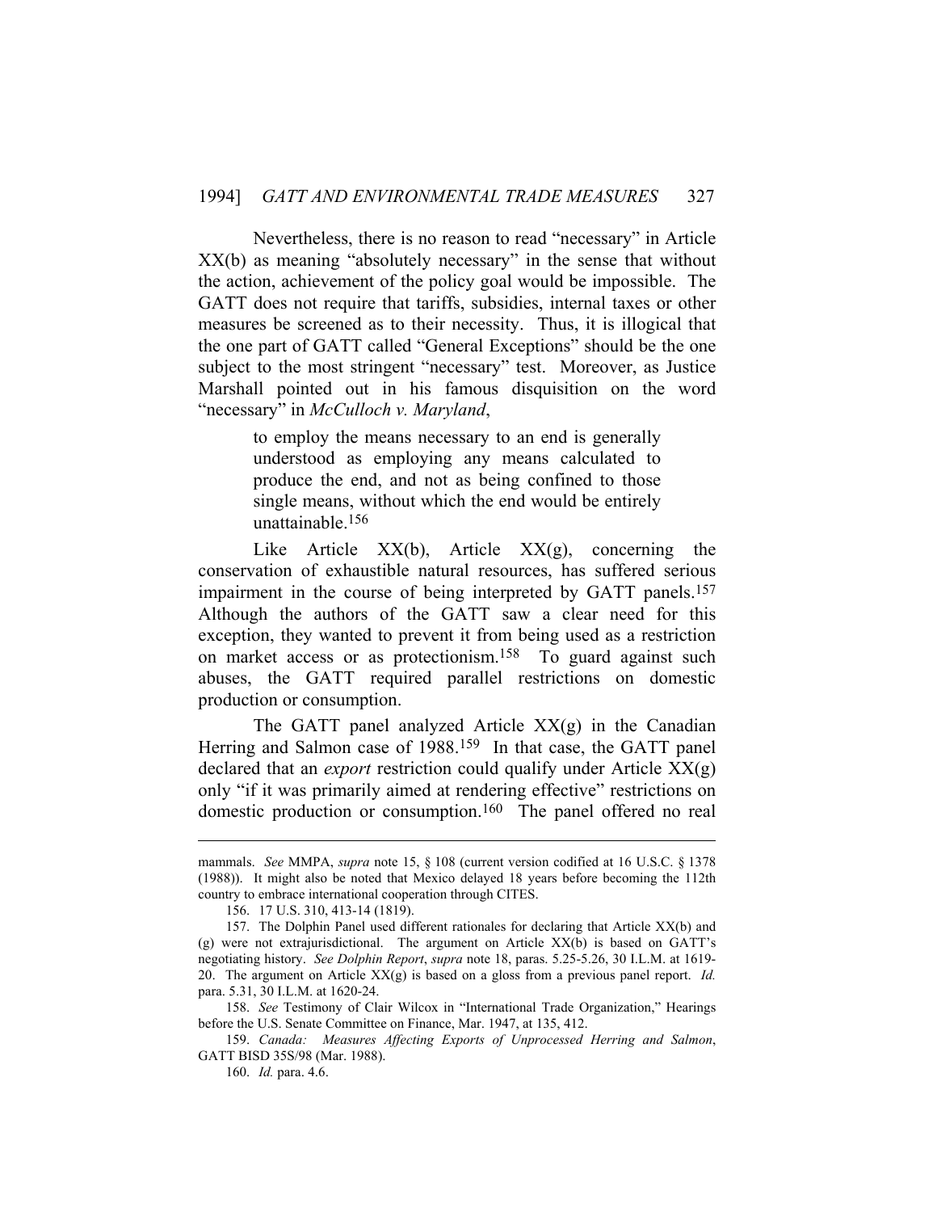Nevertheless, there is no reason to read "necessary" in Article XX(b) as meaning "absolutely necessary" in the sense that without the action, achievement of the policy goal would be impossible. The GATT does not require that tariffs, subsidies, internal taxes or other measures be screened as to their necessity. Thus, it is illogical that the one part of GATT called "General Exceptions" should be the one subject to the most stringent "necessary" test. Moreover, as Justice Marshall pointed out in his famous disquisition on the word "necessary" in *McCulloch v. Maryland*,

> to employ the means necessary to an end is generally understood as employing any means calculated to produce the end, and not as being confined to those single means, without which the end would be entirely unattainable.[156]

Like Article XX(b), Article XX(g), concerning the conservation of exhaustible natural resources, has suffered serious impairment in the course of being interpreted by GATT panels.[157] Although the authors of the GATT saw a clear need for this exception, they wanted to prevent it from being used as a restriction on market access or as protectionism.[158] To guard against such abuses, the GATT required parallel restrictions on domestic production or consumption.

The GATT panel analyzed Article XX(g) in the Canadian Herring and Salmon case of 1988.[159] In that case, the GATT panel declared that an *export* restriction could qualify under Article XX(g) only "if it was primarily aimed at rendering effective" restrictions on domestic production or consumption.[160] The panel offered no real

---

mammals. *See* MMPA, *supra* note 15, § 108 (current version codified at 16 U.S.C. § 1378 (1988)). It might also be noted that Mexico delayed 18 years before becoming the 112th country to embrace international cooperation through CITES.

156. 17 U.S. 310, 413-14 (1819).

157. The Dolphin Panel used different rationales for declaring that Article XX(b) and (g) were not extrajurisdictional. The argument on Article XX(b) is based on GATT's negotiating history. *See Dolphin Report*, *supra* note 18, paras. 5.25-5.26, 30 I.L.M. at 1619-20. The argument on Article XX(g) is based on a gloss from a previous panel report. *Id.* para. 5.31, 30 I.L.M. at 1620-24.

158. *See* Testimony of Clair Wilcox in "International Trade Organization," Hearings before the U.S. Senate Committee on Finance, Mar. 1947, at 135, 412.

159. *Canada: Measures Affecting Exports of Unprocessed Herring and Salmon*, GATT BISD 35S/98 (Mar. 1988).

160. *Id.* para. 4.6.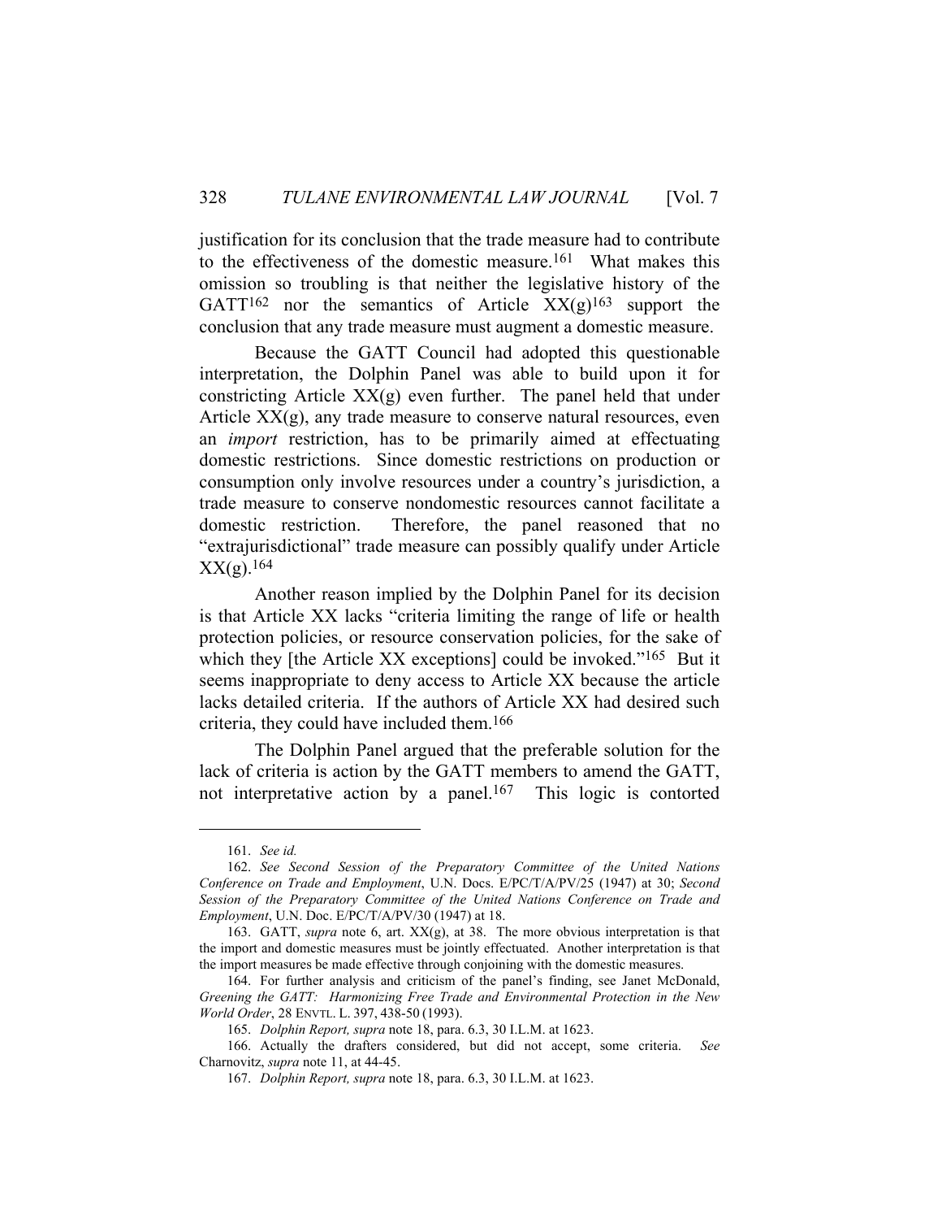justification for its conclusion that the trade measure had to contribute to the effectiveness of the domestic measure.[161] What makes this omission so troubling is that neither the legislative history of the GATT[162] nor the semantics of Article XX(g)[163] support the conclusion that any trade measure must augment a domestic measure.

Because the GATT Council had adopted this questionable interpretation, the Dolphin Panel was able to build upon it for constricting Article XX(g) even further. The panel held that under Article XX(g), any trade measure to conserve natural resources, even an *import* restriction, has to be primarily aimed at effectuating domestic restrictions. Since domestic restrictions on production or consumption only involve resources under a country's jurisdiction, a trade measure to conserve nondomestic resources cannot facilitate a domestic restriction. Therefore, the panel reasoned that no "extrajurisdictional" trade measure can possibly qualify under Article XX(g).[164]

Another reason implied by the Dolphin Panel for its decision is that Article XX lacks "criteria limiting the range of life or health protection policies, or resource conservation policies, for the sake of which they [the Article XX exceptions] could be invoked."[165] But it seems inappropriate to deny access to Article XX because the article lacks detailed criteria. If the authors of Article XX had desired such criteria, they could have included them.[166]

The Dolphin Panel argued that the preferable solution for the lack of criteria is action by the GATT members to amend the GATT, not interpretative action by a panel.[167] This logic is contorted

---

161. *See id.*

162. *See Second Session of the Preparatory Committee of the United Nations Conference on Trade and Employment*, U.N. Docs. E/PC/T/A/PV/25 (1947) at 30; *Second Session of the Preparatory Committee of the United Nations Conference on Trade and Employment*, U.N. Doc. E/PC/T/A/PV/30 (1947) at 18.

163. GATT, *supra* note 6, art. XX(g), at 38. The more obvious interpretation is that the import and domestic measures must be jointly effectuated. Another interpretation is that the import measures be made effective through conjoining with the domestic measures.

164. For further analysis and criticism of the panel's finding, see Janet McDonald, *Greening the GATT: Harmonizing Free Trade and Environmental Protection in the New World Order*, 28 ENVTL. L. 397, 438-50 (1993).

165. *Dolphin Report, supra* note 18, para. 6.3, 30 I.L.M. at 1623.

166. Actually the drafters considered, but did not accept, some criteria. *See* Charnovitz, *supra* note 11, at 44-45.

167. *Dolphin Report, supra* note 18, para. 6.3, 30 I.L.M. at 1623.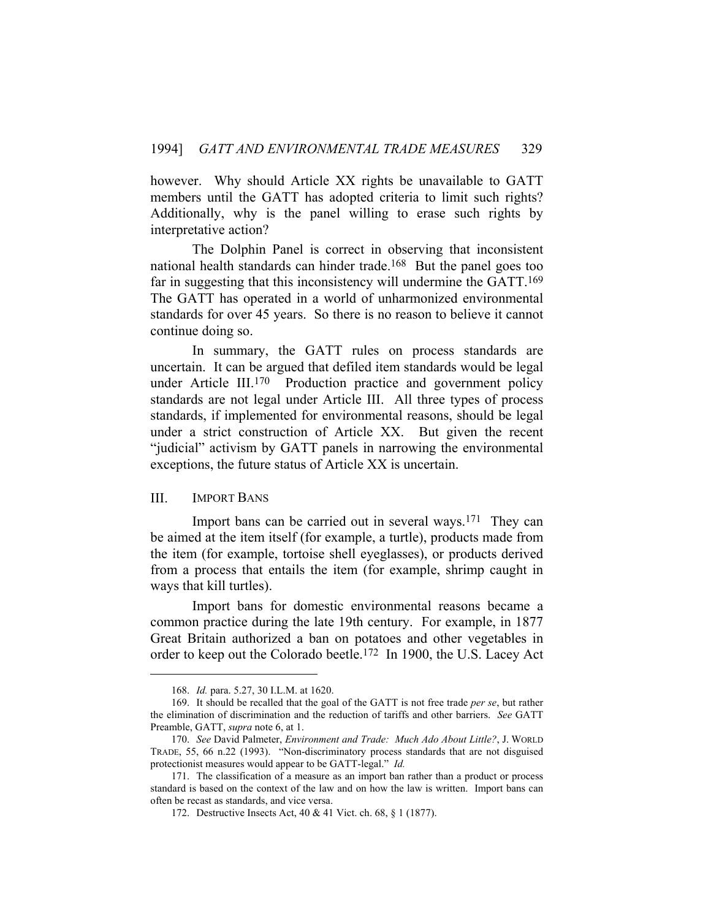however. Why should Article XX rights be unavailable to GATT members until the GATT has adopted criteria to limit such rights? Additionally, why is the panel willing to erase such rights by interpretative action?

The Dolphin Panel is correct in observing that inconsistent national health standards can hinder trade.[168] But the panel goes too far in suggesting that this inconsistency will undermine the GATT.[169] The GATT has operated in a world of unharmonized environmental standards for over 45 years. So there is no reason to believe it cannot continue doing so.

In summary, the GATT rules on process standards are uncertain. It can be argued that defiled item standards would be legal under Article III.[170] Production practice and government policy standards are not legal under Article III. All three types of process standards, if implemented for environmental reasons, should be legal under a strict construction of Article XX. But given the recent "judicial" activism by GATT panels in narrowing the environmental exceptions, the future status of Article XX is uncertain.

## III. IMPORT BANS

Import bans can be carried out in several ways.[171] They can be aimed at the item itself (for example, a turtle), products made from the item (for example, tortoise shell eyeglasses), or products derived from a process that entails the item (for example, shrimp caught in ways that kill turtles).

Import bans for domestic environmental reasons became a common practice during the late 19th century. For example, in 1877 Great Britain authorized a ban on potatoes and other vegetables in order to keep out the Colorado beetle.[172] In 1900, the U.S. Lacey Act

---

168. *Id.* para. 5.27, 30 I.L.M. at 1620.

169. It should be recalled that the goal of the GATT is not free trade *per se*, but rather the elimination of discrimination and the reduction of tariffs and other barriers. *See* GATT Preamble, GATT, *supra* note 6, at 1.

170. *See* David Palmeter, *Environment and Trade: Much Ado About Little?*, J. WORLD TRADE, 55, 66 n.22 (1993). "Non-discriminatory process standards that are not disguised protectionist measures would appear to be GATT-legal." *Id.*

171. The classification of a measure as an import ban rather than a product or process standard is based on the context of the law and on how the law is written. Import bans can often be recast as standards, and vice versa.

172. Destructive Insects Act, 40 & 41 Vict. ch. 68, § 1 (1877).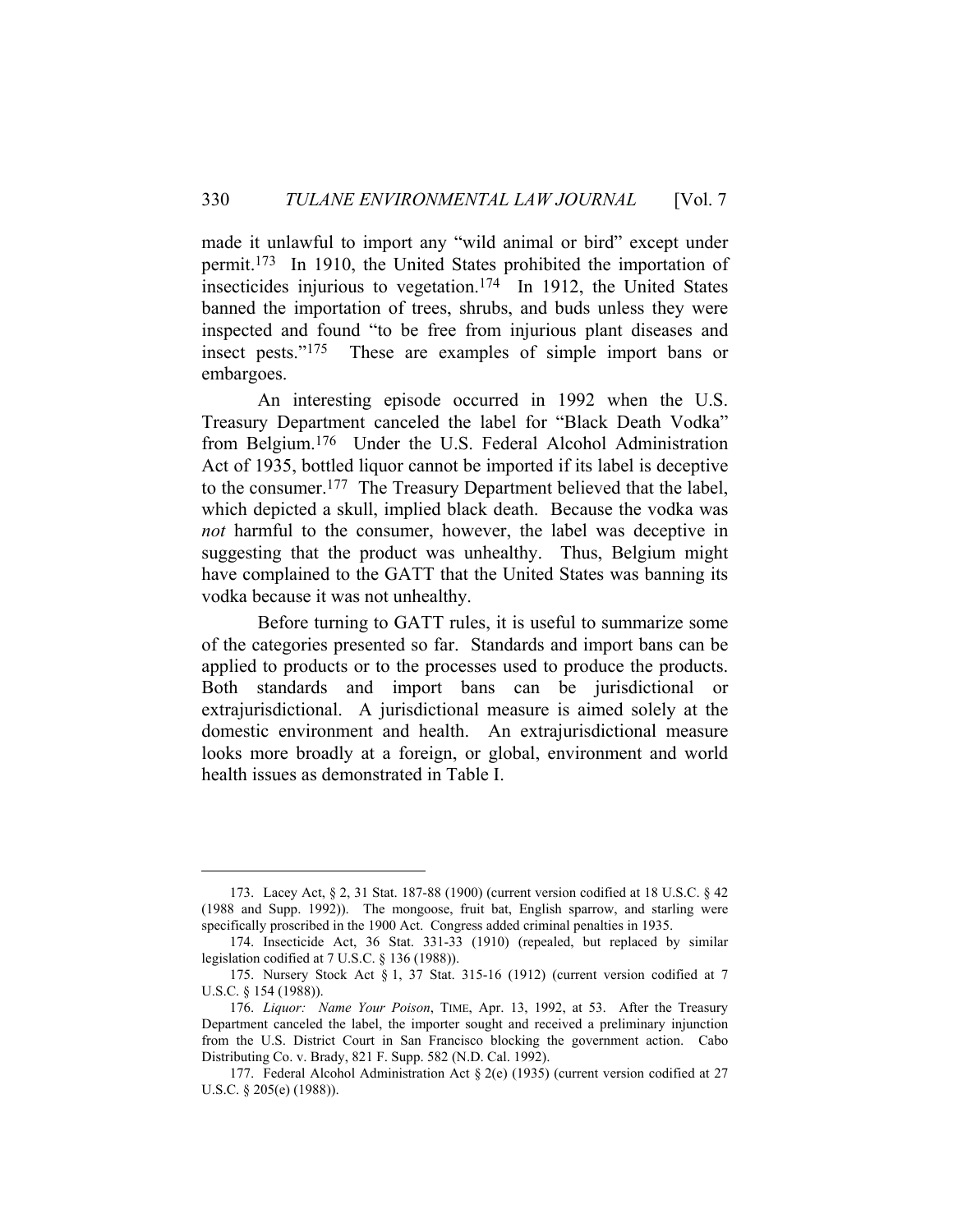made it unlawful to import any "wild animal or bird" except under permit.[173] In 1910, the United States prohibited the importation of insecticides injurious to vegetation.[174] In 1912, the United States banned the importation of trees, shrubs, and buds unless they were inspected and found "to be free from injurious plant diseases and insect pests."[175] These are examples of simple import bans or embargoes.

An interesting episode occurred in 1992 when the U.S. Treasury Department canceled the label for "Black Death Vodka" from Belgium.[176] Under the U.S. Federal Alcohol Administration Act of 1935, bottled liquor cannot be imported if its label is deceptive to the consumer.[177] The Treasury Department believed that the label, which depicted a skull, implied black death. Because the vodka was *not* harmful to the consumer, however, the label was deceptive in suggesting that the product was unhealthy. Thus, Belgium might have complained to the GATT that the United States was banning its vodka because it was not unhealthy.

Before turning to GATT rules, it is useful to summarize some of the categories presented so far. Standards and import bans can be applied to products or to the processes used to produce the products. Both standards and import bans can be jurisdictional or extrajurisdictional. A jurisdictional measure is aimed solely at the domestic environment and health. An extrajurisdictional measure looks more broadly at a foreign, or global, environment and world health issues as demonstrated in Table I.

---

173. Lacey Act, § 2, 31 Stat. 187-88 (1900) (current version codified at 18 U.S.C. § 42 (1988 and Supp. 1992)). The mongoose, fruit bat, English sparrow, and starling were specifically proscribed in the 1900 Act. Congress added criminal penalties in 1935.

174. Insecticide Act, 36 Stat. 331-33 (1910) (repealed, but replaced by similar legislation codified at 7 U.S.C. § 136 (1988)).

175. Nursery Stock Act § 1, 37 Stat. 315-16 (1912) (current version codified at 7 U.S.C. § 154 (1988)).

176. *Liquor: Name Your Poison*, TIME, Apr. 13, 1992, at 53. After the Treasury Department canceled the label, the importer sought and received a preliminary injunction from the U.S. District Court in San Francisco blocking the government action. Cabo Distributing Co. v. Brady, 821 F. Supp. 582 (N.D. Cal. 1992).

177. Federal Alcohol Administration Act § 2(e) (1935) (current version codified at 27 U.S.C. § 205(e) (1988)).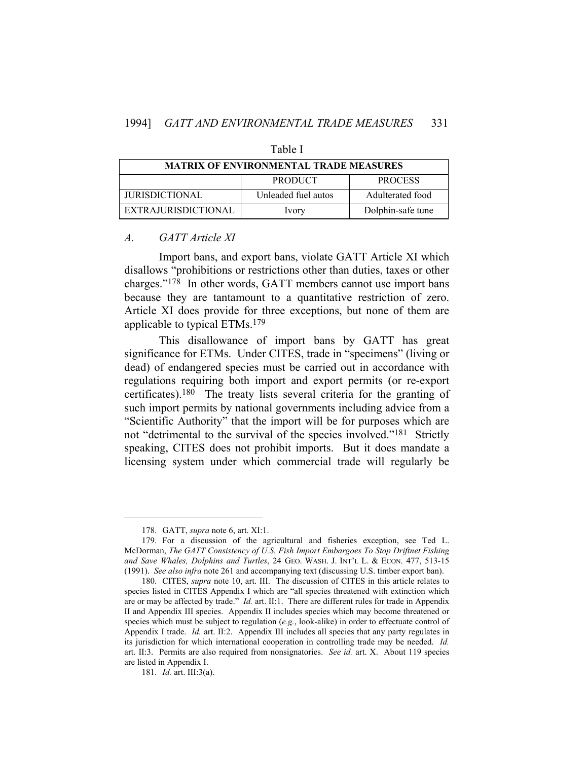Table I

| MATRIX OF ENVIRONMENTAL TRADE MEASURES | | |
|---|---|---|
| | PRODUCT | PROCESS |
| JURISDICTIONAL | Unleaded fuel autos | Adulterated food |
| EXTRAJURISDICTIONAL | Ivory | Dolphin-safe tune |

### *A. GATT Article XI*

Import bans, and export bans, violate GATT Article XI which disallows "prohibitions or restrictions other than duties, taxes or other charges."[178] In other words, GATT members cannot use import bans because they are tantamount to a quantitative restriction of zero. Article XI does provide for three exceptions, but none of them are applicable to typical ETMs.[179]

This disallowance of import bans by GATT has great significance for ETMs. Under CITES, trade in "specimens" (living or dead) of endangered species must be carried out in accordance with regulations requiring both import and export permits (or re-export certificates).[180] The treaty lists several criteria for the granting of such import permits by national governments including advice from a "Scientific Authority" that the import will be for purposes which are not "detrimental to the survival of the species involved."[181] Strictly speaking, CITES does not prohibit imports. But it does mandate a licensing system under which commercial trade will regularly be

---

178. GATT, *supra* note 6, art. XI:1.

179. For a discussion of the agricultural and fisheries exception, see Ted L. McDorman, *The GATT Consistency of U.S. Fish Import Embargoes To Stop Driftnet Fishing and Save Whales, Dolphins and Turtles*, 24 GEO. WASH. J. INT'L L. & ECON. 477, 513-15 (1991). *See also infra* note 261 and accompanying text (discussing U.S. timber export ban).

180. CITES, *supra* note 10, art. III. The discussion of CITES in this article relates to species listed in CITES Appendix I which are "all species threatened with extinction which are or may be affected by trade." *Id.* art. II:1. There are different rules for trade in Appendix II and Appendix III species. Appendix II includes species which may become threatened or species which must be subject to regulation (*e.g.*, look-alike) in order to effectuate control of Appendix I trade. *Id.* art. II:2. Appendix III includes all species that any party regulates in its jurisdiction for which international cooperation in controlling trade may be needed. *Id.* art. II:3. Permits are also required from nonsignatories. *See id.* art. X. About 119 species are listed in Appendix I.

181. *Id.* art. III:3(a).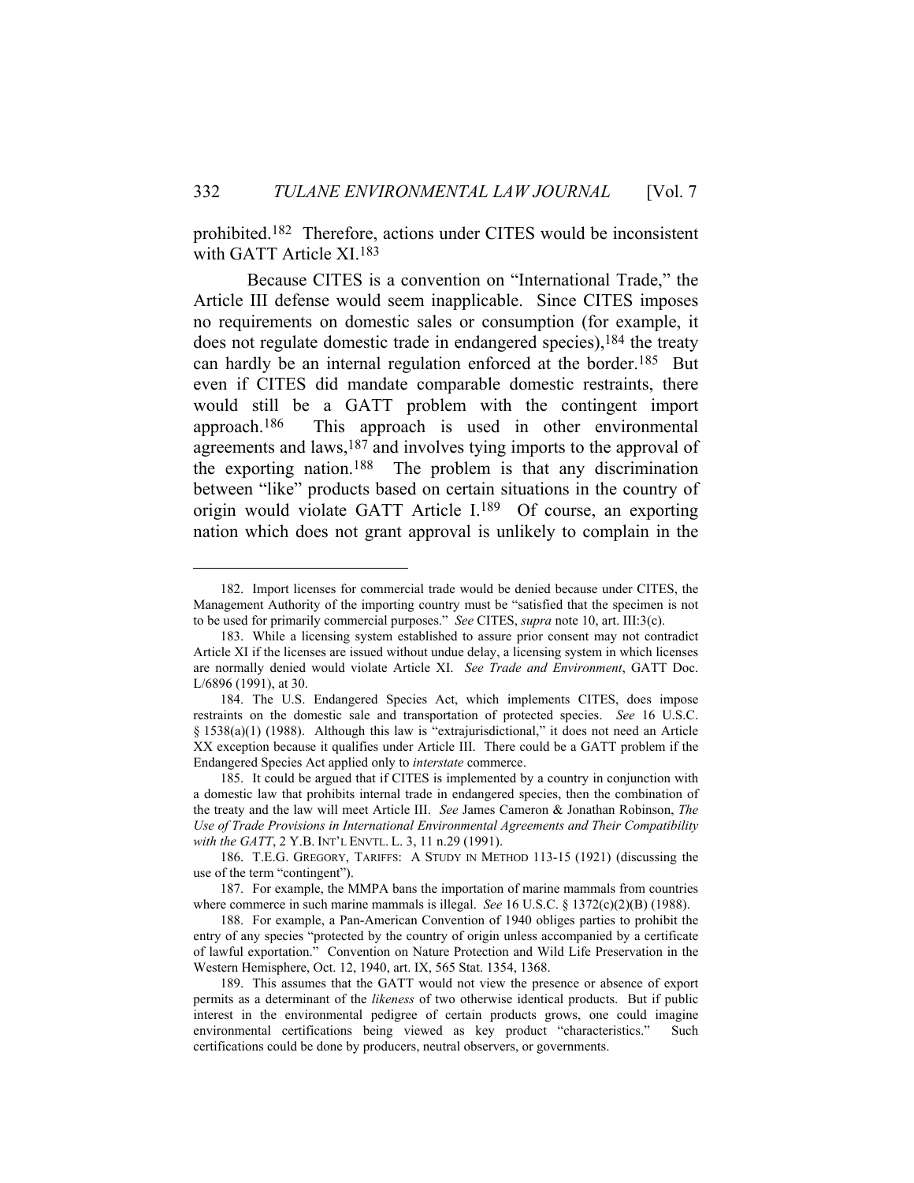prohibited.[182] Therefore, actions under CITES would be inconsistent with GATT Article XI.[183]

Because CITES is a convention on "International Trade," the Article III defense would seem inapplicable. Since CITES imposes no requirements on domestic sales or consumption (for example, it does not regulate domestic trade in endangered species),[184] the treaty can hardly be an internal regulation enforced at the border.[185] But even if CITES did mandate comparable domestic restraints, there would still be a GATT problem with the contingent import approach.[186] This approach is used in other environmental agreements and laws,[187] and involves tying imports to the approval of the exporting nation.[188] The problem is that any discrimination between "like" products based on certain situations in the country of origin would violate GATT Article I.[189] Of course, an exporting nation which does not grant approval is unlikely to complain in the

---

182. Import licenses for commercial trade would be denied because under CITES, the Management Authority of the importing country must be "satisfied that the specimen is not to be used for primarily commercial purposes." *See* CITES, *supra* note 10, art. III:3(c).

183. While a licensing system established to assure prior consent may not contradict Article XI if the licenses are issued without undue delay, a licensing system in which licenses are normally denied would violate Article XI. *See Trade and Environment*, GATT Doc. L/6896 (1991), at 30.

184. The U.S. Endangered Species Act, which implements CITES, does impose restraints on the domestic sale and transportation of protected species. *See* 16 U.S.C. § 1538(a)(1) (1988). Although this law is "extrajurisdictional," it does not need an Article XX exception because it qualifies under Article III. There could be a GATT problem if the Endangered Species Act applied only to *interstate* commerce.

185. It could be argued that if CITES is implemented by a country in conjunction with a domestic law that prohibits internal trade in endangered species, then the combination of the treaty and the law will meet Article III. *See* James Cameron & Jonathan Robinson, *The Use of Trade Provisions in International Environmental Agreements and Their Compatibility with the GATT*, 2 Y.B. INT'L ENVTL. L. 3, 11 n.29 (1991).

186. T.E.G. GREGORY, TARIFFS: A STUDY IN METHOD 113-15 (1921) (discussing the use of the term "contingent").

187. For example, the MMPA bans the importation of marine mammals from countries where commerce in such marine mammals is illegal. *See* 16 U.S.C. § 1372(c)(2)(B) (1988).

188. For example, a Pan-American Convention of 1940 obliges parties to prohibit the entry of any species "protected by the country of origin unless accompanied by a certificate of lawful exportation." Convention on Nature Protection and Wild Life Preservation in the Western Hemisphere, Oct. 12, 1940, art. IX, 565 Stat. 1354, 1368.

189. This assumes that the GATT would not view the presence or absence of export permits as a determinant of the *likeness* of two otherwise identical products. But if public interest in the environmental pedigree of certain products grows, one could imagine environmental certifications being viewed as key product "characteristics." Such certifications could be done by producers, neutral observers, or governments.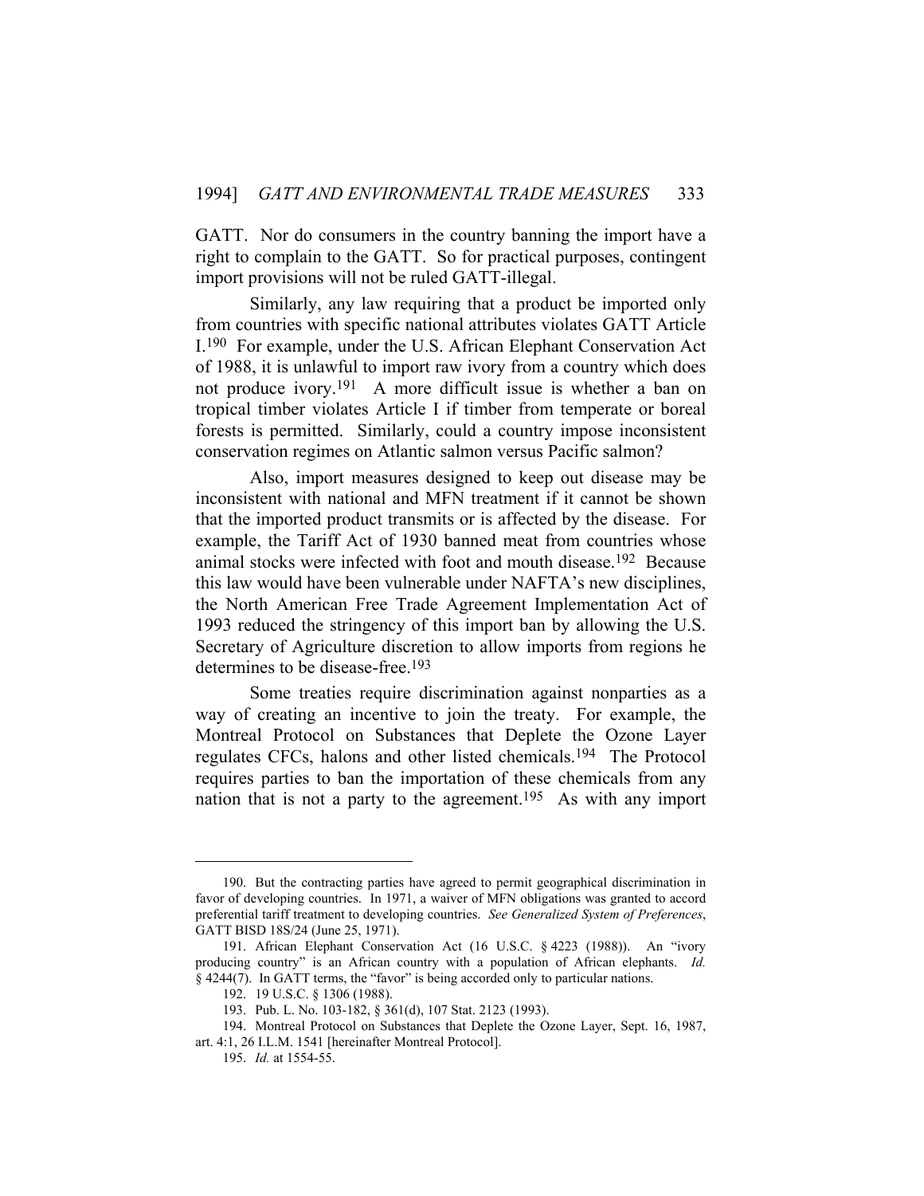GATT. Nor do consumers in the country banning the import have a right to complain to the GATT. So for practical purposes, contingent import provisions will not be ruled GATT-illegal.

Similarly, any law requiring that a product be imported only from countries with specific national attributes violates GATT Article I.[190] For example, under the U.S. African Elephant Conservation Act of 1988, it is unlawful to import raw ivory from a country which does not produce ivory.[191] A more difficult issue is whether a ban on tropical timber violates Article I if timber from temperate or boreal forests is permitted. Similarly, could a country impose inconsistent conservation regimes on Atlantic salmon versus Pacific salmon?

Also, import measures designed to keep out disease may be inconsistent with national and MFN treatment if it cannot be shown that the imported product transmits or is affected by the disease. For example, the Tariff Act of 1930 banned meat from countries whose animal stocks were infected with foot and mouth disease.[192] Because this law would have been vulnerable under NAFTA's new disciplines, the North American Free Trade Agreement Implementation Act of 1993 reduced the stringency of this import ban by allowing the U.S. Secretary of Agriculture discretion to allow imports from regions he determines to be disease-free.[193]

Some treaties require discrimination against nonparties as a way of creating an incentive to join the treaty. For example, the Montreal Protocol on Substances that Deplete the Ozone Layer regulates CFCs, halons and other listed chemicals.[194] The Protocol requires parties to ban the importation of these chemicals from any nation that is not a party to the agreement.[195] As with any import

---

190. But the contracting parties have agreed to permit geographical discrimination in favor of developing countries. In 1971, a waiver of MFN obligations was granted to accord preferential tariff treatment to developing countries. *See Generalized System of Preferences*, GATT BISD 18S/24 (June 25, 1971).

191. African Elephant Conservation Act (16 U.S.C. § 4223 (1988)). An "ivory producing country" is an African country with a population of African elephants. *Id.* § 4244(7). In GATT terms, the "favor" is being accorded only to particular nations.

192. 19 U.S.C. § 1306 (1988).

193. Pub. L. No. 103-182, § 361(d), 107 Stat. 2123 (1993).

194. Montreal Protocol on Substances that Deplete the Ozone Layer, Sept. 16, 1987, art. 4:1, 26 I.L.M. 1541 [hereinafter Montreal Protocol].

195. *Id.* at 1554-55.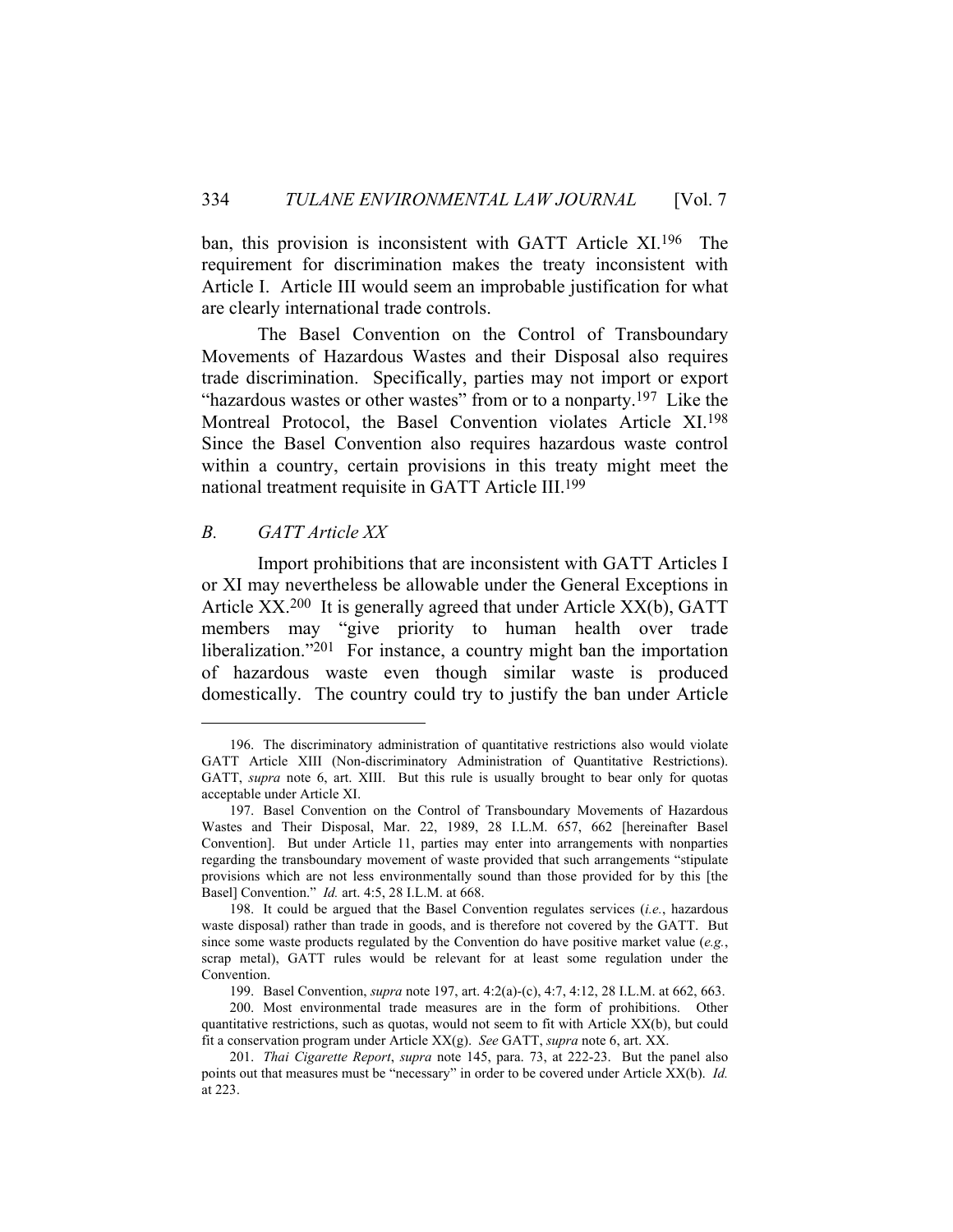ban, this provision is inconsistent with GATT Article XI.[196] The requirement for discrimination makes the treaty inconsistent with Article I. Article III would seem an improbable justification for what are clearly international trade controls.

The Basel Convention on the Control of Transboundary Movements of Hazardous Wastes and their Disposal also requires trade discrimination. Specifically, parties may not import or export "hazardous wastes or other wastes" from or to a nonparty.[197] Like the Montreal Protocol, the Basel Convention violates Article XI.[198] Since the Basel Convention also requires hazardous waste control within a country, certain provisions in this treaty might meet the national treatment requisite in GATT Article III.[199]

### *B. GATT Article XX*

Import prohibitions that are inconsistent with GATT Articles I or XI may nevertheless be allowable under the General Exceptions in Article XX.[200] It is generally agreed that under Article XX(b), GATT members may "give priority to human health over trade liberalization."[201] For instance, a country might ban the importation of hazardous waste even though similar waste is produced domestically. The country could try to justify the ban under Article

---

196. The discriminatory administration of quantitative restrictions also would violate GATT Article XIII (Non-discriminatory Administration of Quantitative Restrictions). GATT, *supra* note 6, art. XIII. But this rule is usually brought to bear only for quotas acceptable under Article XI.

197. Basel Convention on the Control of Transboundary Movements of Hazardous Wastes and Their Disposal, Mar. 22, 1989, 28 I.L.M. 657, 662 [hereinafter Basel Convention]. But under Article 11, parties may enter into arrangements with nonparties regarding the transboundary movement of waste provided that such arrangements "stipulate provisions which are not less environmentally sound than those provided for by this [the Basel] Convention." *Id.* art. 4:5, 28 I.L.M. at 668.

198. It could be argued that the Basel Convention regulates services (*i.e.*, hazardous waste disposal) rather than trade in goods, and is therefore not covered by the GATT. But since some waste products regulated by the Convention do have positive market value (*e.g.*, scrap metal), GATT rules would be relevant for at least some regulation under the Convention.

199. Basel Convention, *supra* note 197, art. 4:2(a)-(c), 4:7, 4:12, 28 I.L.M. at 662, 663.

200. Most environmental trade measures are in the form of prohibitions. Other quantitative restrictions, such as quotas, would not seem to fit with Article XX(b), but could fit a conservation program under Article XX(g). *See* GATT, *supra* note 6, art. XX.

201. *Thai Cigarette Report*, *supra* note 145, para. 73, at 222-23. But the panel also points out that measures must be "necessary" in order to be covered under Article XX(b). *Id.* at 223.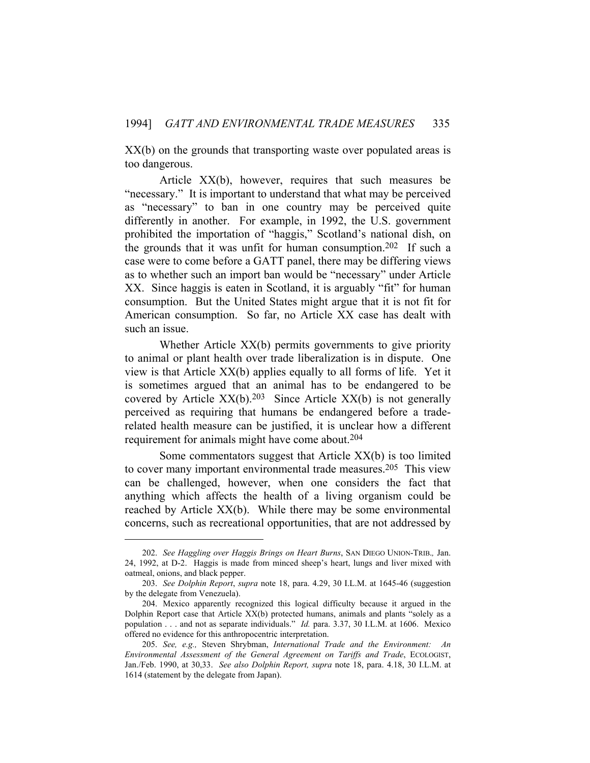XX(b) on the grounds that transporting waste over populated areas is too dangerous.

Article XX(b), however, requires that such measures be "necessary." It is important to understand that what may be perceived as "necessary" to ban in one country may be perceived quite differently in another. For example, in 1992, the U.S. government prohibited the importation of "haggis," Scotland's national dish, on the grounds that it was unfit for human consumption.[202] If such a case were to come before a GATT panel, there may be differing views as to whether such an import ban would be "necessary" under Article XX. Since haggis is eaten in Scotland, it is arguably "fit" for human consumption. But the United States might argue that it is not fit for American consumption. So far, no Article XX case has dealt with such an issue.

Whether Article XX(b) permits governments to give priority to animal or plant health over trade liberalization is in dispute. One view is that Article XX(b) applies equally to all forms of life. Yet it is sometimes argued that an animal has to be endangered to be covered by Article XX(b).[203] Since Article XX(b) is not generally perceived as requiring that humans be endangered before a trade-related health measure can be justified, it is unclear how a different requirement for animals might have come about.[204]

Some commentators suggest that Article XX(b) is too limited to cover many important environmental trade measures.[205] This view can be challenged, however, when one considers the fact that anything which affects the health of a living organism could be reached by Article XX(b). While there may be some environmental concerns, such as recreational opportunities, that are not addressed by

---

202. *See Haggling over Haggis Brings on Heart Burns*, SAN DIEGO UNION-TRIB., Jan. 24, 1992, at D-2. Haggis is made from minced sheep's heart, lungs and liver mixed with oatmeal, onions, and black pepper.

203. *See Dolphin Report*, *supra* note 18, para. 4.29, 30 I.L.M. at 1645-46 (suggestion by the delegate from Venezuela).

204. Mexico apparently recognized this logical difficulty because it argued in the Dolphin Report case that Article XX(b) protected humans, animals and plants "solely as a population . . . and not as separate individuals." *Id.* para. 3.37, 30 I.L.M. at 1606. Mexico offered no evidence for this anthropocentric interpretation.

205. *See, e.g.,* Steven Shrybman, *International Trade and the Environment: An Environmental Assessment of the General Agreement on Tariffs and Trade*, ECOLOGIST, Jan./Feb. 1990, at 30,33. *See also Dolphin Report, supra* note 18, para. 4.18, 30 I.L.M. at 1614 (statement by the delegate from Japan).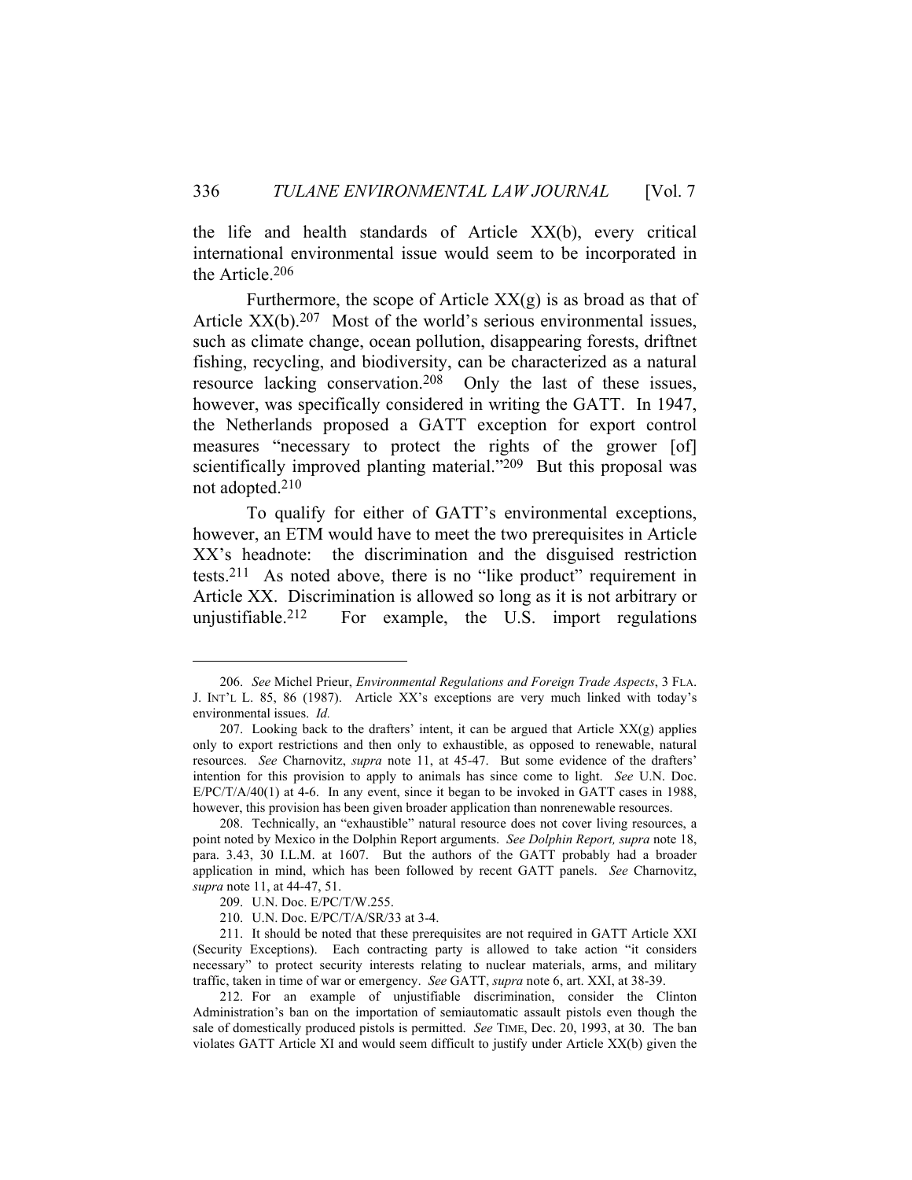the life and health standards of Article XX(b), every critical international environmental issue would seem to be incorporated in the Article.[206]

Furthermore, the scope of Article XX(g) is as broad as that of Article XX(b).[207] Most of the world's serious environmental issues, such as climate change, ocean pollution, disappearing forests, driftnet fishing, recycling, and biodiversity, can be characterized as a natural resource lacking conservation.[208] Only the last of these issues, however, was specifically considered in writing the GATT. In 1947, the Netherlands proposed a GATT exception for export control measures "necessary to protect the rights of the grower [of] scientifically improved planting material."[209] But this proposal was not adopted.[210]

To qualify for either of GATT's environmental exceptions, however, an ETM would have to meet the two prerequisites in Article XX's headnote: the discrimination and the disguised restriction tests.[211] As noted above, there is no "like product" requirement in Article XX. Discrimination is allowed so long as it is not arbitrary or unjustifiable.[212] For example, the U.S. import regulations

---

206. *See* Michel Prieur, *Environmental Regulations and Foreign Trade Aspects*, 3 FLA. J. INT'L L. 85, 86 (1987). Article XX's exceptions are very much linked with today's environmental issues. *Id.*

207. Looking back to the drafters' intent, it can be argued that Article XX(g) applies only to export restrictions and then only to exhaustible, as opposed to renewable, natural resources. *See* Charnovitz, *supra* note 11, at 45-47. But some evidence of the drafters' intention for this provision to apply to animals has since come to light. *See* U.N. Doc. E/PC/T/A/40(1) at 4-6. In any event, since it began to be invoked in GATT cases in 1988, however, this provision has been given broader application than nonrenewable resources.

208. Technically, an "exhaustible" natural resource does not cover living resources, a point noted by Mexico in the Dolphin Report arguments. *See Dolphin Report, supra* note 18, para. 3.43, 30 I.L.M. at 1607. But the authors of the GATT probably had a broader application in mind, which has been followed by recent GATT panels. *See* Charnovitz, *supra* note 11, at 44-47, 51.

209. U.N. Doc. E/PC/T/W.255.

210. U.N. Doc. E/PC/T/A/SR/33 at 3-4.

211. It should be noted that these prerequisites are not required in GATT Article XXI (Security Exceptions). Each contracting party is allowed to take action "it considers necessary" to protect security interests relating to nuclear materials, arms, and military traffic, taken in time of war or emergency. *See* GATT, *supra* note 6, art. XXI, at 38-39.

212. For an example of unjustifiable discrimination, consider the Clinton Administration's ban on the importation of semiautomatic assault pistols even though the sale of domestically produced pistols is permitted. *See* TIME, Dec. 20, 1993, at 30. The ban violates GATT Article XI and would seem difficult to justify under Article XX(b) given the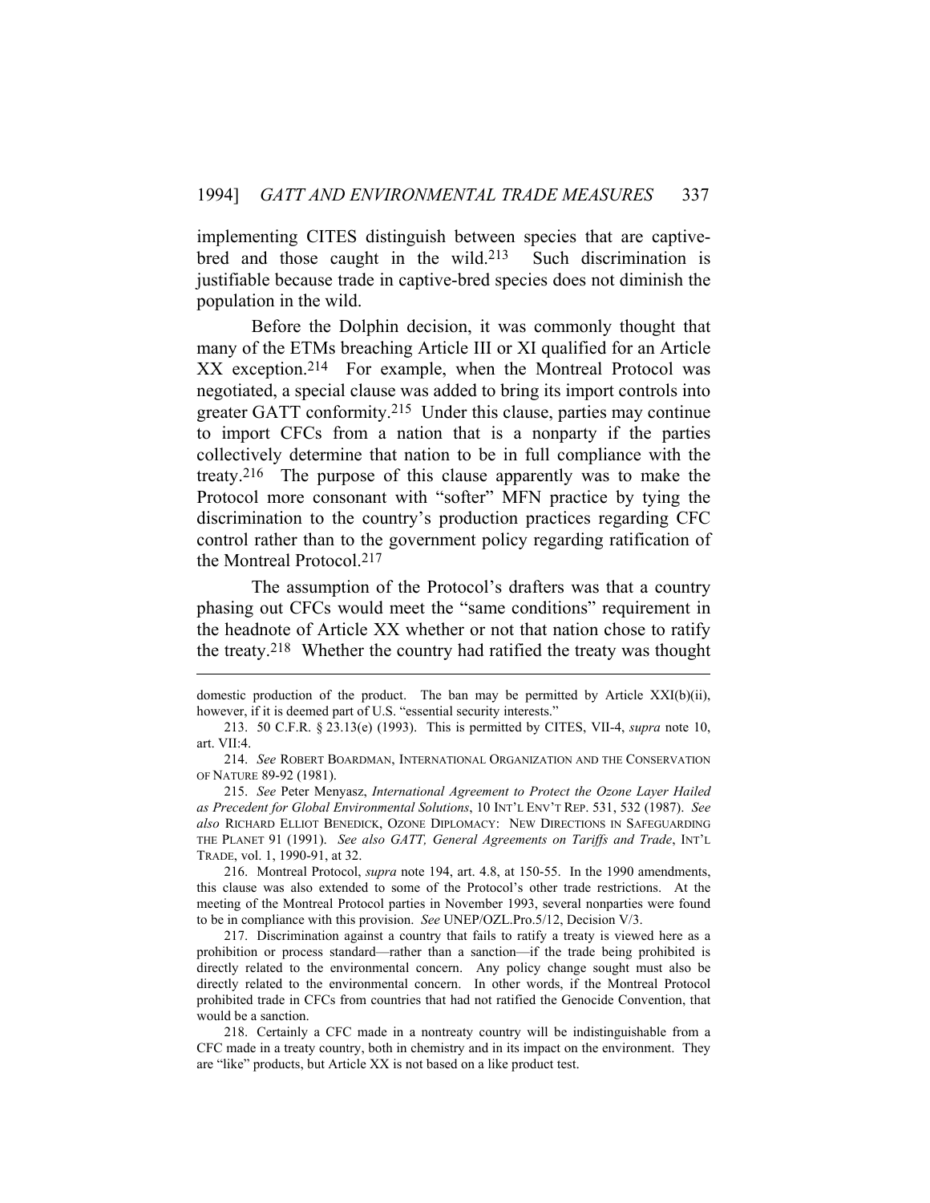implementing CITES distinguish between species that are captive-bred and those caught in the wild.[213] Such discrimination is justifiable because trade in captive-bred species does not diminish the population in the wild.

Before the Dolphin decision, it was commonly thought that many of the ETMs breaching Article III or XI qualified for an Article XX exception.[214] For example, when the Montreal Protocol was negotiated, a special clause was added to bring its import controls into greater GATT conformity.[215] Under this clause, parties may continue to import CFCs from a nation that is a nonparty if the parties collectively determine that nation to be in full compliance with the treaty.[216] The purpose of this clause apparently was to make the Protocol more consonant with "softer" MFN practice by tying the discrimination to the country's production practices regarding CFC control rather than to the government policy regarding ratification of the Montreal Protocol.[217]

The assumption of the Protocol's drafters was that a country phasing out CFCs would meet the "same conditions" requirement in the headnote of Article XX whether or not that nation chose to ratify the treaty.[218] Whether the country had ratified the treaty was thought

---

domestic production of the product. The ban may be permitted by Article XXI(b)(ii), however, if it is deemed part of U.S. "essential security interests."

213. 50 C.F.R. § 23.13(e) (1993). This is permitted by CITES, VII-4, *supra* note 10, art. VII:4.

214. *See* ROBERT BOARDMAN, INTERNATIONAL ORGANIZATION AND THE CONSERVATION OF NATURE 89-92 (1981).

215. *See* Peter Menyasz, *International Agreement to Protect the Ozone Layer Hailed as Precedent for Global Environmental Solutions*, 10 INT'L ENV'T REP. 531, 532 (1987). *See also* RICHARD ELLIOT BENEDICK, OZONE DIPLOMACY: NEW DIRECTIONS IN SAFEGUARDING THE PLANET 91 (1991). *See also GATT, General Agreements on Tariffs and Trade*, INT'L TRADE, vol. 1, 1990-91, at 32.

216. Montreal Protocol, *supra* note 194, art. 4.8, at 150-55. In the 1990 amendments, this clause was also extended to some of the Protocol's other trade restrictions. At the meeting of the Montreal Protocol parties in November 1993, several nonparties were found to be in compliance with this provision. *See* UNEP/OZL.Pro.5/12, Decision V/3.

217. Discrimination against a country that fails to ratify a treaty is viewed here as a prohibition or process standard—rather than a sanction—if the trade being prohibited is directly related to the environmental concern. Any policy change sought must also be directly related to the environmental concern. In other words, if the Montreal Protocol prohibited trade in CFCs from countries that had not ratified the Genocide Convention, that would be a sanction.

218. Certainly a CFC made in a nontreaty country will be indistinguishable from a CFC made in a treaty country, both in chemistry and in its impact on the environment. They are "like" products, but Article XX is not based on a like product test.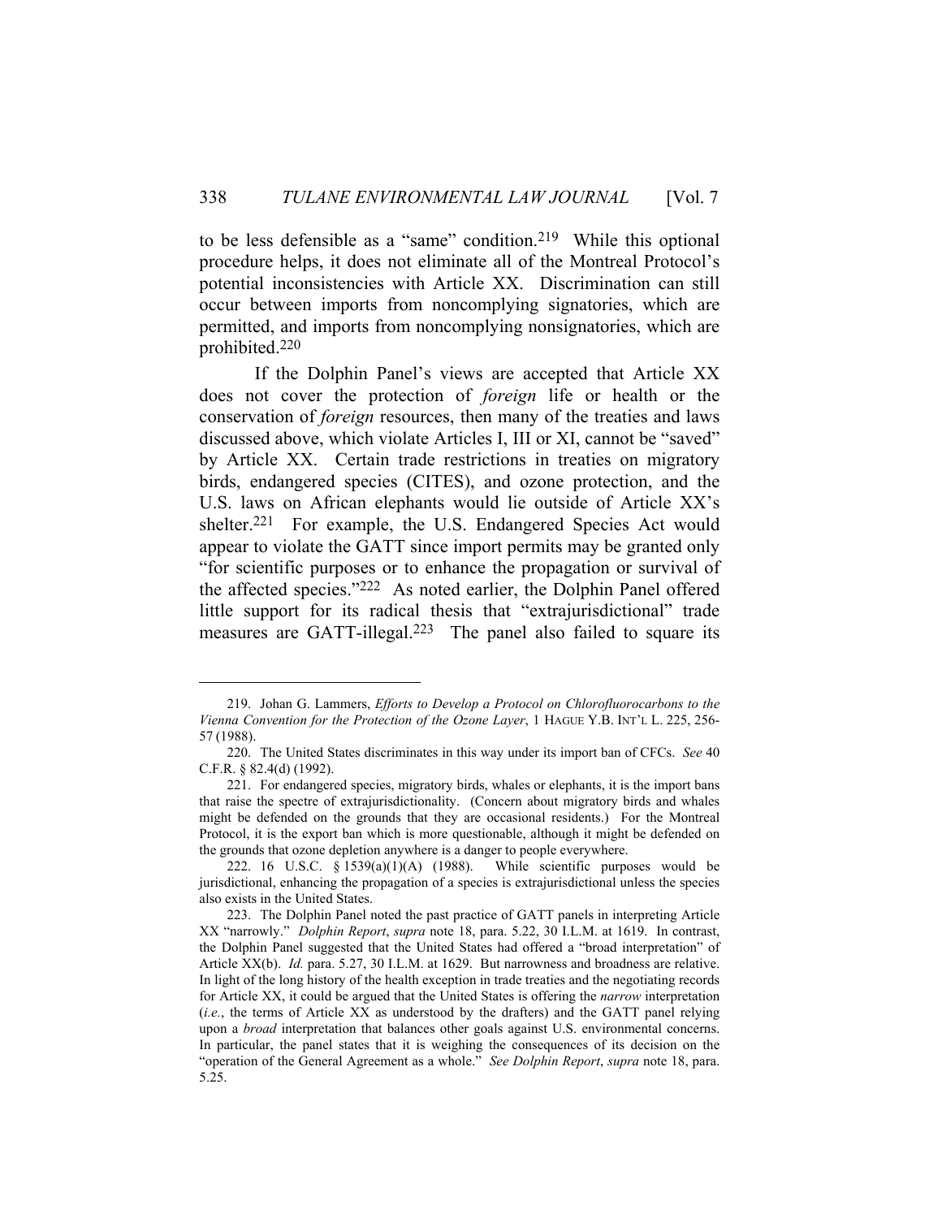to be less defensible as a "same" condition.[219] While this optional procedure helps, it does not eliminate all of the Montreal Protocol's potential inconsistencies with Article XX. Discrimination can still occur between imports from noncomplying signatories, which are permitted, and imports from noncomplying nonsignatories, which are prohibited.[220]

If the Dolphin Panel's views are accepted that Article XX does not cover the protection of *foreign* life or health or the conservation of *foreign* resources, then many of the treaties and laws discussed above, which violate Articles I, III or XI, cannot be "saved" by Article XX. Certain trade restrictions in treaties on migratory birds, endangered species (CITES), and ozone protection, and the U.S. laws on African elephants would lie outside of Article XX's shelter.[221] For example, the U.S. Endangered Species Act would appear to violate the GATT since import permits may be granted only "for scientific purposes or to enhance the propagation or survival of the affected species."[222] As noted earlier, the Dolphin Panel offered little support for its radical thesis that "extrajurisdictional" trade measures are GATT-illegal.[223] The panel also failed to square its

---

219. Johan G. Lammers, *Efforts to Develop a Protocol on Chlorofluorocarbons to the Vienna Convention for the Protection of the Ozone Layer*, 1 HAGUE Y.B. INT'L L. 225, 256-57 (1988).

220. The United States discriminates in this way under its import ban of CFCs. *See* 40 C.F.R. § 82.4(d) (1992).

221. For endangered species, migratory birds, whales or elephants, it is the import bans that raise the spectre of extrajurisdictionality. (Concern about migratory birds and whales might be defended on the grounds that they are occasional residents.) For the Montreal Protocol, it is the export ban which is more questionable, although it might be defended on the grounds that ozone depletion anywhere is a danger to people everywhere.

222. 16 U.S.C. § 1539(a)(1)(A) (1988). While scientific purposes would be jurisdictional, enhancing the propagation of a species is extrajurisdictional unless the species also exists in the United States.

223. The Dolphin Panel noted the past practice of GATT panels in interpreting Article XX "narrowly." *Dolphin Report*, *supra* note 18, para. 5.22, 30 I.L.M. at 1619. In contrast, the Dolphin Panel suggested that the United States had offered a "broad interpretation" of Article XX(b). *Id.* para. 5.27, 30 I.L.M. at 1629. But narrowness and broadness are relative. In light of the long history of the health exception in trade treaties and the negotiating records for Article XX, it could be argued that the United States is offering the *narrow* interpretation (*i.e.*, the terms of Article XX as understood by the drafters) and the GATT panel relying upon a *broad* interpretation that balances other goals against U.S. environmental concerns. In particular, the panel states that it is weighing the consequences of its decision on the "operation of the General Agreement as a whole." *See Dolphin Report*, *supra* note 18, para. 5.25.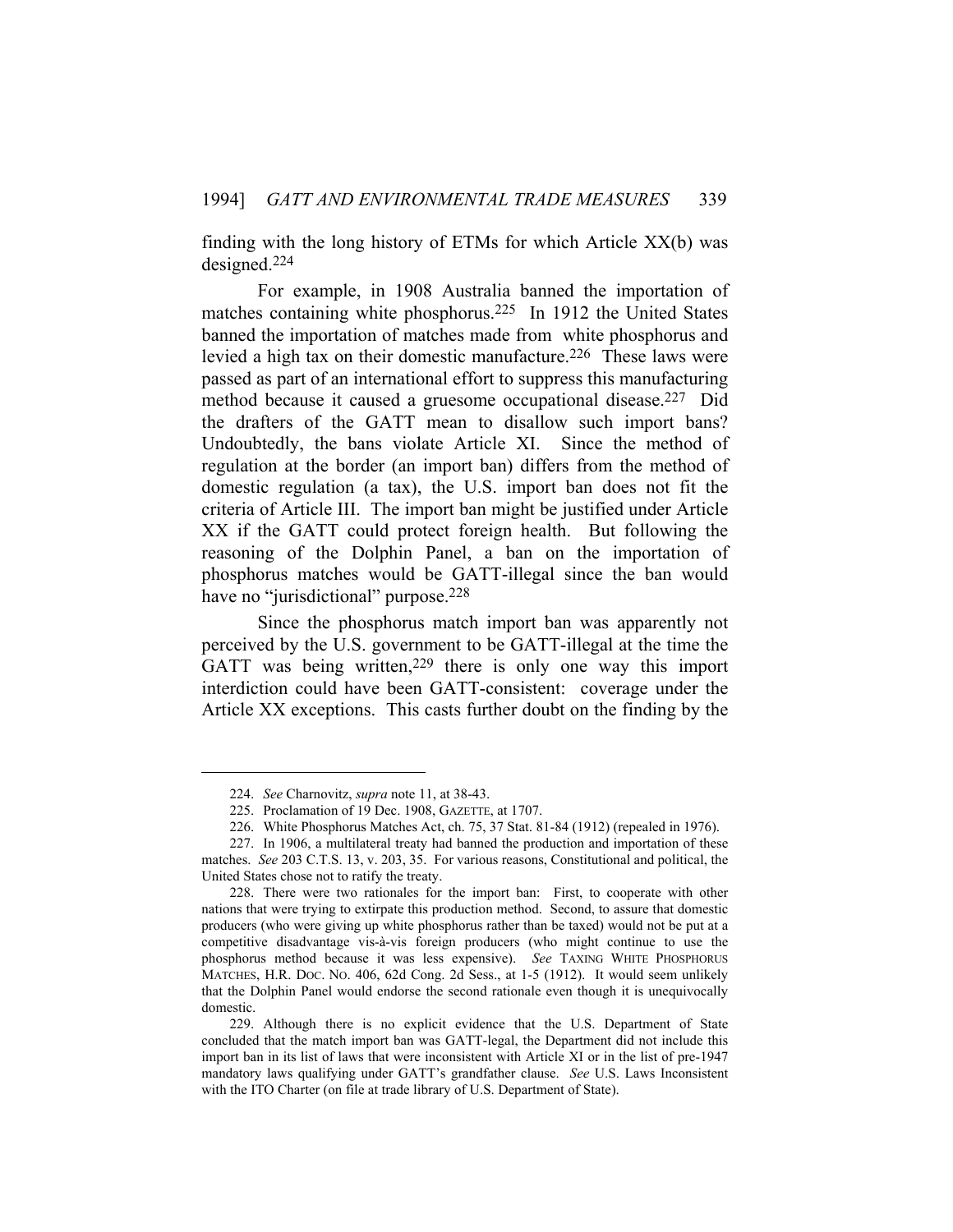finding with the long history of ETMs for which Article XX(b) was designed.[224]

For example, in 1908 Australia banned the importation of matches containing white phosphorus.[225] In 1912 the United States banned the importation of matches made from white phosphorus and levied a high tax on their domestic manufacture.[226] These laws were passed as part of an international effort to suppress this manufacturing method because it caused a gruesome occupational disease.[227] Did the drafters of the GATT mean to disallow such import bans? Undoubtedly, the bans violate Article XI. Since the method of regulation at the border (an import ban) differs from the method of domestic regulation (a tax), the U.S. import ban does not fit the criteria of Article III. The import ban might be justified under Article XX if the GATT could protect foreign health. But following the reasoning of the Dolphin Panel, a ban on the importation of phosphorus matches would be GATT-illegal since the ban would have no "jurisdictional" purpose.[228]

Since the phosphorus match import ban was apparently not perceived by the U.S. government to be GATT-illegal at the time the GATT was being written,[229] there is only one way this import interdiction could have been GATT-consistent: coverage under the Article XX exceptions. This casts further doubt on the finding by the

---

224. *See* Charnovitz, *supra* note 11, at 38-43.

225. Proclamation of 19 Dec. 1908, GAZETTE, at 1707.

226. White Phosphorus Matches Act, ch. 75, 37 Stat. 81-84 (1912) (repealed in 1976).

227. In 1906, a multilateral treaty had banned the production and importation of these matches. *See* 203 C.T.S. 13, v. 203, 35. For various reasons, Constitutional and political, the United States chose not to ratify the treaty.

228. There were two rationales for the import ban: First, to cooperate with other nations that were trying to extirpate this production method. Second, to assure that domestic producers (who were giving up white phosphorus rather than be taxed) would not be put at a competitive disadvantage vis-à-vis foreign producers (who might continue to use the phosphorus method because it was less expensive). *See* TAXING WHITE PHOSPHORUS MATCHES, H.R. DOC. NO. 406, 62d Cong. 2d Sess., at 1-5 (1912). It would seem unlikely that the Dolphin Panel would endorse the second rationale even though it is unequivocally domestic.

229. Although there is no explicit evidence that the U.S. Department of State concluded that the match import ban was GATT-legal, the Department did not include this import ban in its list of laws that were inconsistent with Article XI or in the list of pre-1947 mandatory laws qualifying under GATT's grandfather clause. *See* U.S. Laws Inconsistent with the ITO Charter (on file at trade library of U.S. Department of State).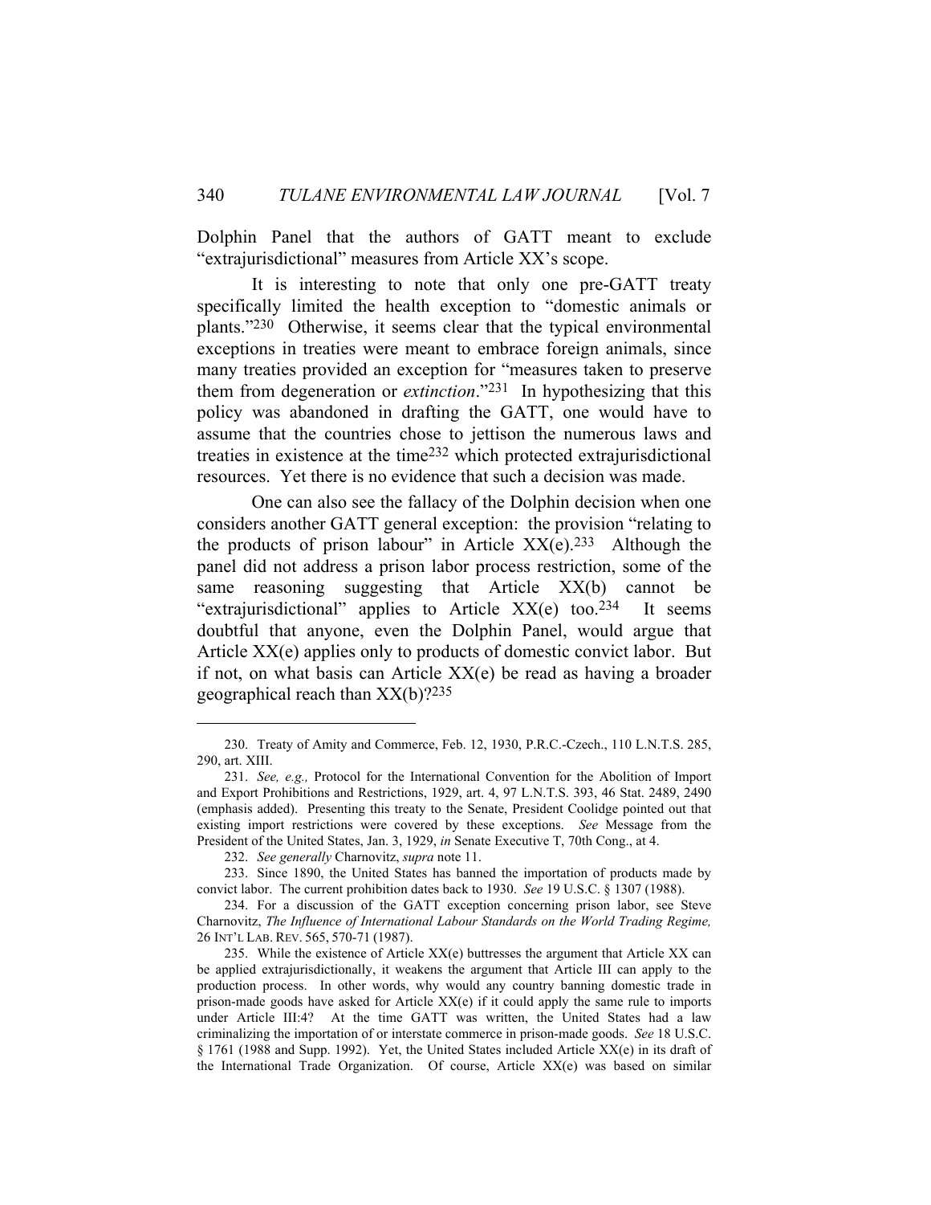Dolphin Panel that the authors of GATT meant to exclude "extrajurisdictional" measures from Article XX's scope.

It is interesting to note that only one pre-GATT treaty specifically limited the health exception to "domestic animals or plants."[230] Otherwise, it seems clear that the typical environmental exceptions in treaties were meant to embrace foreign animals, since many treaties provided an exception for "measures taken to preserve them from degeneration or *extinction*."[231] In hypothesizing that this policy was abandoned in drafting the GATT, one would have to assume that the countries chose to jettison the numerous laws and treaties in existence at the time[232] which protected extrajurisdictional resources. Yet there is no evidence that such a decision was made.

One can also see the fallacy of the Dolphin decision when one considers another GATT general exception: the provision "relating to the products of prison labour" in Article XX(e).[233] Although the panel did not address a prison labor process restriction, some of the same reasoning suggesting that Article XX(b) cannot be "extrajurisdictional" applies to Article XX(e) too.[234] It seems doubtful that anyone, even the Dolphin Panel, would argue that Article XX(e) applies only to products of domestic convict labor. But if not, on what basis can Article XX(e) be read as having a broader geographical reach than XX(b)?[235]

---

230. Treaty of Amity and Commerce, Feb. 12, 1930, P.R.C.-Czech., 110 L.N.T.S. 285, 290, art. XIII.

231. *See, e.g.,* Protocol for the International Convention for the Abolition of Import and Export Prohibitions and Restrictions, 1929, art. 4, 97 L.N.T.S. 393, 46 Stat. 2489, 2490 (emphasis added). Presenting this treaty to the Senate, President Coolidge pointed out that existing import restrictions were covered by these exceptions. *See* Message from the President of the United States, Jan. 3, 1929, *in* Senate Executive T, 70th Cong., at 4.

232. *See generally* Charnovitz, *supra* note 11.

233. Since 1890, the United States has banned the importation of products made by convict labor. The current prohibition dates back to 1930. *See* 19 U.S.C. § 1307 (1988).

234. For a discussion of the GATT exception concerning prison labor, see Steve Charnovitz, *The Influence of International Labour Standards on the World Trading Regime,* 26 INT'L LAB. REV. 565, 570-71 (1987).

235. While the existence of Article XX(e) buttresses the argument that Article XX can be applied extrajurisdictionally, it weakens the argument that Article III can apply to the production process. In other words, why would any country banning domestic trade in prison-made goods have asked for Article XX(e) if it could apply the same rule to imports under Article III:4? At the time GATT was written, the United States had a law criminalizing the importation of or interstate commerce in prison-made goods. *See* 18 U.S.C. § 1761 (1988 and Supp. 1992). Yet, the United States included Article XX(e) in its draft of the International Trade Organization. Of course, Article XX(e) was based on similar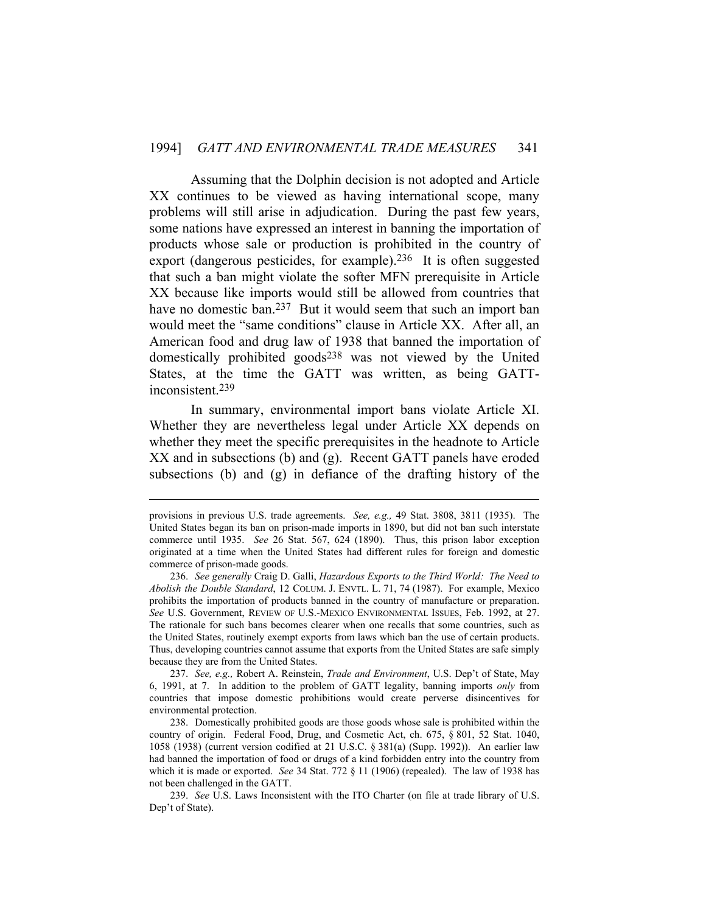Assuming that the Dolphin decision is not adopted and Article XX continues to be viewed as having international scope, many problems will still arise in adjudication. During the past few years, some nations have expressed an interest in banning the importation of products whose sale or production is prohibited in the country of export (dangerous pesticides, for example).[236] It is often suggested that such a ban might violate the softer MFN prerequisite in Article XX because like imports would still be allowed from countries that have no domestic ban.[237] But it would seem that such an import ban would meet the "same conditions" clause in Article XX. After all, an American food and drug law of 1938 that banned the importation of domestically prohibited goods[238] was not viewed by the United States, at the time the GATT was written, as being GATT-inconsistent.[239]

In summary, environmental import bans violate Article XI. Whether they are nevertheless legal under Article XX depends on whether they meet the specific prerequisites in the headnote to Article XX and in subsections (b) and (g). Recent GATT panels have eroded subsections (b) and (g) in defiance of the drafting history of the

---

provisions in previous U.S. trade agreements. *See, e.g.,* 49 Stat. 3808, 3811 (1935). The United States began its ban on prison-made imports in 1890, but did not ban such interstate commerce until 1935. *See* 26 Stat. 567, 624 (1890). Thus, this prison labor exception originated at a time when the United States had different rules for foreign and domestic commerce of prison-made goods.

236. *See generally* Craig D. Galli, *Hazardous Exports to the Third World: The Need to Abolish the Double Standard*, 12 COLUM. J. ENVTL. L. 71, 74 (1987). For example, Mexico prohibits the importation of products banned in the country of manufacture or preparation. *See* U.S. Government, REVIEW OF U.S.-MEXICO ENVIRONMENTAL ISSUES, Feb. 1992, at 27. The rationale for such bans becomes clearer when one recalls that some countries, such as the United States, routinely exempt exports from laws which ban the use of certain products. Thus, developing countries cannot assume that exports from the United States are safe simply because they are from the United States.

237. *See, e.g.,* Robert A. Reinstein, *Trade and Environment*, U.S. Dep't of State, May 6, 1991, at 7. In addition to the problem of GATT legality, banning imports *only* from countries that impose domestic prohibitions would create perverse disincentives for environmental protection.

238. Domestically prohibited goods are those goods whose sale is prohibited within the country of origin. Federal Food, Drug, and Cosmetic Act, ch. 675, § 801, 52 Stat. 1040, 1058 (1938) (current version codified at 21 U.S.C. § 381(a) (Supp. 1992)). An earlier law had banned the importation of food or drugs of a kind forbidden entry into the country from which it is made or exported. *See* 34 Stat. 772 § 11 (1906) (repealed). The law of 1938 has not been challenged in the GATT.

239. *See* U.S. Laws Inconsistent with the ITO Charter (on file at trade library of U.S. Dep't of State).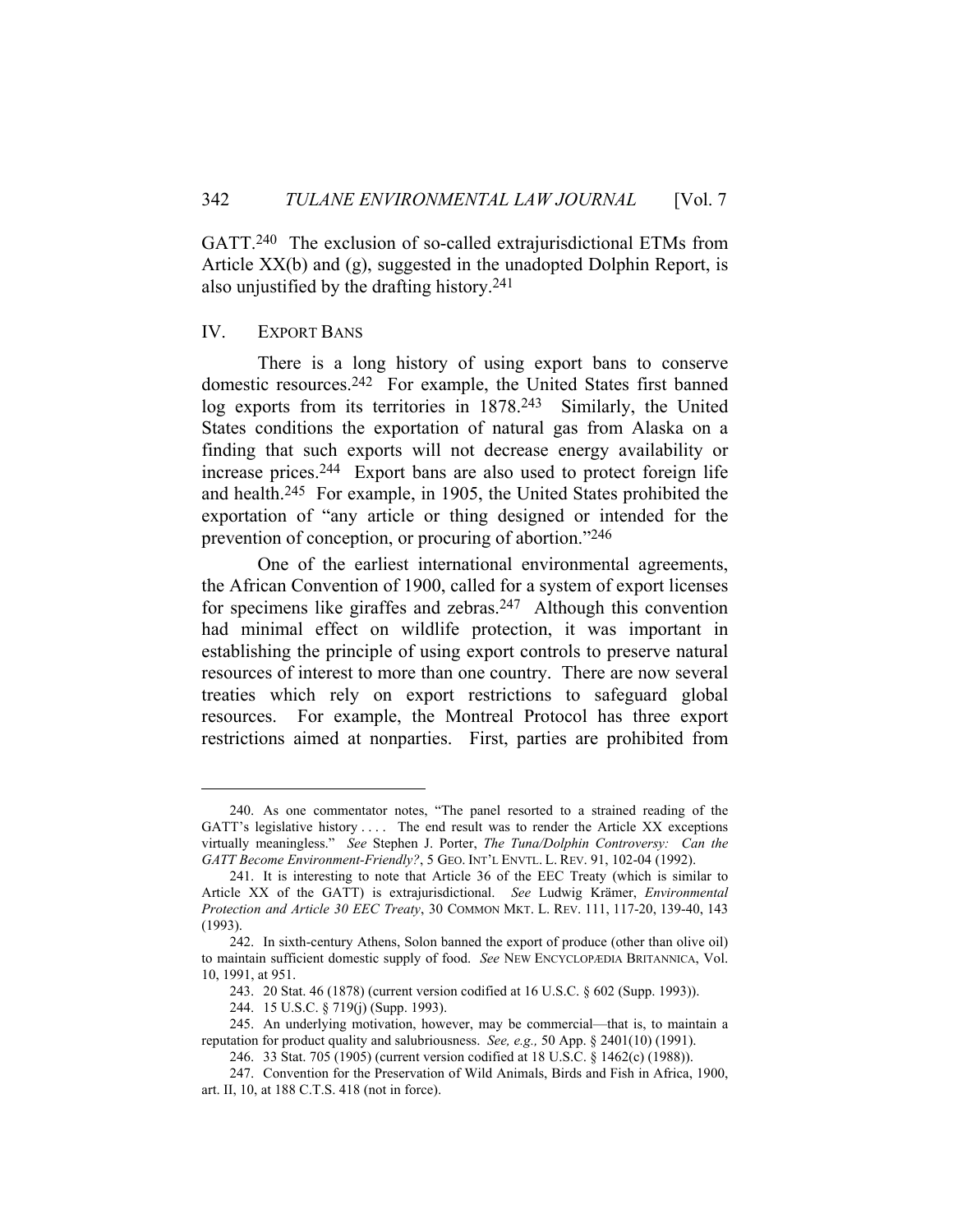GATT.[240] The exclusion of so-called extrajurisdictional ETMs from Article XX(b) and (g), suggested in the unadopted Dolphin Report, is also unjustified by the drafting history.[241]

## IV. EXPORT BANS

There is a long history of using export bans to conserve domestic resources.[242] For example, the United States first banned log exports from its territories in 1878.[243] Similarly, the United States conditions the exportation of natural gas from Alaska on a finding that such exports will not decrease energy availability or increase prices.[244] Export bans are also used to protect foreign life and health.[245] For example, in 1905, the United States prohibited the exportation of "any article or thing designed or intended for the prevention of conception, or procuring of abortion."[246]

One of the earliest international environmental agreements, the African Convention of 1900, called for a system of export licenses for specimens like giraffes and zebras.[247] Although this convention had minimal effect on wildlife protection, it was important in establishing the principle of using export controls to preserve natural resources of interest to more than one country. There are now several treaties which rely on export restrictions to safeguard global resources. For example, the Montreal Protocol has three export restrictions aimed at nonparties. First, parties are prohibited from

---

240. As one commentator notes, "The panel resorted to a strained reading of the GATT's legislative history . . . . The end result was to render the Article XX exceptions virtually meaningless." *See* Stephen J. Porter, *The Tuna/Dolphin Controversy: Can the GATT Become Environment-Friendly?*, 5 GEO. INT'L ENVTL. L. REV. 91, 102-04 (1992).

241. It is interesting to note that Article 36 of the EEC Treaty (which is similar to Article XX of the GATT) is extrajurisdictional. *See* Ludwig Krämer, *Environmental Protection and Article 30 EEC Treaty*, 30 COMMON MKT. L. REV. 111, 117-20, 139-40, 143 (1993).

242. In sixth-century Athens, Solon banned the export of produce (other than olive oil) to maintain sufficient domestic supply of food. *See* NEW ENCYCLOPÆDIA BRITANNICA, Vol. 10, 1991, at 951.

243. 20 Stat. 46 (1878) (current version codified at 16 U.S.C. § 602 (Supp. 1993)).

244. 15 U.S.C. § 719(j) (Supp. 1993).

245. An underlying motivation, however, may be commercial—that is, to maintain a reputation for product quality and salubriousness. *See, e.g.,* 50 App. § 2401(10) (1991).

246. 33 Stat. 705 (1905) (current version codified at 18 U.S.C. § 1462(c) (1988)).

247. Convention for the Preservation of Wild Animals, Birds and Fish in Africa, 1900, art. II, 10, at 188 C.T.S. 418 (not in force).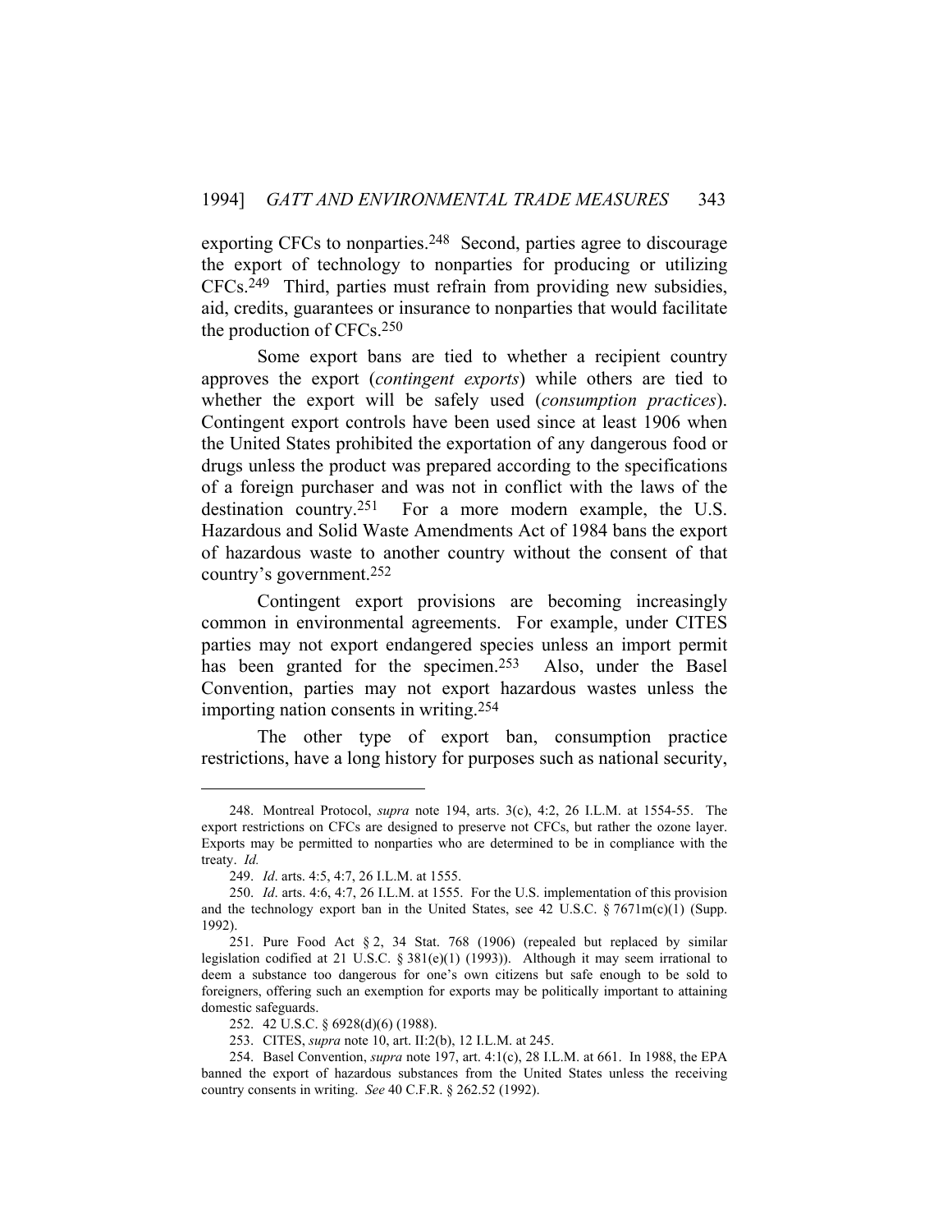exporting CFCs to nonparties.[248] Second, parties agree to discourage the export of technology to nonparties for producing or utilizing CFCs.[249] Third, parties must refrain from providing new subsidies, aid, credits, guarantees or insurance to nonparties that would facilitate the production of CFCs.[250]

Some export bans are tied to whether a recipient country approves the export (*contingent exports*) while others are tied to whether the export will be safely used (*consumption practices*). Contingent export controls have been used since at least 1906 when the United States prohibited the exportation of any dangerous food or drugs unless the product was prepared according to the specifications of a foreign purchaser and was not in conflict with the laws of the destination country.[251] For a more modern example, the U.S. Hazardous and Solid Waste Amendments Act of 1984 bans the export of hazardous waste to another country without the consent of that country's government.[252]

Contingent export provisions are becoming increasingly common in environmental agreements. For example, under CITES parties may not export endangered species unless an import permit has been granted for the specimen.[253] Also, under the Basel Convention, parties may not export hazardous wastes unless the importing nation consents in writing.[254]

The other type of export ban, consumption practice restrictions, have a long history for purposes such as national security,

---

248. Montreal Protocol, *supra* note 194, arts. 3(c), 4:2, 26 I.L.M. at 1554-55. The export restrictions on CFCs are designed to preserve not CFCs, but rather the ozone layer. Exports may be permitted to nonparties who are determined to be in compliance with the treaty. *Id.*

249. *Id*. arts. 4:5, 4:7, 26 I.L.M. at 1555.

250. *Id*. arts. 4:6, 4:7, 26 I.L.M. at 1555. For the U.S. implementation of this provision and the technology export ban in the United States, see 42 U.S.C. § 7671m(c)(1) (Supp. 1992).

251. Pure Food Act § 2, 34 Stat. 768 (1906) (repealed but replaced by similar legislation codified at 21 U.S.C. § 381(e)(1) (1993)). Although it may seem irrational to deem a substance too dangerous for one's own citizens but safe enough to be sold to foreigners, offering such an exemption for exports may be politically important to attaining domestic safeguards.

252. 42 U.S.C. § 6928(d)(6) (1988).

253. CITES, *supra* note 10, art. II:2(b), 12 I.L.M. at 245.

254. Basel Convention, *supra* note 197, art. 4:1(c), 28 I.L.M. at 661. In 1988, the EPA banned the export of hazardous substances from the United States unless the receiving country consents in writing. *See* 40 C.F.R. § 262.52 (1992).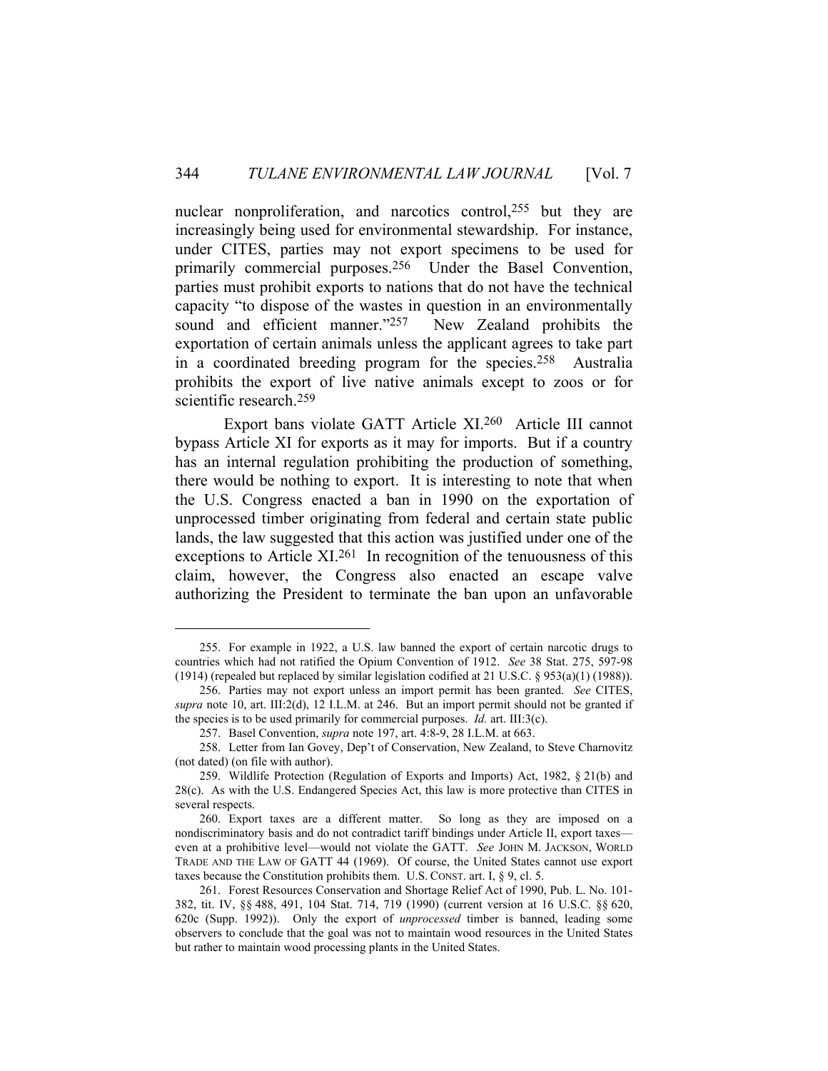nuclear nonproliferation, and narcotics control,[255] but they are increasingly being used for environmental stewardship. For instance, under CITES, parties may not export specimens to be used for primarily commercial purposes.[256] Under the Basel Convention, parties must prohibit exports to nations that do not have the technical capacity "to dispose of the wastes in question in an environmentally sound and efficient manner."[257] New Zealand prohibits the exportation of certain animals unless the applicant agrees to take part in a coordinated breeding program for the species.[258] Australia prohibits the export of live native animals except to zoos or for scientific research.[259]

Export bans violate GATT Article XI.[260] Article III cannot bypass Article XI for exports as it may for imports. But if a country has an internal regulation prohibiting the production of something, there would be nothing to export. It is interesting to note that when the U.S. Congress enacted a ban in 1990 on the exportation of unprocessed timber originating from federal and certain state public lands, the law suggested that this action was justified under one of the exceptions to Article XI.[261] In recognition of the tenuousness of this claim, however, the Congress also enacted an escape valve authorizing the President to terminate the ban upon an unfavorable

---

255. For example in 1922, a U.S. law banned the export of certain narcotic drugs to countries which had not ratified the Opium Convention of 1912. *See* 38 Stat. 275, 597-98 (1914) (repealed but replaced by similar legislation codified at 21 U.S.C. § 953(a)(1) (1988)).

256. Parties may not export unless an import permit has been granted. *See* CITES, *supra* note 10, art. III:2(d), 12 I.L.M. at 246. But an import permit should not be granted if the species is to be used primarily for commercial purposes. *Id.* art. III:3(c).

257. Basel Convention, *supra* note 197, art. 4:8-9, 28 I.L.M. at 663.

258. Letter from Ian Govey, Dep't of Conservation, New Zealand, to Steve Charnovitz (not dated) (on file with author).

259. Wildlife Protection (Regulation of Exports and Imports) Act, 1982, § 21(b) and 28(c). As with the U.S. Endangered Species Act, this law is more protective than CITES in several respects.

260. Export taxes are a different matter. So long as they are imposed on a nondiscriminatory basis and do not contradict tariff bindings under Article II, export taxes—even at a prohibitive level—would not violate the GATT. *See* JOHN M. JACKSON, WORLD TRADE AND THE LAW OF GATT 44 (1969). Of course, the United States cannot use export taxes because the Constitution prohibits them. U.S. CONST. art. I, § 9, cl. 5.

261. Forest Resources Conservation and Shortage Relief Act of 1990, Pub. L. No. 101-382, tit. IV, §§ 488, 491, 104 Stat. 714, 719 (1990) (current version at 16 U.S.C. §§ 620, 620c (Supp. 1992)). Only the export of *unprocessed* timber is banned, leading some observers to conclude that the goal was not to maintain wood resources in the United States but rather to maintain wood processing plants in the United States.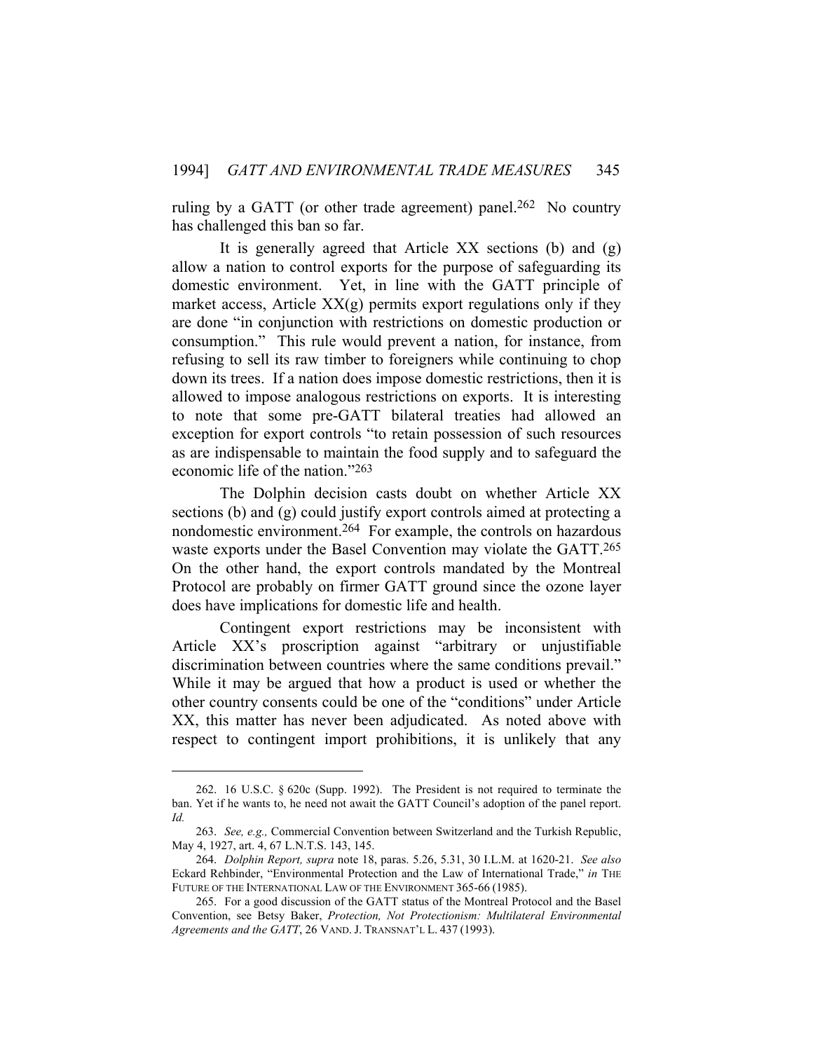ruling by a GATT (or other trade agreement) panel.[262] No country has challenged this ban so far.

It is generally agreed that Article XX sections (b) and (g) allow a nation to control exports for the purpose of safeguarding its domestic environment. Yet, in line with the GATT principle of market access, Article XX(g) permits export regulations only if they are done "in conjunction with restrictions on domestic production or consumption." This rule would prevent a nation, for instance, from refusing to sell its raw timber to foreigners while continuing to chop down its trees. If a nation does impose domestic restrictions, then it is allowed to impose analogous restrictions on exports. It is interesting to note that some pre-GATT bilateral treaties had allowed an exception for export controls "to retain possession of such resources as are indispensable to maintain the food supply and to safeguard the economic life of the nation."[263]

The Dolphin decision casts doubt on whether Article XX sections (b) and (g) could justify export controls aimed at protecting a nondomestic environment.[264] For example, the controls on hazardous waste exports under the Basel Convention may violate the GATT.[265] On the other hand, the export controls mandated by the Montreal Protocol are probably on firmer GATT ground since the ozone layer does have implications for domestic life and health.

Contingent export restrictions may be inconsistent with Article XX's proscription against "arbitrary or unjustifiable discrimination between countries where the same conditions prevail." While it may be argued that how a product is used or whether the other country consents could be one of the "conditions" under Article XX, this matter has never been adjudicated. As noted above with respect to contingent import prohibitions, it is unlikely that any

---

262. 16 U.S.C. § 620c (Supp. 1992). The President is not required to terminate the ban. Yet if he wants to, he need not await the GATT Council's adoption of the panel report. *Id.*

263. *See, e.g.,* Commercial Convention between Switzerland and the Turkish Republic, May 4, 1927, art. 4, 67 L.N.T.S. 143, 145.

264. *Dolphin Report, supra* note 18, paras. 5.26, 5.31, 30 I.L.M. at 1620-21. *See also* Eckard Rehbinder, "Environmental Protection and the Law of International Trade," *in* THE FUTURE OF THE INTERNATIONAL LAW OF THE ENVIRONMENT 365-66 (1985).

265. For a good discussion of the GATT status of the Montreal Protocol and the Basel Convention, see Betsy Baker, *Protection, Not Protectionism: Multilateral Environmental Agreements and the GATT*, 26 VAND. J. TRANSNAT'L L. 437 (1993).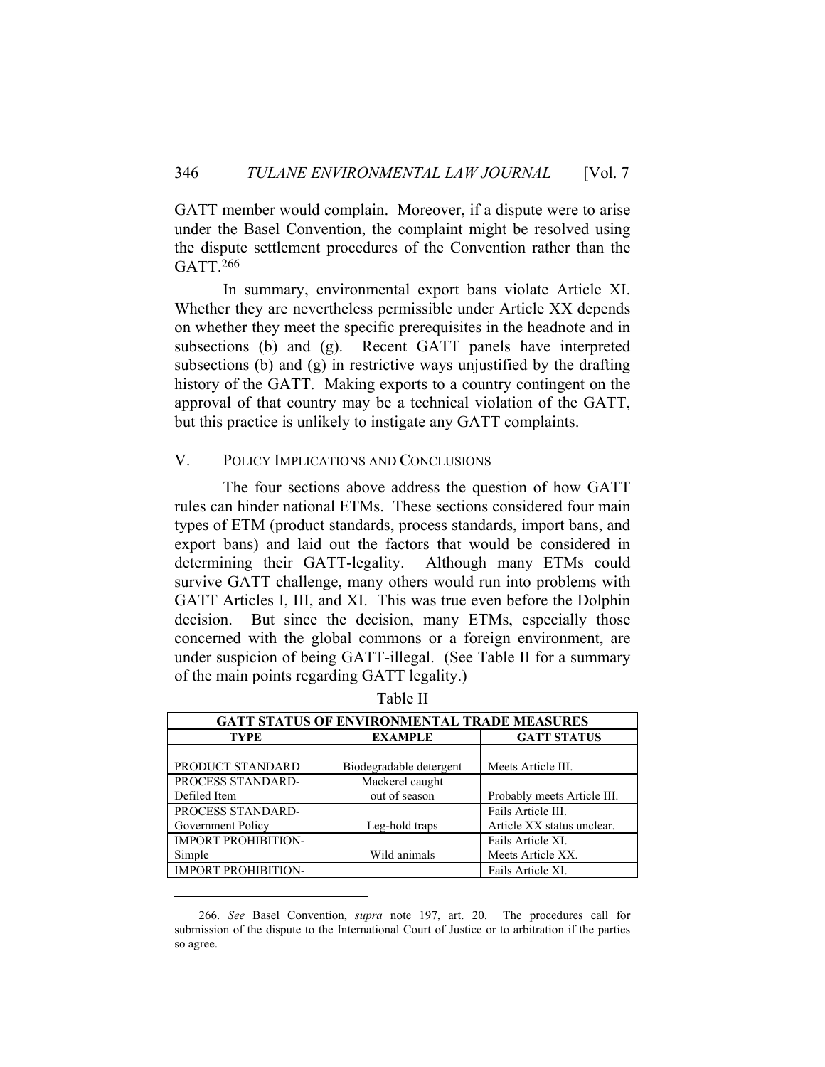GATT member would complain. Moreover, if a dispute were to arise under the Basel Convention, the complaint might be resolved using the dispute settlement procedures of the Convention rather than the GATT.[266]

In summary, environmental export bans violate Article XI. Whether they are nevertheless permissible under Article XX depends on whether they meet the specific prerequisites in the headnote and in subsections (b) and (g). Recent GATT panels have interpreted subsections (b) and (g) in restrictive ways unjustified by the drafting history of the GATT. Making exports to a country contingent on the approval of that country may be a technical violation of the GATT, but this practice is unlikely to instigate any GATT complaints.

## V. POLICY IMPLICATIONS AND CONCLUSIONS

The four sections above address the question of how GATT rules can hinder national ETMs. These sections considered four main types of ETM (product standards, process standards, import bans, and export bans) and laid out the factors that would be considered in determining their GATT-legality. Although many ETMs could survive GATT challenge, many others would run into problems with GATT Articles I, III, and XI. This was true even before the Dolphin decision. But since the decision, many ETMs, especially those concerned with the global commons or a foreign environment, are under suspicion of being GATT-illegal. (See Table II for a summary of the main points regarding GATT legality.)

Table II

| GATT STATUS OF ENVIRONMENTAL TRADE MEASURES | | |
|---|---|---|
| **TYPE** | **EXAMPLE** | **GATT STATUS** |
| PRODUCT STANDARD | Biodegradable detergent | Meets Article III. |
| PROCESS STANDARD-Defiled Item | Mackerel caught out of season | Probably meets Article III. |
| PROCESS STANDARD-Government Policy | Leg-hold traps | Fails Article III. Article XX status unclear. |
| IMPORT PROHIBITION-Simple | Wild animals | Fails Article XI. Meets Article XX. |
| IMPORT PROHIBITION- | | Fails Article XI. |

266. *See* Basel Convention, *supra* note 197, art. 20. The procedures call for submission of the dispute to the International Court of Justice or to arbitration if the parties so agree.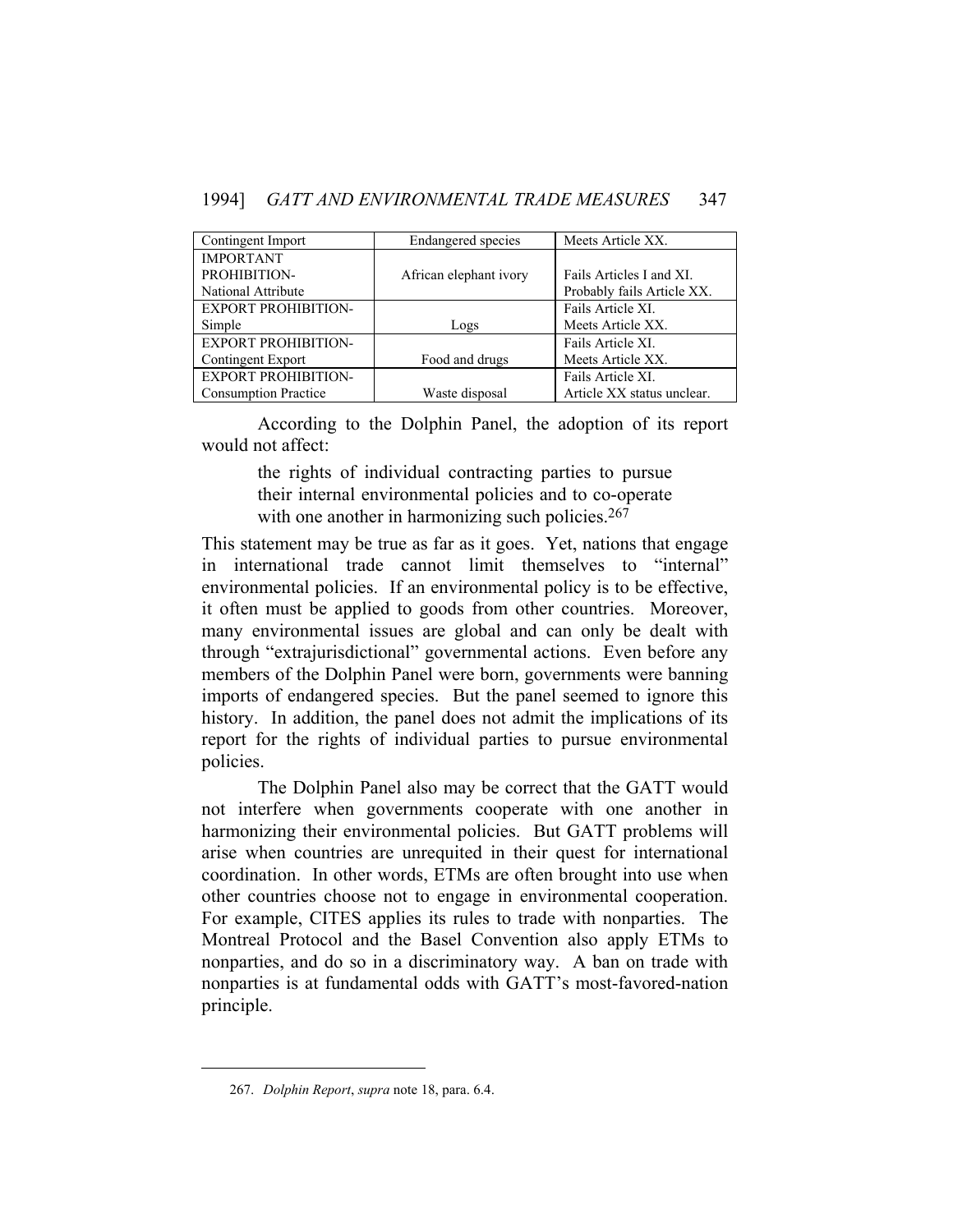| Contingent Import | Endangered species | Meets Article XX. |
|---|---|---|
| IMPORTANT PROHIBITION-National Attribute | African elephant ivory | Fails Articles I and XI. Probably fails Article XX. |
| EXPORT PROHIBITION-Simple | Logs | Fails Article XI. Meets Article XX. |
| EXPORT PROHIBITION-Contingent Export | Food and drugs | Fails Article XI. Meets Article XX. |
| EXPORT PROHIBITION-Consumption Practice | Waste disposal | Fails Article XI. Article XX status unclear. |

According to the Dolphin Panel, the adoption of its report would not affect:

> the rights of individual contracting parties to pursue their internal environmental policies and to co-operate with one another in harmonizing such policies.[267]

This statement may be true as far as it goes. Yet, nations that engage in international trade cannot limit themselves to "internal" environmental policies. If an environmental policy is to be effective, it often must be applied to goods from other countries. Moreover, many environmental issues are global and can only be dealt with through "extrajurisdictional" governmental actions. Even before any members of the Dolphin Panel were born, governments were banning imports of endangered species. But the panel seemed to ignore this history. In addition, the panel does not admit the implications of its report for the rights of individual parties to pursue environmental policies.

The Dolphin Panel also may be correct that the GATT would not interfere when governments cooperate with one another in harmonizing their environmental policies. But GATT problems will arise when countries are unrequited in their quest for international coordination. In other words, ETMs are often brought into use when other countries choose not to engage in environmental cooperation. For example, CITES applies its rules to trade with nonparties. The Montreal Protocol and the Basel Convention also apply ETMs to nonparties, and do so in a discriminatory way. A ban on trade with nonparties is at fundamental odds with GATT's most-favored-nation principle.

---

267. *Dolphin Report*, *supra* note 18, para. 6.4.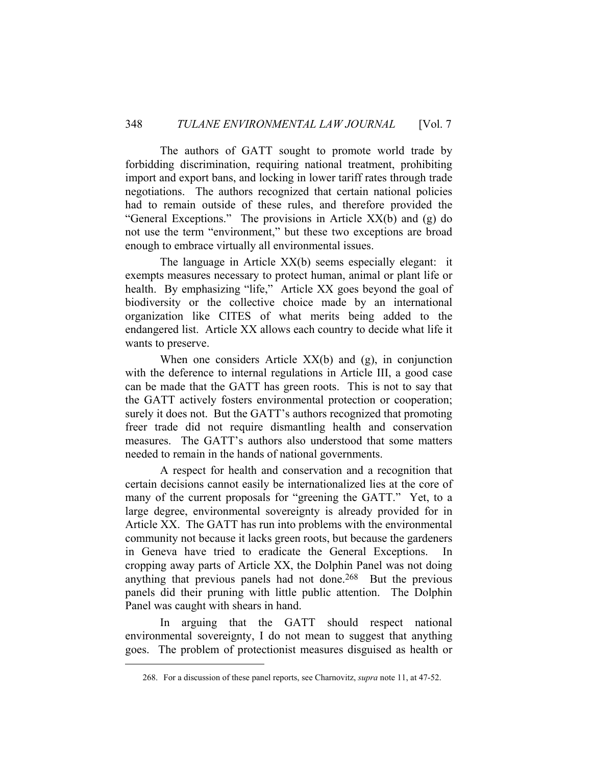The authors of GATT sought to promote world trade by forbidding discrimination, requiring national treatment, prohibiting import and export bans, and locking in lower tariff rates through trade negotiations. The authors recognized that certain national policies had to remain outside of these rules, and therefore provided the "General Exceptions." The provisions in Article XX(b) and (g) do not use the term "environment," but these two exceptions are broad enough to embrace virtually all environmental issues.

The language in Article XX(b) seems especially elegant: it exempts measures necessary to protect human, animal or plant life or health. By emphasizing "life," Article XX goes beyond the goal of biodiversity or the collective choice made by an international organization like CITES of what merits being added to the endangered list. Article XX allows each country to decide what life it wants to preserve.

When one considers Article XX(b) and (g), in conjunction with the deference to internal regulations in Article III, a good case can be made that the GATT has green roots. This is not to say that the GATT actively fosters environmental protection or cooperation; surely it does not. But the GATT's authors recognized that promoting freer trade did not require dismantling health and conservation measures. The GATT's authors also understood that some matters needed to remain in the hands of national governments.

A respect for health and conservation and a recognition that certain decisions cannot easily be internationalized lies at the core of many of the current proposals for "greening the GATT." Yet, to a large degree, environmental sovereignty is already provided for in Article XX. The GATT has run into problems with the environmental community not because it lacks green roots, but because the gardeners in Geneva have tried to eradicate the General Exceptions. In cropping away parts of Article XX, the Dolphin Panel was not doing anything that previous panels had not done.[268] But the previous panels did their pruning with little public attention. The Dolphin Panel was caught with shears in hand.

In arguing that the GATT should respect national environmental sovereignty, I do not mean to suggest that anything goes. The problem of protectionist measures disguised as health or

---

268. For a discussion of these panel reports, see Charnovitz, *supra* note 11, at 47-52.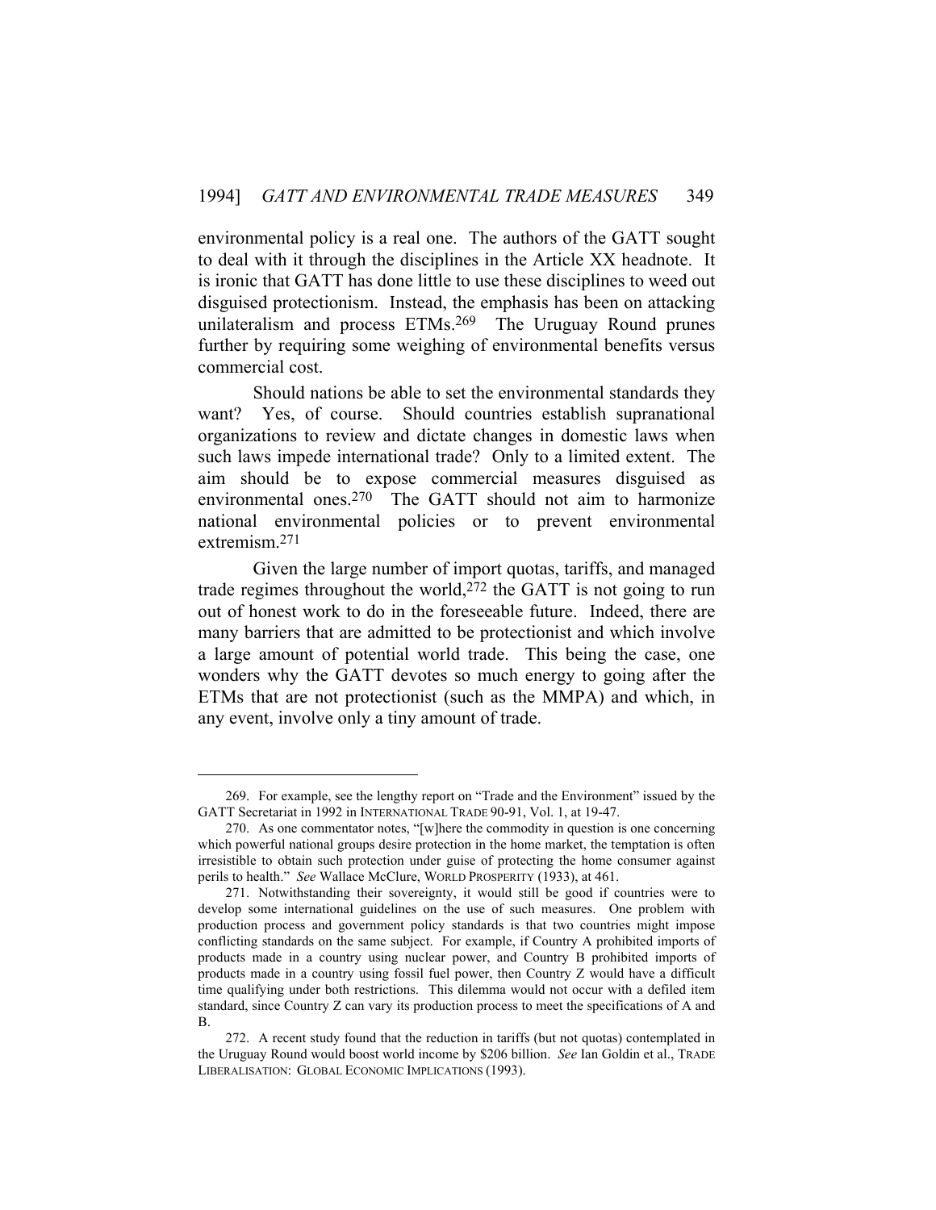environmental policy is a real one. The authors of the GATT sought to deal with it through the disciplines in the Article XX headnote. It is ironic that GATT has done little to use these disciplines to weed out disguised protectionism. Instead, the emphasis has been on attacking unilateralism and process ETMs.[269] The Uruguay Round prunes further by requiring some weighing of environmental benefits versus commercial cost.

Should nations be able to set the environmental standards they want? Yes, of course. Should countries establish supranational organizations to review and dictate changes in domestic laws when such laws impede international trade? Only to a limited extent. The aim should be to expose commercial measures disguised as environmental ones.[270] The GATT should not aim to harmonize national environmental policies or to prevent environmental extremism.[271]

Given the large number of import quotas, tariffs, and managed trade regimes throughout the world,[272] the GATT is not going to run out of honest work to do in the foreseeable future. Indeed, there are many barriers that are admitted to be protectionist and which involve a large amount of potential world trade. This being the case, one wonders why the GATT devotes so much energy to going after the ETMs that are not protectionist (such as the MMPA) and which, in any event, involve only a tiny amount of trade.

---

269. For example, see the lengthy report on "Trade and the Environment" issued by the GATT Secretariat in 1992 in INTERNATIONAL TRADE 90-91, Vol. 1, at 19-47.

270. As one commentator notes, "[w]here the commodity in question is one concerning which powerful national groups desire protection in the home market, the temptation is often irresistible to obtain such protection under guise of protecting the home consumer against perils to health." *See* Wallace McClure, WORLD PROSPERITY (1933), at 461.

271. Notwithstanding their sovereignty, it would still be good if countries were to develop some international guidelines on the use of such measures. One problem with production process and government policy standards is that two countries might impose conflicting standards on the same subject. For example, if Country A prohibited imports of products made in a country using nuclear power, and Country B prohibited imports of products made in a country using fossil fuel power, then Country Z would have a difficult time qualifying under both restrictions. This dilemma would not occur with a defiled item standard, since Country Z can vary its production process to meet the specifications of A and B.

272. A recent study found that the reduction in tariffs (but not quotas) contemplated in the Uruguay Round would boost world income by $206 billion. *See* Ian Goldin et al., TRADE LIBERALISATION: GLOBAL ECONOMIC IMPLICATIONS (1993).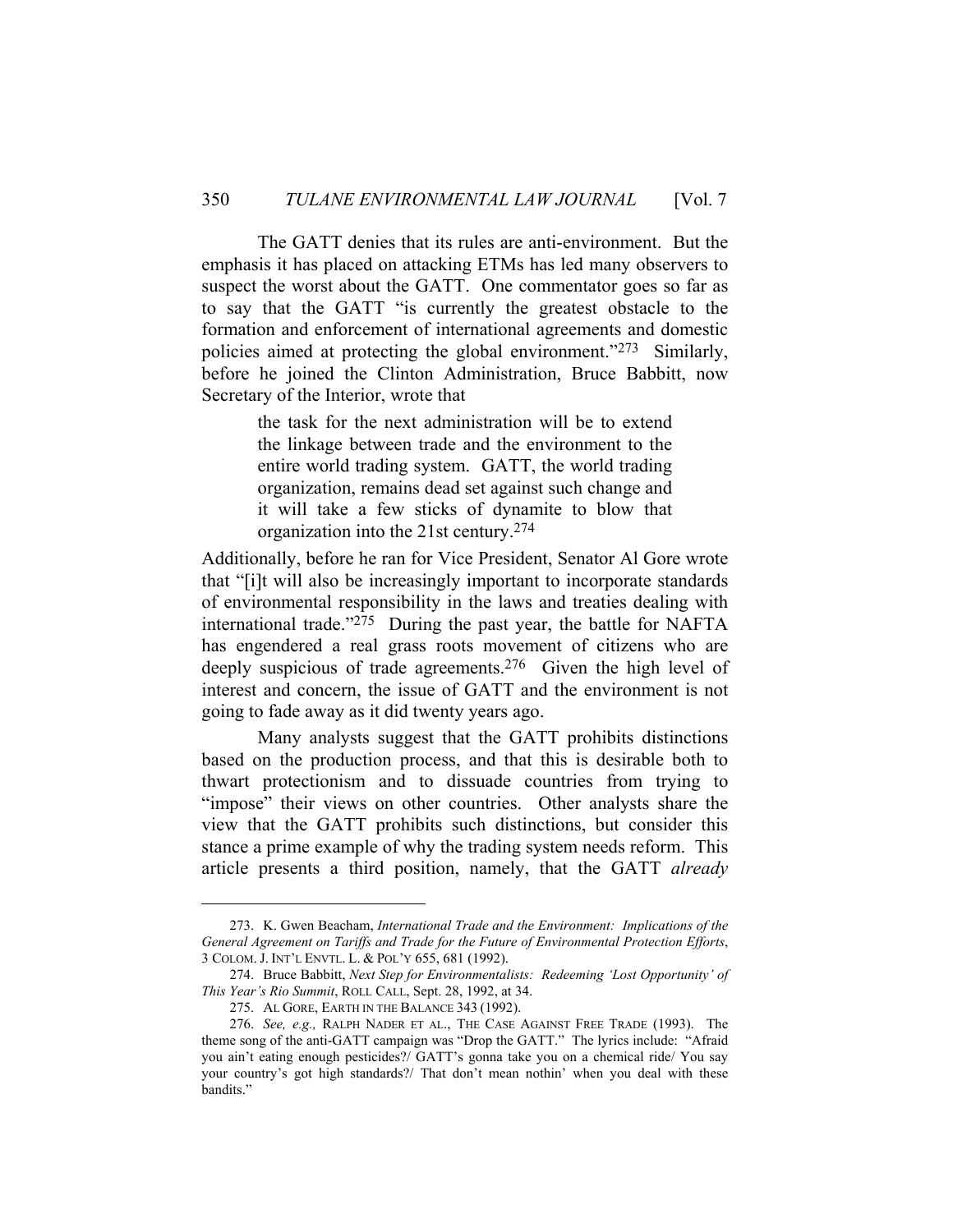The GATT denies that its rules are anti-environment. But the emphasis it has placed on attacking ETMs has led many observers to suspect the worst about the GATT. One commentator goes so far as to say that the GATT "is currently the greatest obstacle to the formation and enforcement of international agreements and domestic policies aimed at protecting the global environment."[273] Similarly, before he joined the Clinton Administration, Bruce Babbitt, now Secretary of the Interior, wrote that

> the task for the next administration will be to extend the linkage between trade and the environment to the entire world trading system. GATT, the world trading organization, remains dead set against such change and it will take a few sticks of dynamite to blow that organization into the 21st century.[274]

Additionally, before he ran for Vice President, Senator Al Gore wrote that "[i]t will also be increasingly important to incorporate standards of environmental responsibility in the laws and treaties dealing with international trade."[275] During the past year, the battle for NAFTA has engendered a real grass roots movement of citizens who are deeply suspicious of trade agreements.[276] Given the high level of interest and concern, the issue of GATT and the environment is not going to fade away as it did twenty years ago.

Many analysts suggest that the GATT prohibits distinctions based on the production process, and that this is desirable both to thwart protectionism and to dissuade countries from trying to "impose" their views on other countries. Other analysts share the view that the GATT prohibits such distinctions, but consider this stance a prime example of why the trading system needs reform. This article presents a third position, namely, that the GATT *already*

---

273. K. Gwen Beacham, *International Trade and the Environment: Implications of the General Agreement on Tariffs and Trade for the Future of Environmental Protection Efforts*, 3 COLOM. J. INT'L ENVTL. L. & POL'Y 655, 681 (1992).

274. Bruce Babbitt, *Next Step for Environmentalists: Redeeming 'Lost Opportunity' of This Year's Rio Summit*, ROLL CALL, Sept. 28, 1992, at 34.

275. AL GORE, EARTH IN THE BALANCE 343 (1992).

276. *See, e.g.,* RALPH NADER ET AL., THE CASE AGAINST FREE TRADE (1993). The theme song of the anti-GATT campaign was "Drop the GATT." The lyrics include: "Afraid you ain't eating enough pesticides?/ GATT's gonna take you on a chemical ride/ You say your country's got high standards?/ That don't mean nothin' when you deal with these bandits."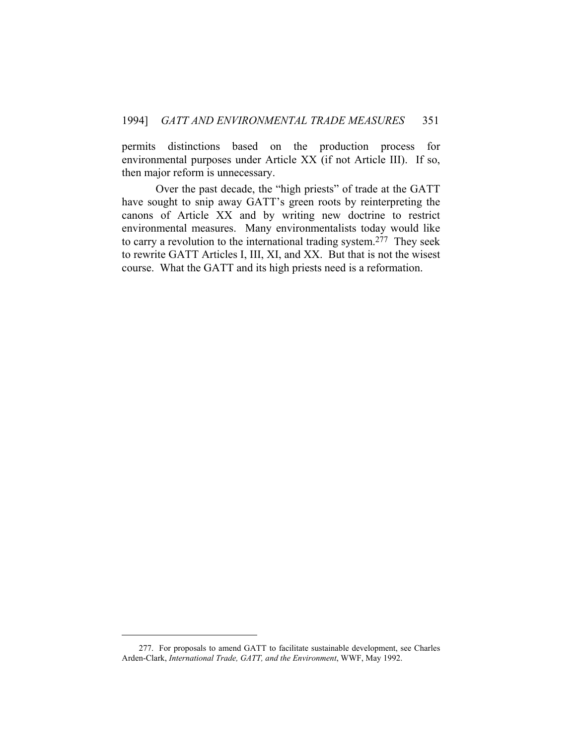permits distinctions based on the production process for environmental purposes under Article XX (if not Article III). If so, then major reform is unnecessary.

Over the past decade, the "high priests" of trade at the GATT have sought to snip away GATT's green roots by reinterpreting the canons of Article XX and by writing new doctrine to restrict environmental measures. Many environmentalists today would like to carry a revolution to the international trading system.[277] They seek to rewrite GATT Articles I, III, XI, and XX. But that is not the wisest course. What the GATT and its high priests need is a reformation.

---

277. For proposals to amend GATT to facilitate sustainable development, see Charles Arden-Clark, *International Trade, GATT, and the Environment*, WWF, May 1992.